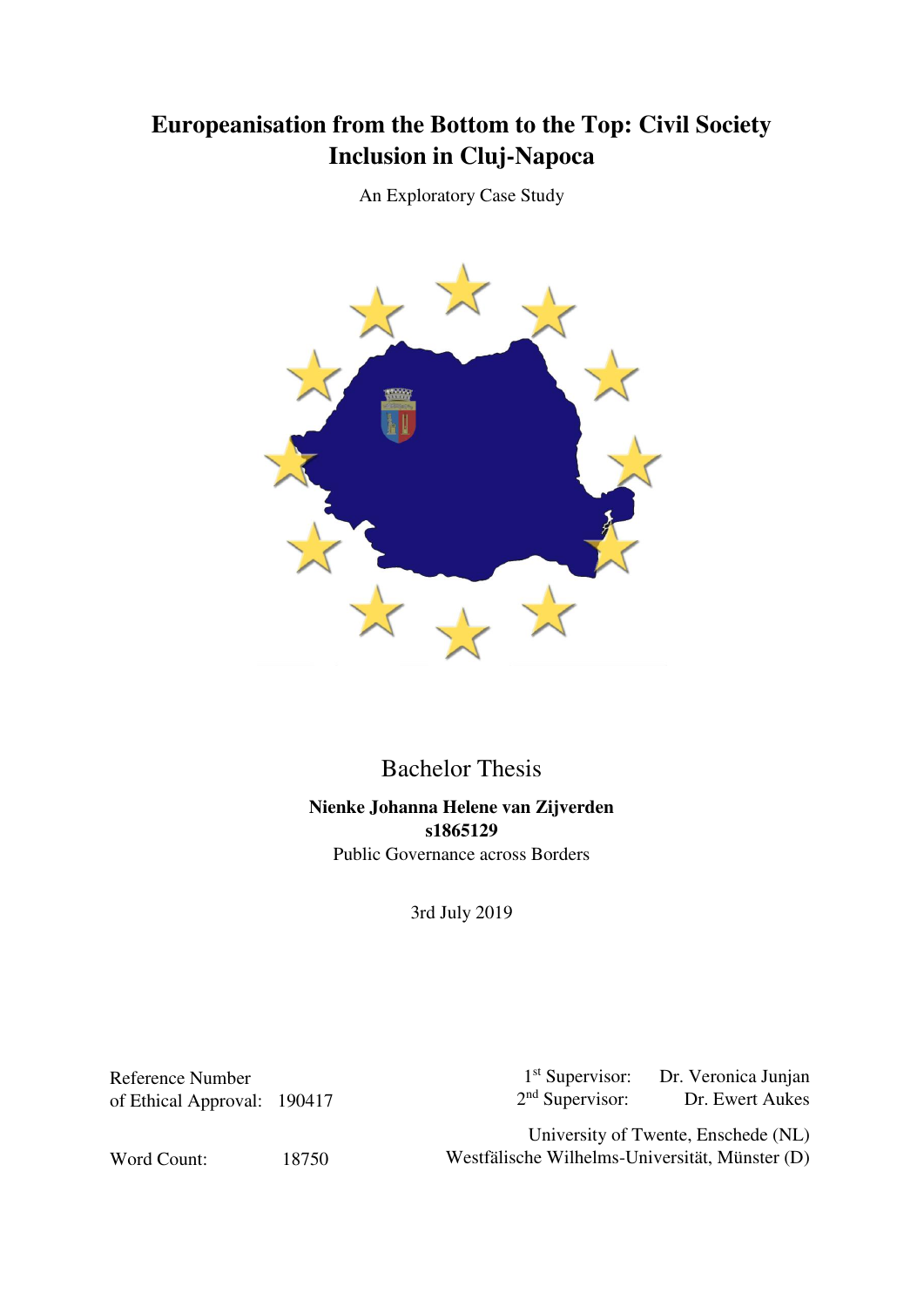# Europeanisation from the Bottom to the Top: Civil Society Inclusion in Cluj-Napoca

An Exploratory Case Study

Bachelor Thesis

**Nienke Johanna Helene van Zijverden**
**s1865129**
Public Governance across Borders

3rd July 2019

Reference Number of Ethical Approval: 190417

Word Count: 18750

1st Supervisor: Dr. Veronica Junjan
2nd Supervisor: Dr. Ewert Aukes

University of Twente, Enschede (NL)
Westfälische Wilhelms-Universität, Münster (D)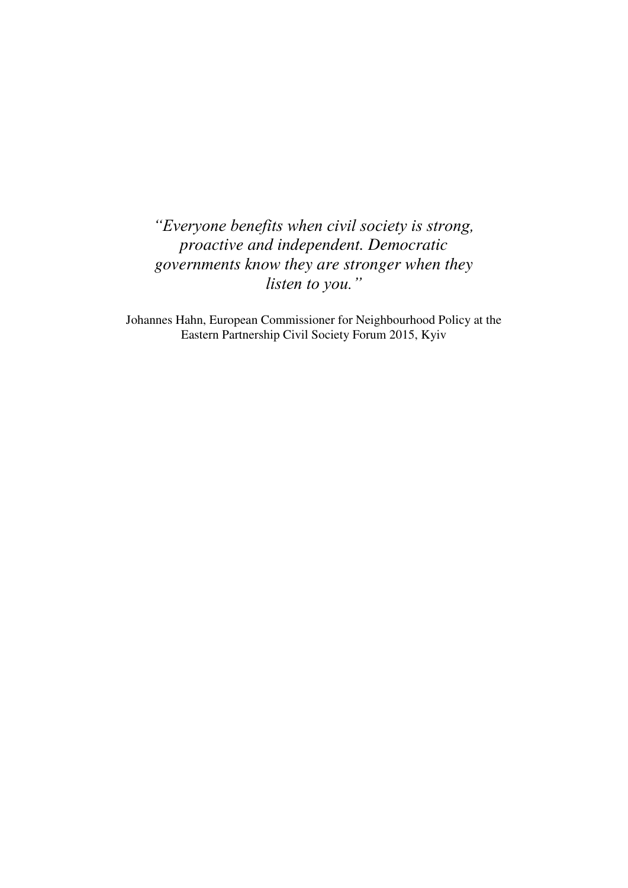*"Everyone benefits when civil society is strong, proactive and independent. Democratic governments know they are stronger when they listen to you."*

Johannes Hahn, European Commissioner for Neighbourhood Policy at the Eastern Partnership Civil Society Forum 2015, Kyiv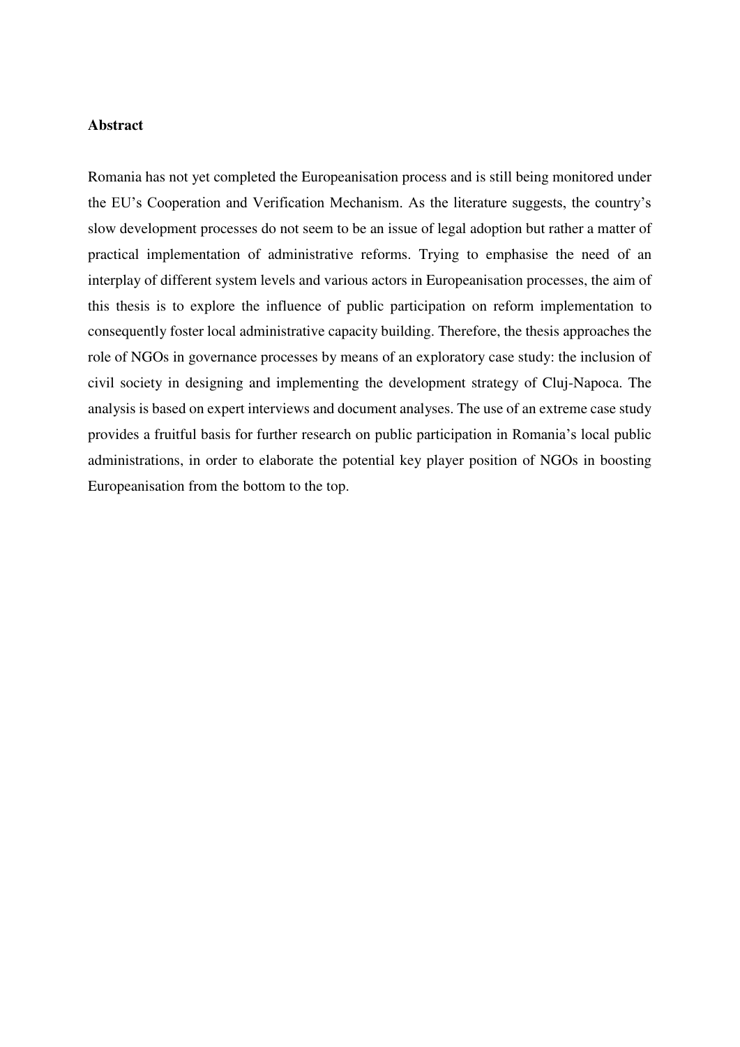## Abstract

Romania has not yet completed the Europeanisation process and is still being monitored under the EU's Cooperation and Verification Mechanism. As the literature suggests, the country's slow development processes do not seem to be an issue of legal adoption but rather a matter of practical implementation of administrative reforms. Trying to emphasise the need of an interplay of different system levels and various actors in Europeanisation processes, the aim of this thesis is to explore the influence of public participation on reform implementation to consequently foster local administrative capacity building. Therefore, the thesis approaches the role of NGOs in governance processes by means of an exploratory case study: the inclusion of civil society in designing and implementing the development strategy of Cluj-Napoca. The analysis is based on expert interviews and document analyses. The use of an extreme case study provides a fruitful basis for further research on public participation in Romania's local public administrations, in order to elaborate the potential key player position of NGOs in boosting Europeanisation from the bottom to the top.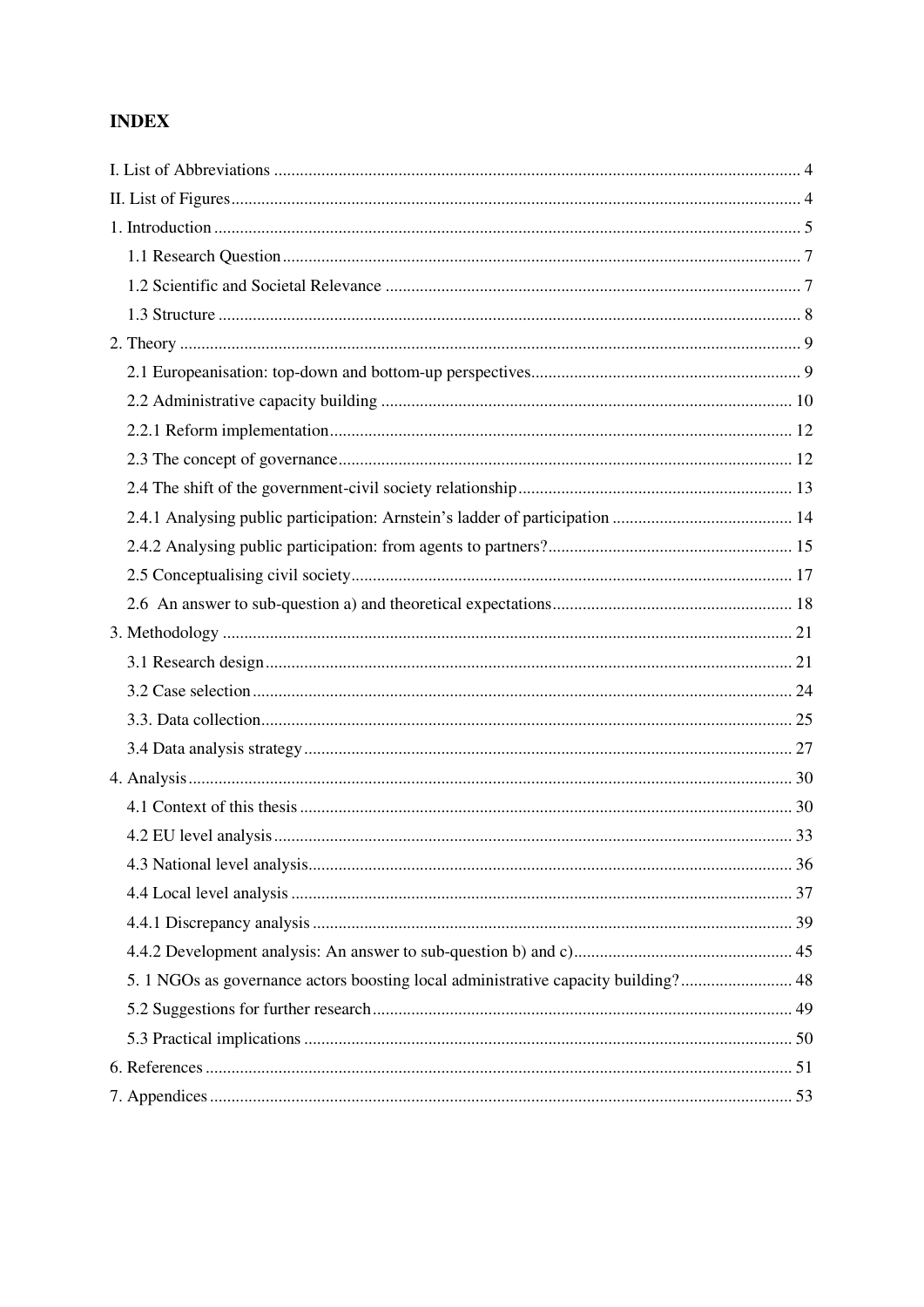## INDEX

I. List of Abbreviations ..... 4
II. List of Figures ..... 4
1. Introduction ..... 5
   1.1 Research Question ..... 7
   1.2 Scientific and Societal Relevance ..... 7
   1.3 Structure ..... 8
2. Theory ..... 9
   2.1 Europeanisation: top-down and bottom-up perspectives ..... 9
   2.2 Administrative capacity building ..... 10
   2.2.1 Reform implementation ..... 12
   2.3 The concept of governance ..... 12
   2.4 The shift of the government-civil society relationship ..... 13
   2.4.1 Analysing public participation: Arnstein's ladder of participation ..... 14
   2.4.2 Analysing public participation: from agents to partners? ..... 15
   2.5 Conceptualising civil society ..... 17
   2.6 An answer to sub-question a) and theoretical expectations ..... 18
3. Methodology ..... 21
   3.1 Research design ..... 21
   3.2 Case selection ..... 24
   3.3. Data collection ..... 25
   3.4 Data analysis strategy ..... 27
4. Analysis ..... 30
   4.1 Context of this thesis ..... 30
   4.2 EU level analysis ..... 33
   4.3 National level analysis ..... 36
   4.4 Local level analysis ..... 37
   4.4.1 Discrepancy analysis ..... 39
   4.4.2 Development analysis: An answer to sub-question b) and c) ..... 45
   5. 1 NGOs as governance actors boosting local administrative capacity building? ..... 48
   5.2 Suggestions for further research ..... 49
   5.3 Practical implications ..... 50
6. References ..... 51
7. Appendices ..... 53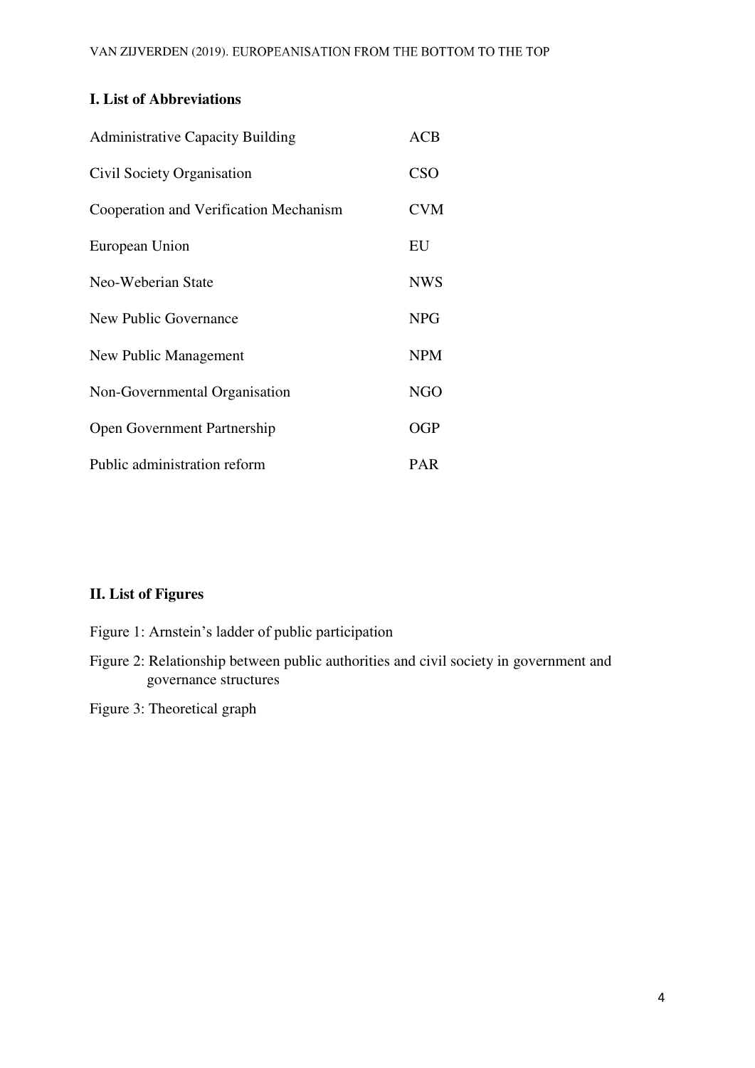## I. List of Abbreviations

| | |
|---|---|
| Administrative Capacity Building | ACB |
| Civil Society Organisation | CSO |
| Cooperation and Verification Mechanism | CVM |
| European Union | EU |
| Neo-Weberian State | NWS |
| New Public Governance | NPG |
| New Public Management | NPM |
| Non-Governmental Organisation | NGO |
| Open Government Partnership | OGP |
| Public administration reform | PAR |

## II. List of Figures

Figure 1: Arnstein's ladder of public participation

Figure 2: Relationship between public authorities and civil society in government and governance structures

Figure 3: Theoretical graph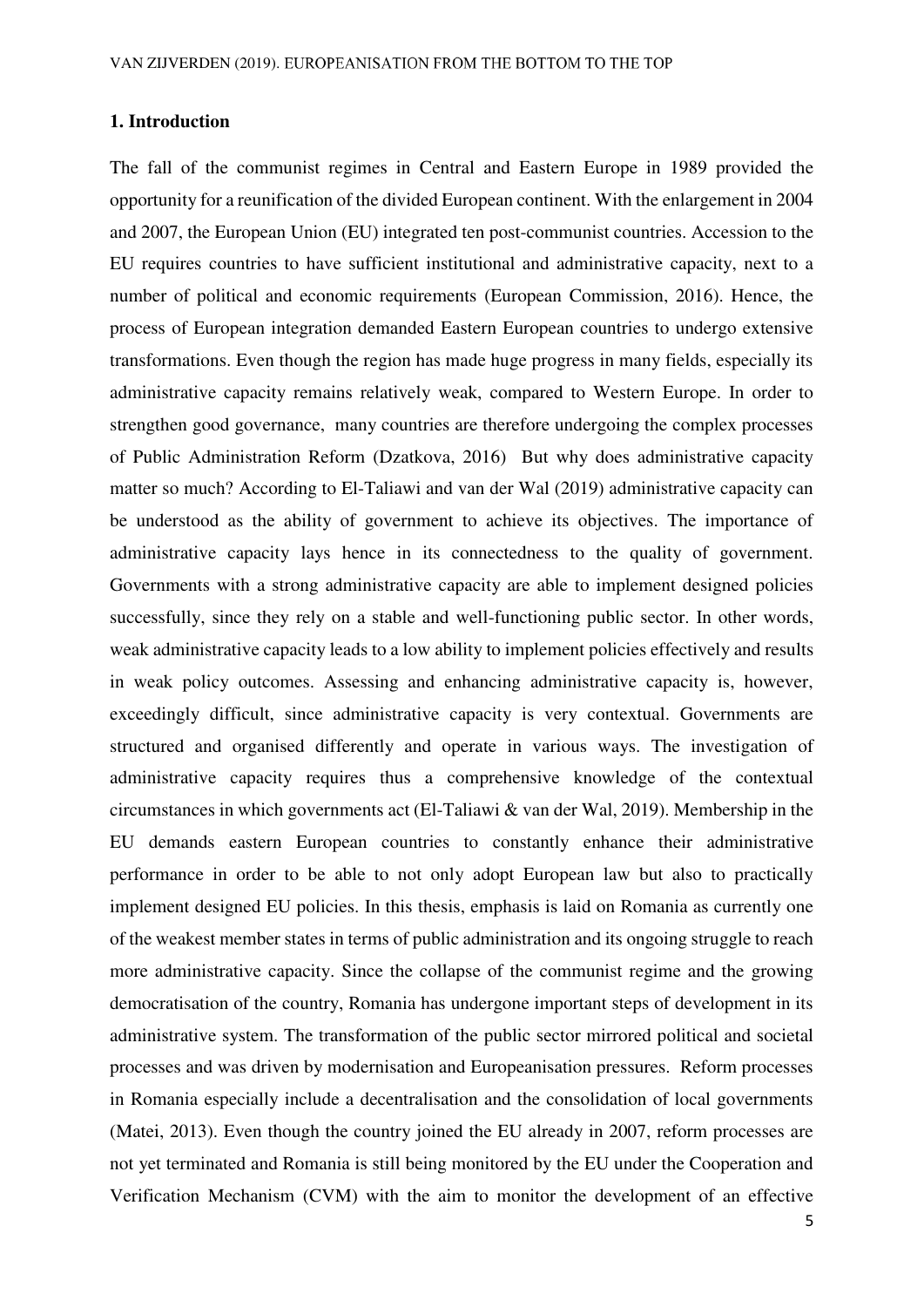## 1. Introduction

The fall of the communist regimes in Central and Eastern Europe in 1989 provided the opportunity for a reunification of the divided European continent. With the enlargement in 2004 and 2007, the European Union (EU) integrated ten post-communist countries. Accession to the EU requires countries to have sufficient institutional and administrative capacity, next to a number of political and economic requirements (European Commission, 2016). Hence, the process of European integration demanded Eastern European countries to undergo extensive transformations. Even though the region has made huge progress in many fields, especially its administrative capacity remains relatively weak, compared to Western Europe. In order to strengthen good governance, many countries are therefore undergoing the complex processes of Public Administration Reform (Dzatkova, 2016) But why does administrative capacity matter so much? According to El-Taliawi and van der Wal (2019) administrative capacity can be understood as the ability of government to achieve its objectives. The importance of administrative capacity lays hence in its connectedness to the quality of government. Governments with a strong administrative capacity are able to implement designed policies successfully, since they rely on a stable and well-functioning public sector. In other words, weak administrative capacity leads to a low ability to implement policies effectively and results in weak policy outcomes. Assessing and enhancing administrative capacity is, however, exceedingly difficult, since administrative capacity is very contextual. Governments are structured and organised differently and operate in various ways. The investigation of administrative capacity requires thus a comprehensive knowledge of the contextual circumstances in which governments act (El-Taliawi & van der Wal, 2019). Membership in the EU demands eastern European countries to constantly enhance their administrative performance in order to be able to not only adopt European law but also to practically implement designed EU policies. In this thesis, emphasis is laid on Romania as currently one of the weakest member states in terms of public administration and its ongoing struggle to reach more administrative capacity. Since the collapse of the communist regime and the growing democratisation of the country, Romania has undergone important steps of development in its administrative system. The transformation of the public sector mirrored political and societal processes and was driven by modernisation and Europeanisation pressures. Reform processes in Romania especially include a decentralisation and the consolidation of local governments (Matei, 2013). Even though the country joined the EU already in 2007, reform processes are not yet terminated and Romania is still being monitored by the EU under the Cooperation and Verification Mechanism (CVM) with the aim to monitor the development of an effective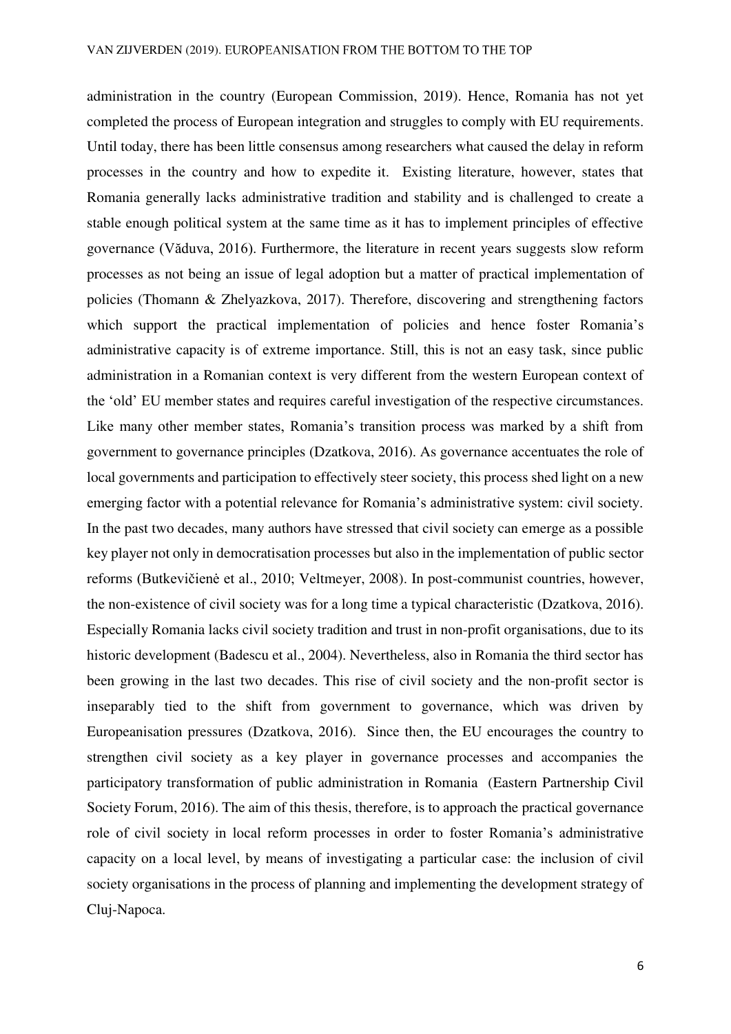administration in the country (European Commission, 2019). Hence, Romania has not yet completed the process of European integration and struggles to comply with EU requirements. Until today, there has been little consensus among researchers what caused the delay in reform processes in the country and how to expedite it. Existing literature, however, states that Romania generally lacks administrative tradition and stability and is challenged to create a stable enough political system at the same time as it has to implement principles of effective governance (Văduva, 2016). Furthermore, the literature in recent years suggests slow reform processes as not being an issue of legal adoption but a matter of practical implementation of policies (Thomann & Zhelyazkova, 2017). Therefore, discovering and strengthening factors which support the practical implementation of policies and hence foster Romania's administrative capacity is of extreme importance. Still, this is not an easy task, since public administration in a Romanian context is very different from the western European context of the 'old' EU member states and requires careful investigation of the respective circumstances. Like many other member states, Romania's transition process was marked by a shift from government to governance principles (Dzatkova, 2016). As governance accentuates the role of local governments and participation to effectively steer society, this process shed light on a new emerging factor with a potential relevance for Romania's administrative system: civil society. In the past two decades, many authors have stressed that civil society can emerge as a possible key player not only in democratisation processes but also in the implementation of public sector reforms (Butkevičienė et al., 2010; Veltmeyer, 2008). In post-communist countries, however, the non-existence of civil society was for a long time a typical characteristic (Dzatkova, 2016). Especially Romania lacks civil society tradition and trust in non-profit organisations, due to its historic development (Badescu et al., 2004). Nevertheless, also in Romania the third sector has been growing in the last two decades. This rise of civil society and the non-profit sector is inseparably tied to the shift from government to governance, which was driven by Europeanisation pressures (Dzatkova, 2016). Since then, the EU encourages the country to strengthen civil society as a key player in governance processes and accompanies the participatory transformation of public administration in Romania (Eastern Partnership Civil Society Forum, 2016). The aim of this thesis, therefore, is to approach the practical governance role of civil society in local reform processes in order to foster Romania's administrative capacity on a local level, by means of investigating a particular case: the inclusion of civil society organisations in the process of planning and implementing the development strategy of Cluj-Napoca.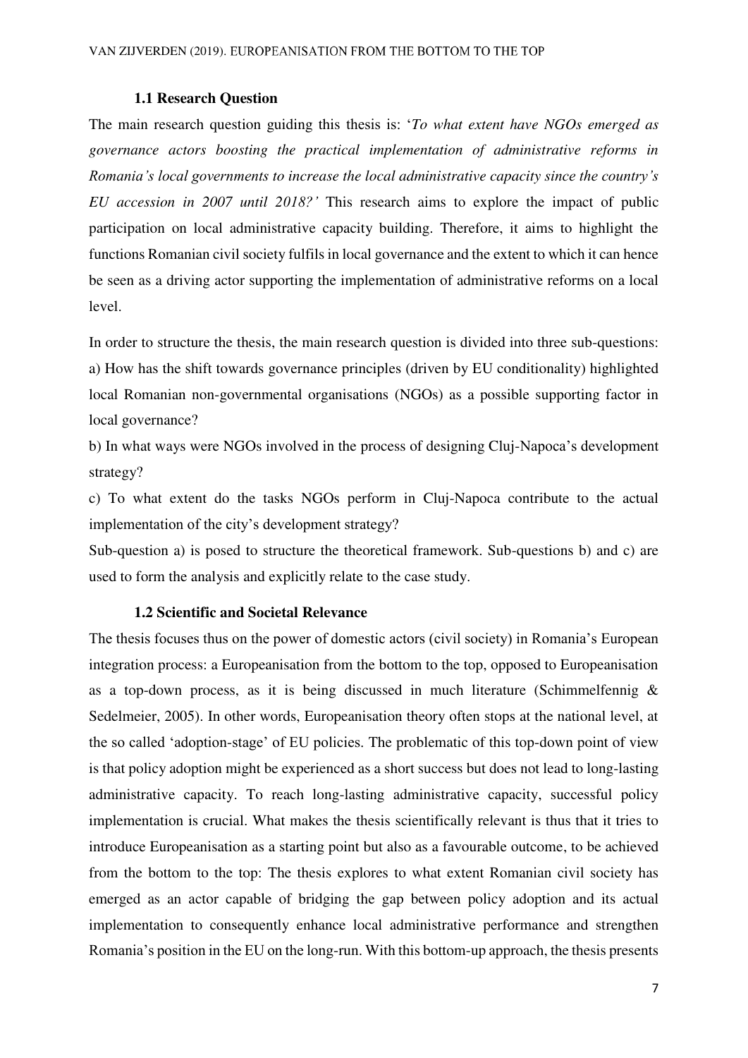### 1.1 Research Question

The main research question guiding this thesis is: '*To what extent have NGOs emerged as governance actors boosting the practical implementation of administrative reforms in Romania's local governments to increase the local administrative capacity since the country's EU accession in 2007 until 2018?'* This research aims to explore the impact of public participation on local administrative capacity building. Therefore, it aims to highlight the functions Romanian civil society fulfils in local governance and the extent to which it can hence be seen as a driving actor supporting the implementation of administrative reforms on a local level.

In order to structure the thesis, the main research question is divided into three sub-questions:

a) How has the shift towards governance principles (driven by EU conditionality) highlighted local Romanian non-governmental organisations (NGOs) as a possible supporting factor in local governance?

b) In what ways were NGOs involved in the process of designing Cluj-Napoca's development strategy?

c) To what extent do the tasks NGOs perform in Cluj-Napoca contribute to the actual implementation of the city's development strategy?

Sub-question a) is posed to structure the theoretical framework. Sub-questions b) and c) are used to form the analysis and explicitly relate to the case study.

### 1.2 Scientific and Societal Relevance

The thesis focuses thus on the power of domestic actors (civil society) in Romania's European integration process: a Europeanisation from the bottom to the top, opposed to Europeanisation as a top-down process, as it is being discussed in much literature (Schimmelfennig & Sedelmeier, 2005). In other words, Europeanisation theory often stops at the national level, at the so called 'adoption-stage' of EU policies. The problematic of this top-down point of view is that policy adoption might be experienced as a short success but does not lead to long-lasting administrative capacity. To reach long-lasting administrative capacity, successful policy implementation is crucial. What makes the thesis scientifically relevant is thus that it tries to introduce Europeanisation as a starting point but also as a favourable outcome, to be achieved from the bottom to the top: The thesis explores to what extent Romanian civil society has emerged as an actor capable of bridging the gap between policy adoption and its actual implementation to consequently enhance local administrative performance and strengthen Romania's position in the EU on the long-run. With this bottom-up approach, the thesis presents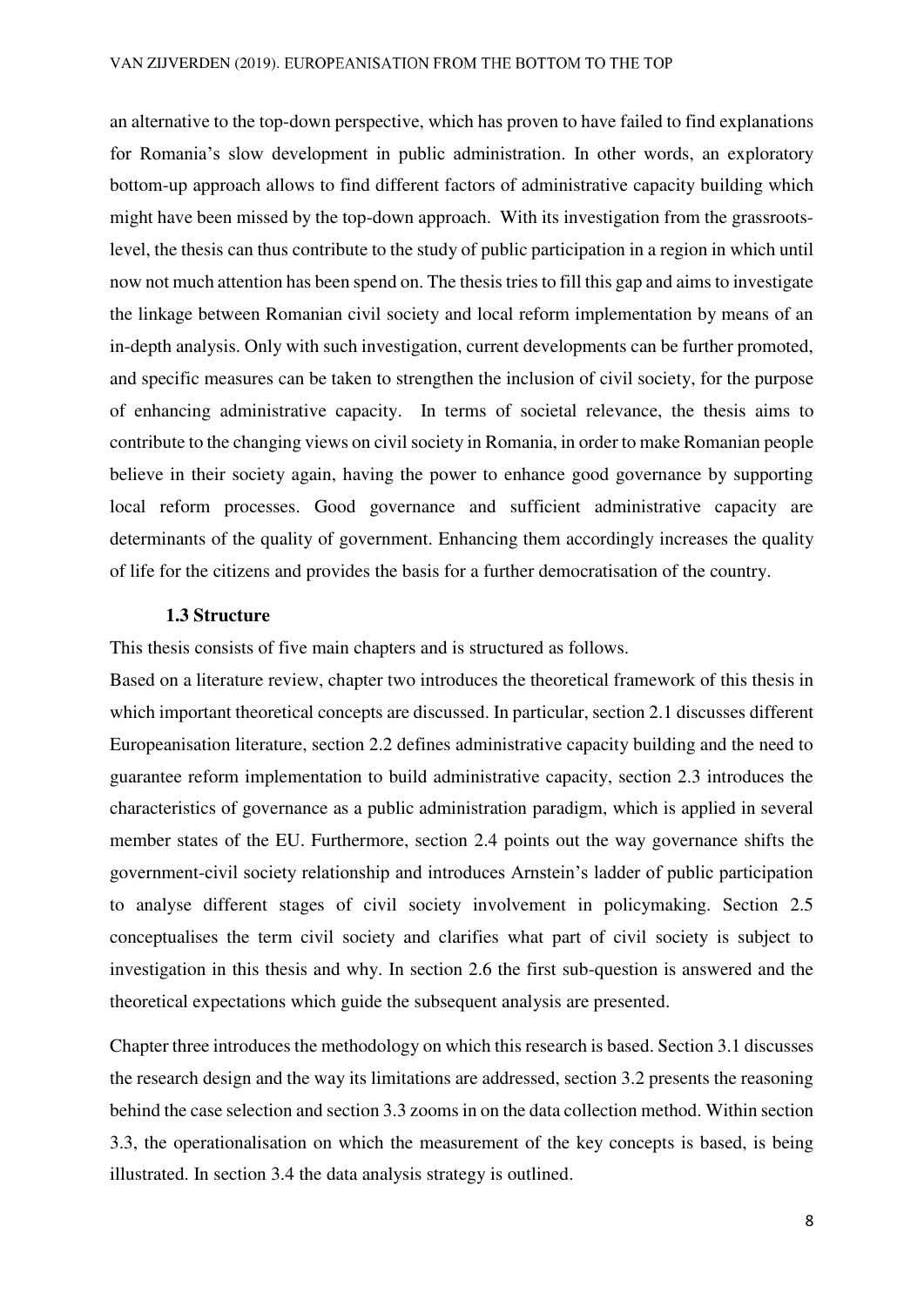an alternative to the top-down perspective, which has proven to have failed to find explanations for Romania's slow development in public administration. In other words, an exploratory bottom-up approach allows to find different factors of administrative capacity building which might have been missed by the top-down approach. With its investigation from the grassroots-level, the thesis can thus contribute to the study of public participation in a region in which until now not much attention has been spend on. The thesis tries to fill this gap and aims to investigate the linkage between Romanian civil society and local reform implementation by means of an in-depth analysis. Only with such investigation, current developments can be further promoted, and specific measures can be taken to strengthen the inclusion of civil society, for the purpose of enhancing administrative capacity. In terms of societal relevance, the thesis aims to contribute to the changing views on civil society in Romania, in order to make Romanian people believe in their society again, having the power to enhance good governance by supporting local reform processes. Good governance and sufficient administrative capacity are determinants of the quality of government. Enhancing them accordingly increases the quality of life for the citizens and provides the basis for a further democratisation of the country.

### 1.3 Structure

This thesis consists of five main chapters and is structured as follows.

Based on a literature review, chapter two introduces the theoretical framework of this thesis in which important theoretical concepts are discussed. In particular, section 2.1 discusses different Europeanisation literature, section 2.2 defines administrative capacity building and the need to guarantee reform implementation to build administrative capacity, section 2.3 introduces the characteristics of governance as a public administration paradigm, which is applied in several member states of the EU. Furthermore, section 2.4 points out the way governance shifts the government-civil society relationship and introduces Arnstein's ladder of public participation to analyse different stages of civil society involvement in policymaking. Section 2.5 conceptualises the term civil society and clarifies what part of civil society is subject to investigation in this thesis and why. In section 2.6 the first sub-question is answered and the theoretical expectations which guide the subsequent analysis are presented.

Chapter three introduces the methodology on which this research is based. Section 3.1 discusses the research design and the way its limitations are addressed, section 3.2 presents the reasoning behind the case selection and section 3.3 zooms in on the data collection method. Within section 3.3, the operationalisation on which the measurement of the key concepts is based, is being illustrated. In section 3.4 the data analysis strategy is outlined.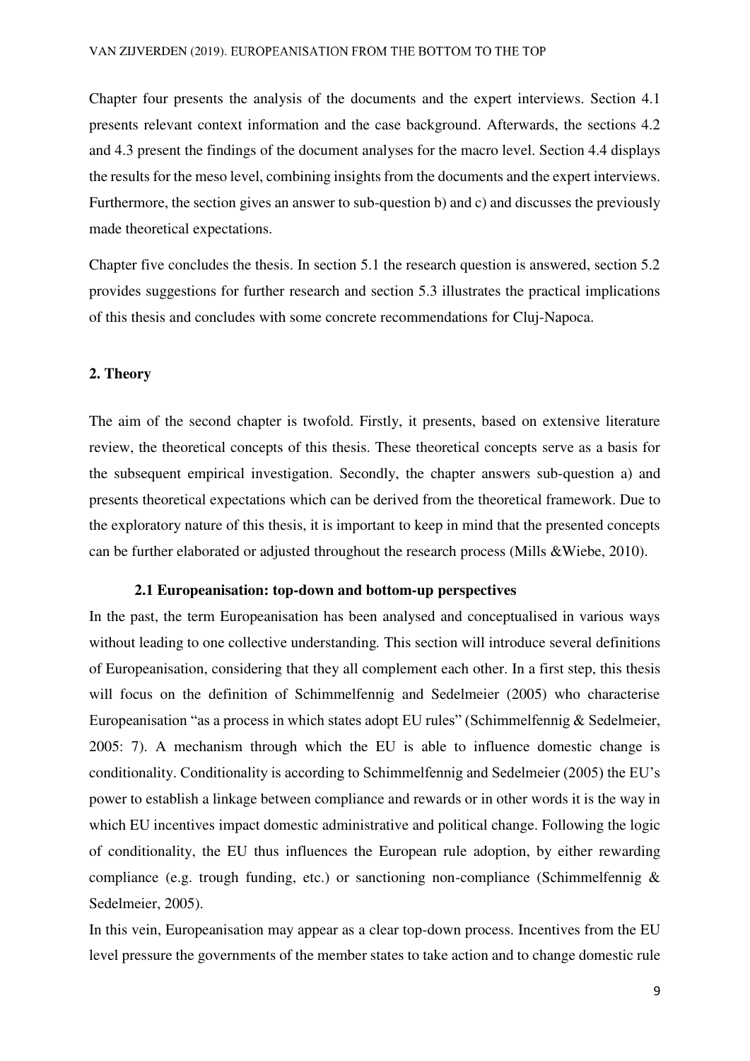Chapter four presents the analysis of the documents and the expert interviews. Section 4.1 presents relevant context information and the case background. Afterwards, the sections 4.2 and 4.3 present the findings of the document analyses for the macro level. Section 4.4 displays the results for the meso level, combining insights from the documents and the expert interviews. Furthermore, the section gives an answer to sub-question b) and c) and discusses the previously made theoretical expectations.

Chapter five concludes the thesis. In section 5.1 the research question is answered, section 5.2 provides suggestions for further research and section 5.3 illustrates the practical implications of this thesis and concludes with some concrete recommendations for Cluj-Napoca.

## 2. Theory

The aim of the second chapter is twofold. Firstly, it presents, based on extensive literature review, the theoretical concepts of this thesis. These theoretical concepts serve as a basis for the subsequent empirical investigation. Secondly, the chapter answers sub-question a) and presents theoretical expectations which can be derived from the theoretical framework. Due to the exploratory nature of this thesis, it is important to keep in mind that the presented concepts can be further elaborated or adjusted throughout the research process (Mills &Wiebe, 2010).

### 2.1 Europeanisation: top-down and bottom-up perspectives

In the past, the term Europeanisation has been analysed and conceptualised in various ways without leading to one collective understanding. This section will introduce several definitions of Europeanisation, considering that they all complement each other. In a first step, this thesis will focus on the definition of Schimmelfennig and Sedelmeier (2005) who characterise Europeanisation "as a process in which states adopt EU rules" (Schimmelfennig & Sedelmeier, 2005: 7). A mechanism through which the EU is able to influence domestic change is conditionality. Conditionality is according to Schimmelfennig and Sedelmeier (2005) the EU's power to establish a linkage between compliance and rewards or in other words it is the way in which EU incentives impact domestic administrative and political change. Following the logic of conditionality, the EU thus influences the European rule adoption, by either rewarding compliance (e.g. trough funding, etc.) or sanctioning non-compliance (Schimmelfennig & Sedelmeier, 2005).

In this vein, Europeanisation may appear as a clear top-down process. Incentives from the EU level pressure the governments of the member states to take action and to change domestic rule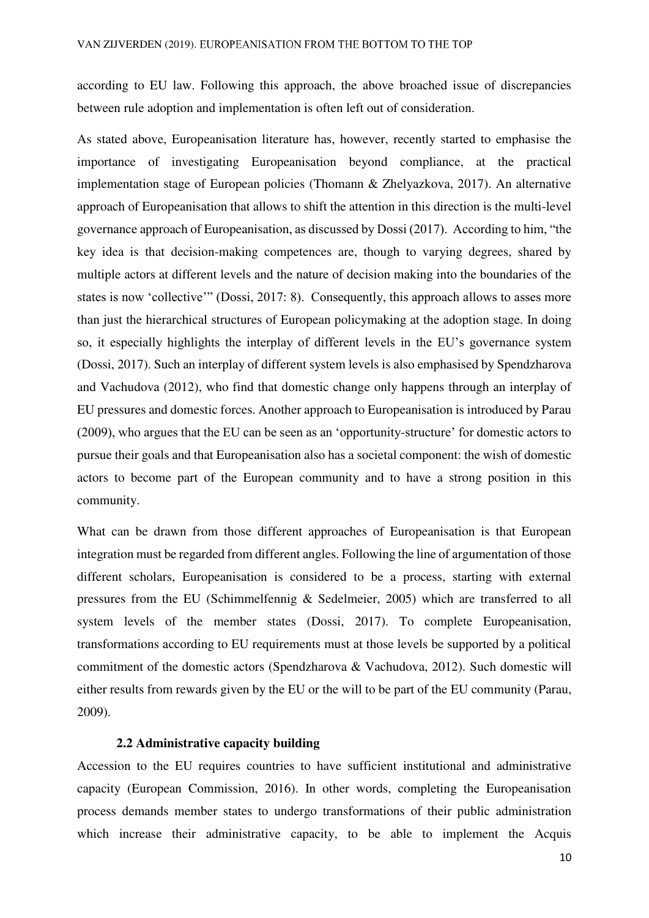according to EU law. Following this approach, the above broached issue of discrepancies between rule adoption and implementation is often left out of consideration.

As stated above, Europeanisation literature has, however, recently started to emphasise the importance of investigating Europeanisation beyond compliance, at the practical implementation stage of European policies (Thomann & Zhelyazkova, 2017). An alternative approach of Europeanisation that allows to shift the attention in this direction is the multi-level governance approach of Europeanisation, as discussed by Dossi (2017). According to him, "the key idea is that decision-making competences are, though to varying degrees, shared by multiple actors at different levels and the nature of decision making into the boundaries of the states is now 'collective'" (Dossi, 2017: 8). Consequently, this approach allows to asses more than just the hierarchical structures of European policymaking at the adoption stage. In doing so, it especially highlights the interplay of different levels in the EU's governance system (Dossi, 2017). Such an interplay of different system levels is also emphasised by Spendzharova and Vachudova (2012), who find that domestic change only happens through an interplay of EU pressures and domestic forces. Another approach to Europeanisation is introduced by Parau (2009), who argues that the EU can be seen as an 'opportunity-structure' for domestic actors to pursue their goals and that Europeanisation also has a societal component: the wish of domestic actors to become part of the European community and to have a strong position in this community.

What can be drawn from those different approaches of Europeanisation is that European integration must be regarded from different angles. Following the line of argumentation of those different scholars, Europeanisation is considered to be a process, starting with external pressures from the EU (Schimmelfennig & Sedelmeier, 2005) which are transferred to all system levels of the member states (Dossi, 2017). To complete Europeanisation, transformations according to EU requirements must at those levels be supported by a political commitment of the domestic actors (Spendzharova & Vachudova, 2012). Such domestic will either results from rewards given by the EU or the will to be part of the EU community (Parau, 2009).

### 2.2 Administrative capacity building

Accession to the EU requires countries to have sufficient institutional and administrative capacity (European Commission, 2016). In other words, completing the Europeanisation process demands member states to undergo transformations of their public administration which increase their administrative capacity, to be able to implement the Acquis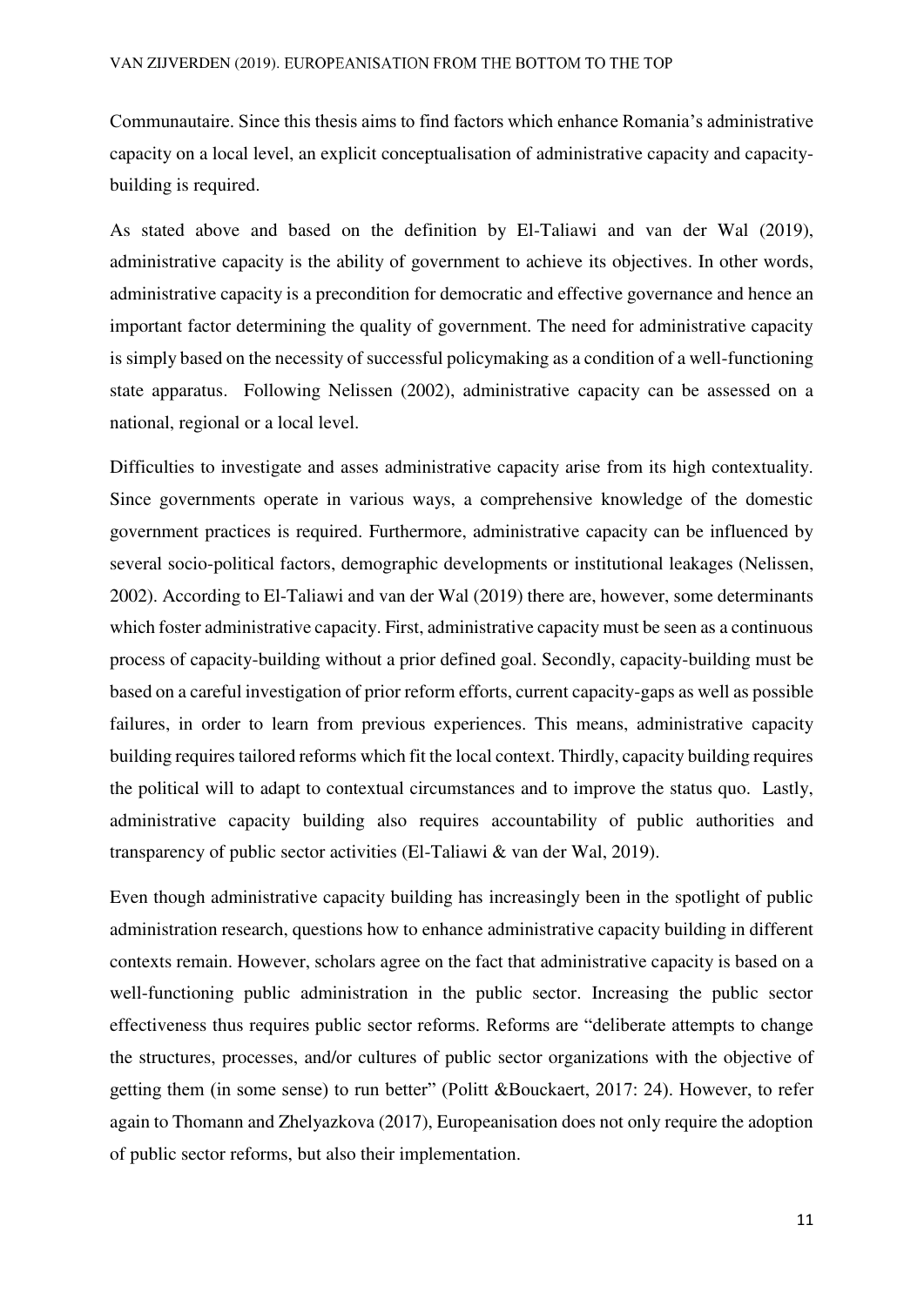Communautaire. Since this thesis aims to find factors which enhance Romania's administrative capacity on a local level, an explicit conceptualisation of administrative capacity and capacity-building is required.

As stated above and based on the definition by El-Taliawi and van der Wal (2019), administrative capacity is the ability of government to achieve its objectives. In other words, administrative capacity is a precondition for democratic and effective governance and hence an important factor determining the quality of government. The need for administrative capacity is simply based on the necessity of successful policymaking as a condition of a well-functioning state apparatus. Following Nelissen (2002), administrative capacity can be assessed on a national, regional or a local level.

Difficulties to investigate and asses administrative capacity arise from its high contextuality. Since governments operate in various ways, a comprehensive knowledge of the domestic government practices is required. Furthermore, administrative capacity can be influenced by several socio-political factors, demographic developments or institutional leakages (Nelissen, 2002). According to El-Taliawi and van der Wal (2019) there are, however, some determinants which foster administrative capacity. First, administrative capacity must be seen as a continuous process of capacity-building without a prior defined goal. Secondly, capacity-building must be based on a careful investigation of prior reform efforts, current capacity-gaps as well as possible failures, in order to learn from previous experiences. This means, administrative capacity building requires tailored reforms which fit the local context. Thirdly, capacity building requires the political will to adapt to contextual circumstances and to improve the status quo. Lastly, administrative capacity building also requires accountability of public authorities and transparency of public sector activities (El-Taliawi & van der Wal, 2019).

Even though administrative capacity building has increasingly been in the spotlight of public administration research, questions how to enhance administrative capacity building in different contexts remain. However, scholars agree on the fact that administrative capacity is based on a well-functioning public administration in the public sector. Increasing the public sector effectiveness thus requires public sector reforms. Reforms are "deliberate attempts to change the structures, processes, and/or cultures of public sector organizations with the objective of getting them (in some sense) to run better" (Politt &Bouckaert, 2017: 24). However, to refer again to Thomann and Zhelyazkova (2017), Europeanisation does not only require the adoption of public sector reforms, but also their implementation.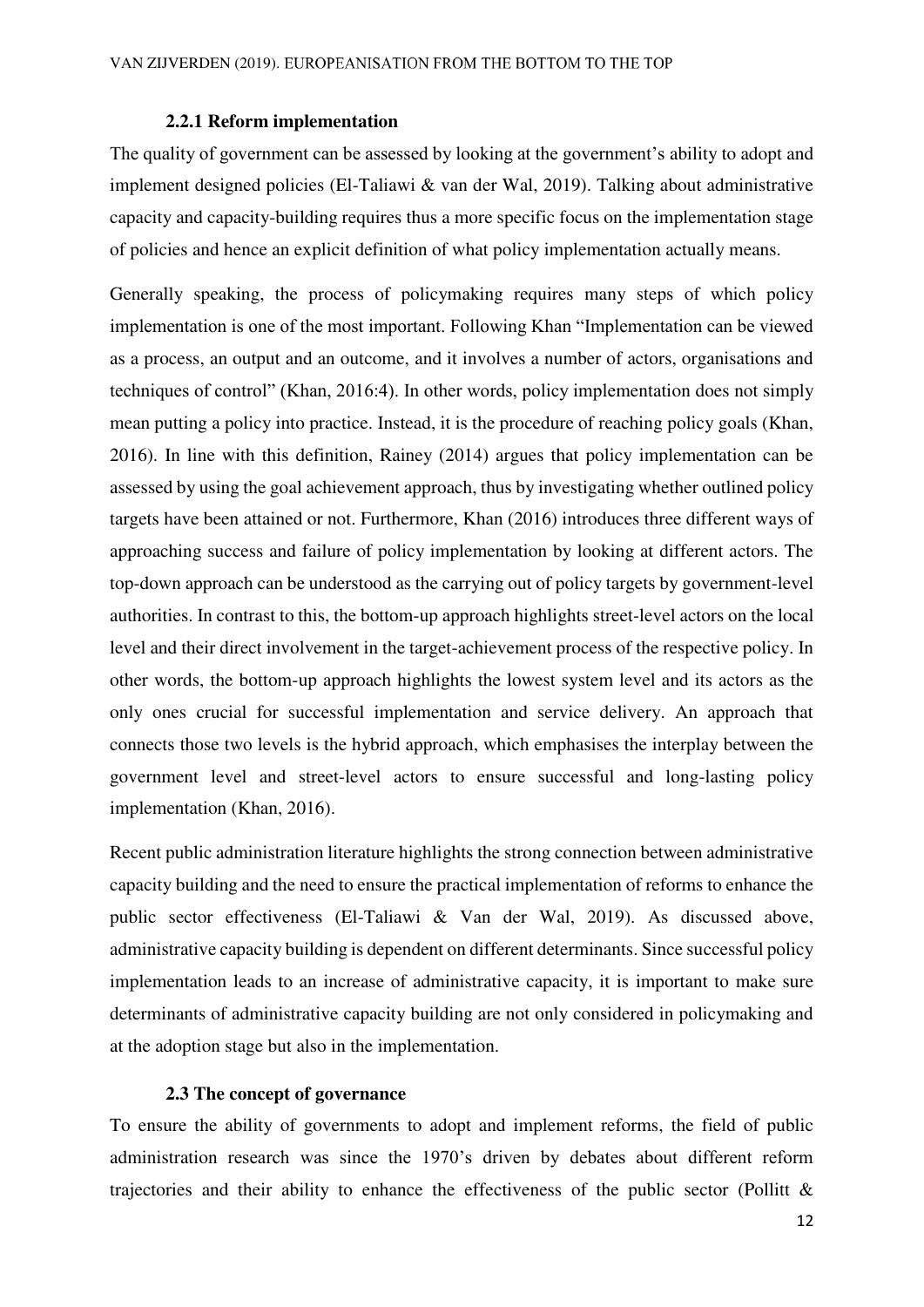### 2.2.1 Reform implementation

The quality of government can be assessed by looking at the government's ability to adopt and implement designed policies (El-Taliawi & van der Wal, 2019). Talking about administrative capacity and capacity-building requires thus a more specific focus on the implementation stage of policies and hence an explicit definition of what policy implementation actually means.

Generally speaking, the process of policymaking requires many steps of which policy implementation is one of the most important. Following Khan "Implementation can be viewed as a process, an output and an outcome, and it involves a number of actors, organisations and techniques of control" (Khan, 2016:4). In other words, policy implementation does not simply mean putting a policy into practice. Instead, it is the procedure of reaching policy goals (Khan, 2016). In line with this definition, Rainey (2014) argues that policy implementation can be assessed by using the goal achievement approach, thus by investigating whether outlined policy targets have been attained or not. Furthermore, Khan (2016) introduces three different ways of approaching success and failure of policy implementation by looking at different actors. The top-down approach can be understood as the carrying out of policy targets by government-level authorities. In contrast to this, the bottom-up approach highlights street-level actors on the local level and their direct involvement in the target-achievement process of the respective policy. In other words, the bottom-up approach highlights the lowest system level and its actors as the only ones crucial for successful implementation and service delivery. An approach that connects those two levels is the hybrid approach, which emphasises the interplay between the government level and street-level actors to ensure successful and long-lasting policy implementation (Khan, 2016).

Recent public administration literature highlights the strong connection between administrative capacity building and the need to ensure the practical implementation of reforms to enhance the public sector effectiveness (El-Taliawi & Van der Wal, 2019). As discussed above, administrative capacity building is dependent on different determinants. Since successful policy implementation leads to an increase of administrative capacity, it is important to make sure determinants of administrative capacity building are not only considered in policymaking and at the adoption stage but also in the implementation.

### 2.3 The concept of governance

To ensure the ability of governments to adopt and implement reforms, the field of public administration research was since the 1970's driven by debates about different reform trajectories and their ability to enhance the effectiveness of the public sector (Pollitt &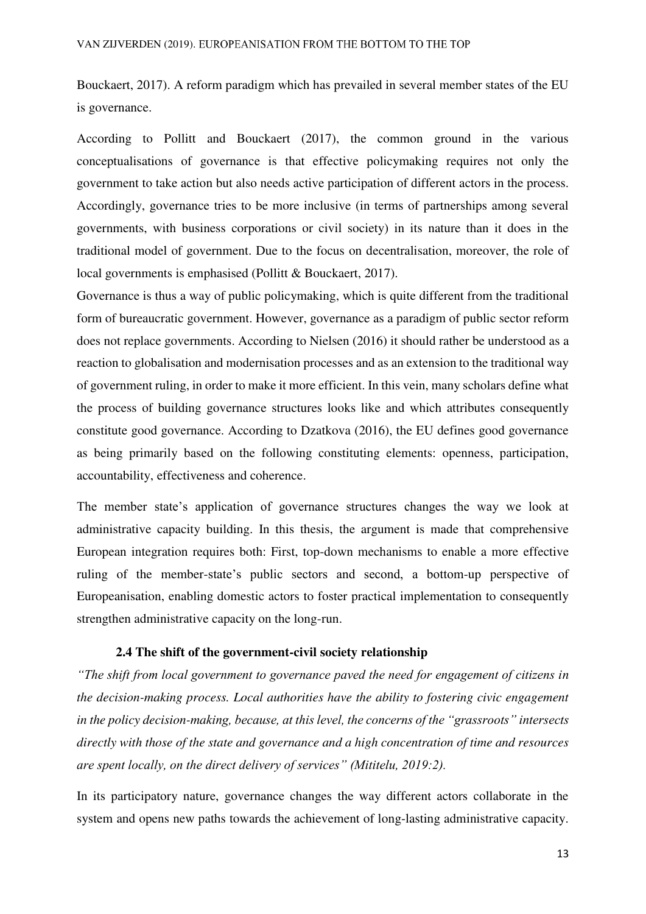Bouckaert, 2017). A reform paradigm which has prevailed in several member states of the EU is governance.

According to Pollitt and Bouckaert (2017), the common ground in the various conceptualisations of governance is that effective policymaking requires not only the government to take action but also needs active participation of different actors in the process. Accordingly, governance tries to be more inclusive (in terms of partnerships among several governments, with business corporations or civil society) in its nature than it does in the traditional model of government. Due to the focus on decentralisation, moreover, the role of local governments is emphasised (Pollitt & Bouckaert, 2017).

Governance is thus a way of public policymaking, which is quite different from the traditional form of bureaucratic government. However, governance as a paradigm of public sector reform does not replace governments. According to Nielsen (2016) it should rather be understood as a reaction to globalisation and modernisation processes and as an extension to the traditional way of government ruling, in order to make it more efficient. In this vein, many scholars define what the process of building governance structures looks like and which attributes consequently constitute good governance. According to Dzatkova (2016), the EU defines good governance as being primarily based on the following constituting elements: openness, participation, accountability, effectiveness and coherence.

The member state's application of governance structures changes the way we look at administrative capacity building. In this thesis, the argument is made that comprehensive European integration requires both: First, top-down mechanisms to enable a more effective ruling of the member-state's public sectors and second, a bottom-up perspective of Europeanisation, enabling domestic actors to foster practical implementation to consequently strengthen administrative capacity on the long-run.

### 2.4 The shift of the government-civil society relationship

*"The shift from local government to governance paved the need for engagement of citizens in the decision-making process. Local authorities have the ability to fostering civic engagement in the policy decision-making, because, at this level, the concerns of the "grassroots" intersects directly with those of the state and governance and a high concentration of time and resources are spent locally, on the direct delivery of services" (Mititelu, 2019:2).*

In its participatory nature, governance changes the way different actors collaborate in the system and opens new paths towards the achievement of long-lasting administrative capacity.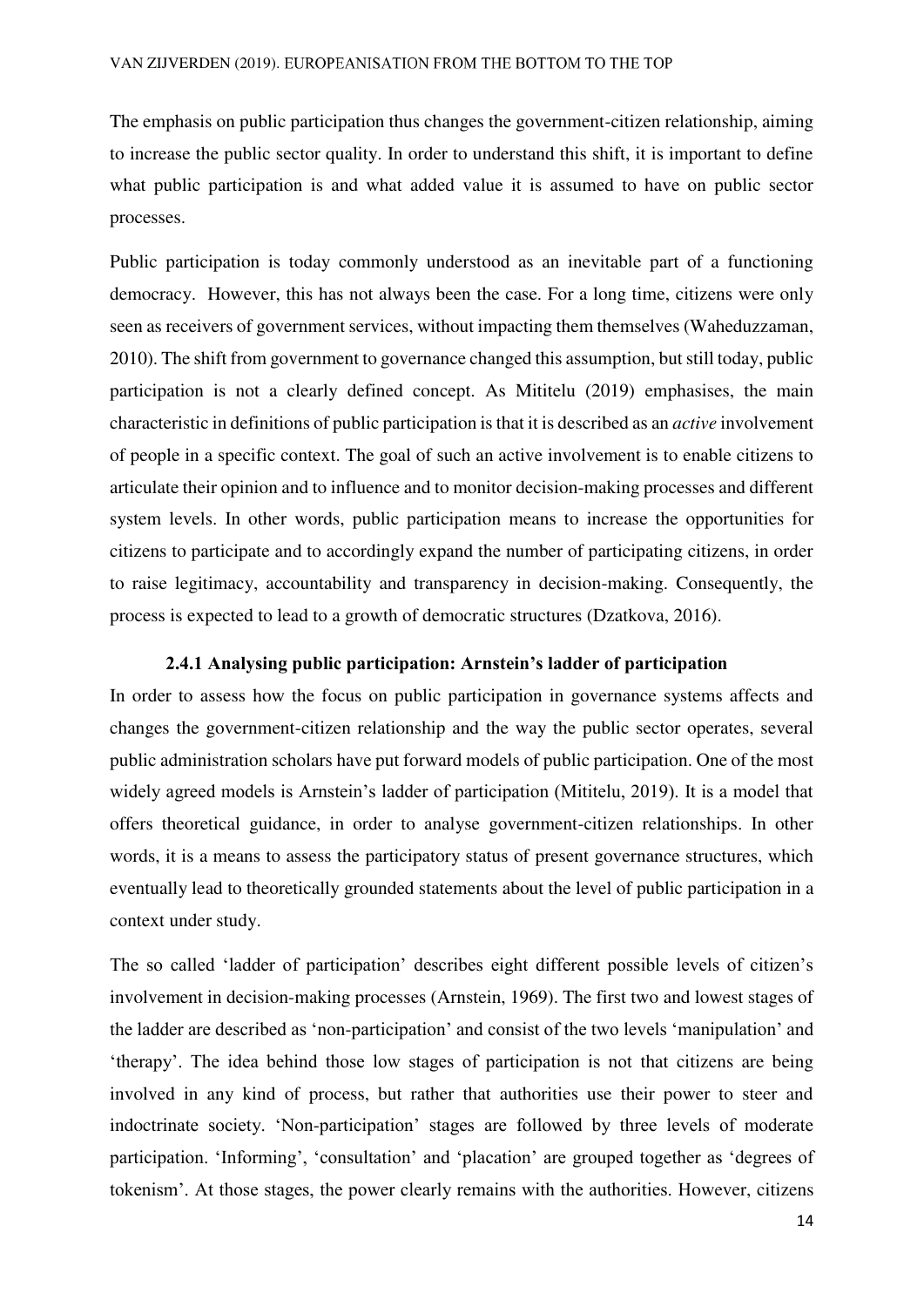The emphasis on public participation thus changes the government-citizen relationship, aiming to increase the public sector quality. In order to understand this shift, it is important to define what public participation is and what added value it is assumed to have on public sector processes.

Public participation is today commonly understood as an inevitable part of a functioning democracy. However, this has not always been the case. For a long time, citizens were only seen as receivers of government services, without impacting them themselves (Waheduzzaman, 2010). The shift from government to governance changed this assumption, but still today, public participation is not a clearly defined concept. As Mititelu (2019) emphasises, the main characteristic in definitions of public participation is that it is described as an *active* involvement of people in a specific context. The goal of such an active involvement is to enable citizens to articulate their opinion and to influence and to monitor decision-making processes and different system levels. In other words, public participation means to increase the opportunities for citizens to participate and to accordingly expand the number of participating citizens, in order to raise legitimacy, accountability and transparency in decision-making. Consequently, the process is expected to lead to a growth of democratic structures (Dzatkova, 2016).

### 2.4.1 Analysing public participation: Arnstein's ladder of participation

In order to assess how the focus on public participation in governance systems affects and changes the government-citizen relationship and the way the public sector operates, several public administration scholars have put forward models of public participation. One of the most widely agreed models is Arnstein's ladder of participation (Mititelu, 2019). It is a model that offers theoretical guidance, in order to analyse government-citizen relationships. In other words, it is a means to assess the participatory status of present governance structures, which eventually lead to theoretically grounded statements about the level of public participation in a context under study.

The so called 'ladder of participation' describes eight different possible levels of citizen's involvement in decision-making processes (Arnstein, 1969). The first two and lowest stages of the ladder are described as 'non-participation' and consist of the two levels 'manipulation' and 'therapy'. The idea behind those low stages of participation is not that citizens are being involved in any kind of process, but rather that authorities use their power to steer and indoctrinate society. 'Non-participation' stages are followed by three levels of moderate participation. 'Informing', 'consultation' and 'placation' are grouped together as 'degrees of tokenism'. At those stages, the power clearly remains with the authorities. However, citizens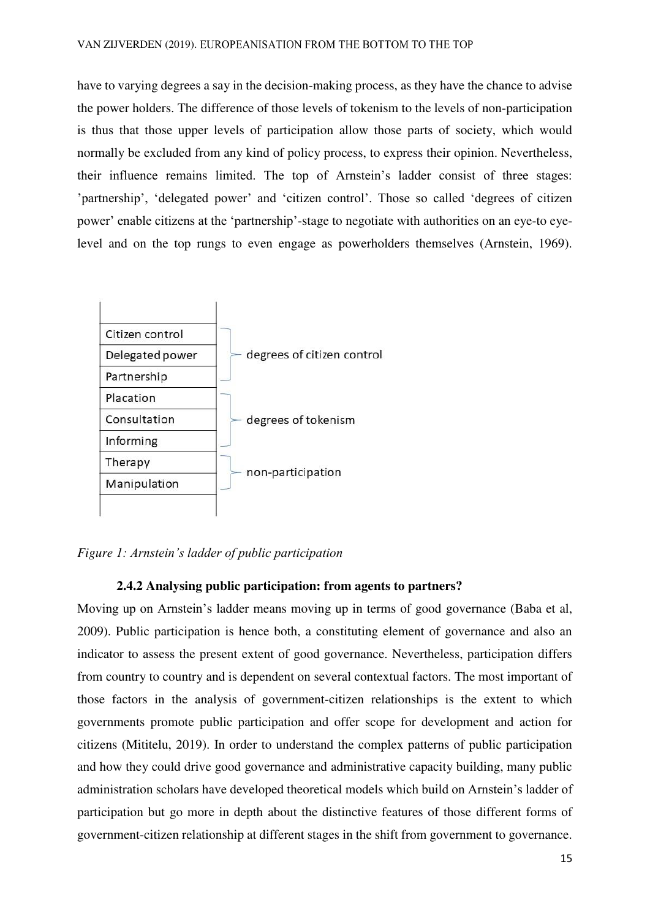have to varying degrees a say in the decision-making process, as they have the chance to advise the power holders. The difference of those levels of tokenism to the levels of non-participation is thus that those upper levels of participation allow those parts of society, which would normally be excluded from any kind of policy process, to express their opinion. Nevertheless, their influence remains limited. The top of Arnstein's ladder consist of three stages: 'partnership', 'delegated power' and 'citizen control'. Those so called 'degrees of citizen power' enable citizens at the 'partnership'-stage to negotiate with authorities on an eye-to eye-level and on the top rungs to even engage as powerholders themselves (Arnstein, 1969).

Citizen control
Delegated power
Partnership
degrees of citizen control
Placation
Consultation
Informing
degrees of tokenism
Therapy
Manipulation
non-participation

*Figure 1: Arnstein's ladder of public participation*

### 2.4.2 Analysing public participation: from agents to partners?

Moving up on Arnstein's ladder means moving up in terms of good governance (Baba et al, 2009). Public participation is hence both, a constituting element of governance and also an indicator to assess the present extent of good governance. Nevertheless, participation differs from country to country and is dependent on several contextual factors. The most important of those factors in the analysis of government-citizen relationships is the extent to which governments promote public participation and offer scope for development and action for citizens (Mititelu, 2019). In order to understand the complex patterns of public participation and how they could drive good governance and administrative capacity building, many public administration scholars have developed theoretical models which build on Arnstein's ladder of participation but go more in depth about the distinctive features of those different forms of government-citizen relationship at different stages in the shift from government to governance.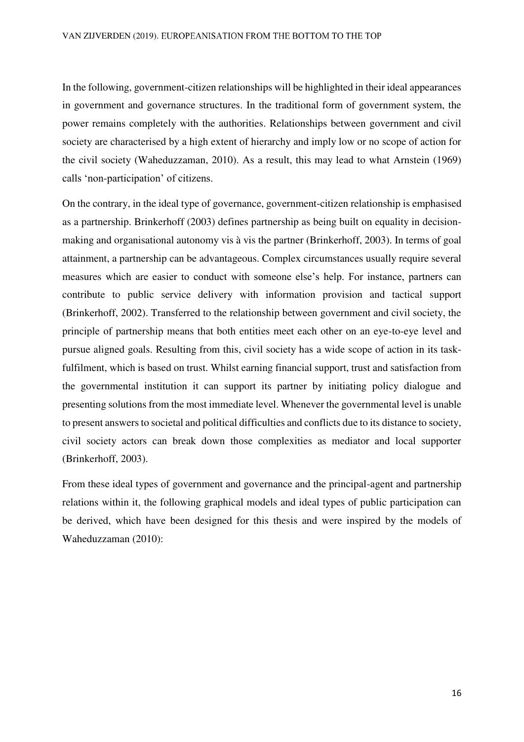In the following, government-citizen relationships will be highlighted in their ideal appearances in government and governance structures. In the traditional form of government system, the power remains completely with the authorities. Relationships between government and civil society are characterised by a high extent of hierarchy and imply low or no scope of action for the civil society (Waheduzzaman, 2010). As a result, this may lead to what Arnstein (1969) calls 'non-participation' of citizens.

On the contrary, in the ideal type of governance, government-citizen relationship is emphasised as a partnership. Brinkerhoff (2003) defines partnership as being built on equality in decision-making and organisational autonomy vis à vis the partner (Brinkerhoff, 2003). In terms of goal attainment, a partnership can be advantageous. Complex circumstances usually require several measures which are easier to conduct with someone else's help. For instance, partners can contribute to public service delivery with information provision and tactical support (Brinkerhoff, 2002). Transferred to the relationship between government and civil society, the principle of partnership means that both entities meet each other on an eye-to-eye level and pursue aligned goals. Resulting from this, civil society has a wide scope of action in its task-fulfilment, which is based on trust. Whilst earning financial support, trust and satisfaction from the governmental institution it can support its partner by initiating policy dialogue and presenting solutions from the most immediate level. Whenever the governmental level is unable to present answers to societal and political difficulties and conflicts due to its distance to society, civil society actors can break down those complexities as mediator and local supporter (Brinkerhoff, 2003).

From these ideal types of government and governance and the principal-agent and partnership relations within it, the following graphical models and ideal types of public participation can be derived, which have been designed for this thesis and were inspired by the models of Waheduzzaman (2010):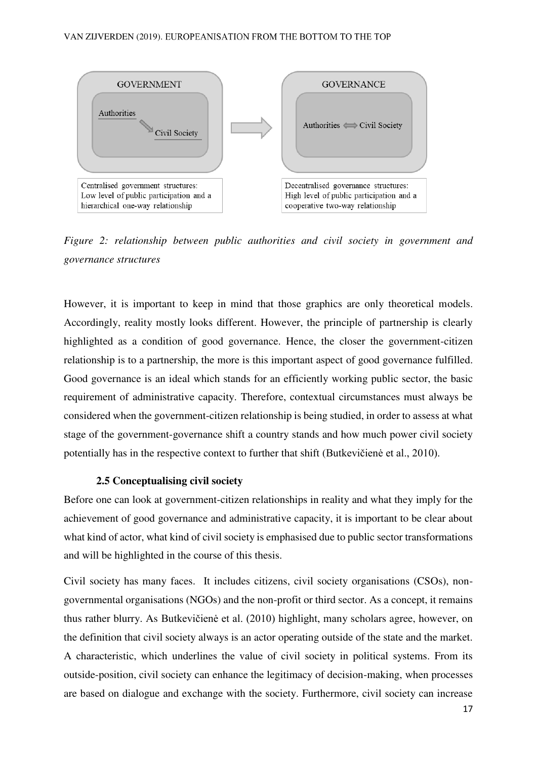GOVERNMENT

Authorities

Civil Society

GOVERNANCE

Authorities ⟺ Civil Society

Centralised government structures: Low level of public participation and a hierarchical one-way relationship

Decentralised governance structures: High level of public participation and a cooperative two-way relationship

*Figure 2: relationship between public authorities and civil society in government and governance structures*

However, it is important to keep in mind that those graphics are only theoretical models. Accordingly, reality mostly looks different. However, the principle of partnership is clearly highlighted as a condition of good governance. Hence, the closer the government-citizen relationship is to a partnership, the more is this important aspect of good governance fulfilled. Good governance is an ideal which stands for an efficiently working public sector, the basic requirement of administrative capacity. Therefore, contextual circumstances must always be considered when the government-citizen relationship is being studied, in order to assess at what stage of the government-governance shift a country stands and how much power civil society potentially has in the respective context to further that shift (Butkevičienė et al., 2010).

### 2.5 Conceptualising civil society

Before one can look at government-citizen relationships in reality and what they imply for the achievement of good governance and administrative capacity, it is important to be clear about what kind of actor, what kind of civil society is emphasised due to public sector transformations and will be highlighted in the course of this thesis.

Civil society has many faces. It includes citizens, civil society organisations (CSOs), non-governmental organisations (NGOs) and the non-profit or third sector. As a concept, it remains thus rather blurry. As Butkevičienė et al. (2010) highlight, many scholars agree, however, on the definition that civil society always is an actor operating outside of the state and the market. A characteristic, which underlines the value of civil society in political systems. From its outside-position, civil society can enhance the legitimacy of decision-making, when processes are based on dialogue and exchange with the society. Furthermore, civil society can increase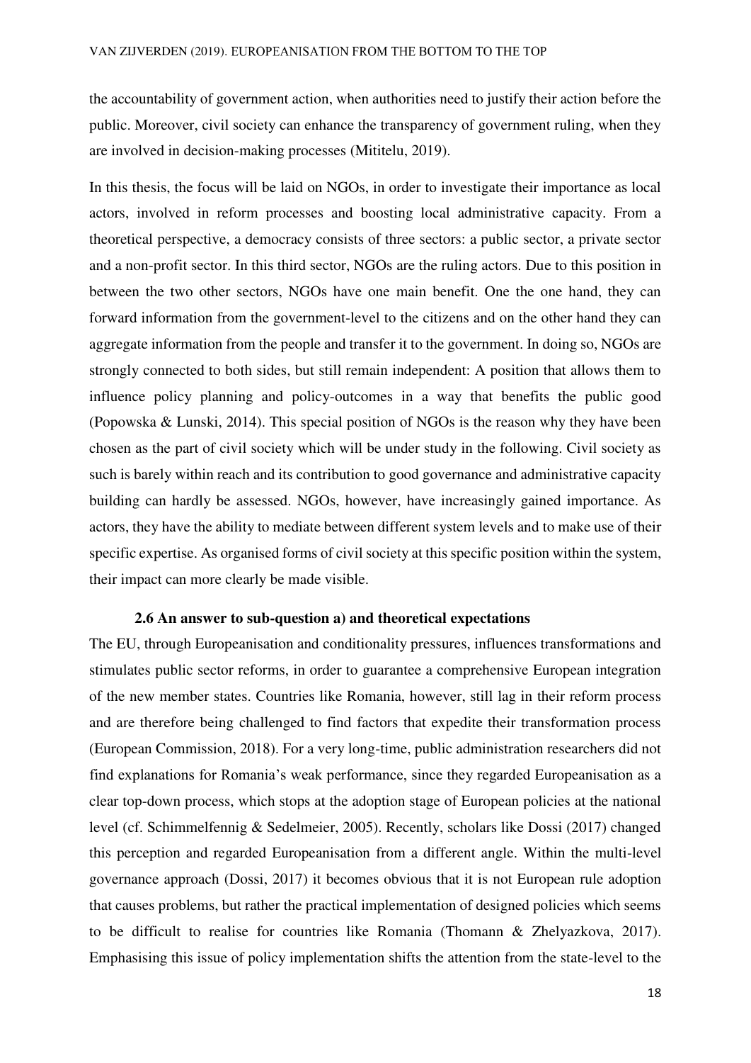the accountability of government action, when authorities need to justify their action before the public. Moreover, civil society can enhance the transparency of government ruling, when they are involved in decision-making processes (Mititelu, 2019).

In this thesis, the focus will be laid on NGOs, in order to investigate their importance as local actors, involved in reform processes and boosting local administrative capacity. From a theoretical perspective, a democracy consists of three sectors: a public sector, a private sector and a non-profit sector. In this third sector, NGOs are the ruling actors. Due to this position in between the two other sectors, NGOs have one main benefit. One the one hand, they can forward information from the government-level to the citizens and on the other hand they can aggregate information from the people and transfer it to the government. In doing so, NGOs are strongly connected to both sides, but still remain independent: A position that allows them to influence policy planning and policy-outcomes in a way that benefits the public good (Popowska & Lunski, 2014). This special position of NGOs is the reason why they have been chosen as the part of civil society which will be under study in the following. Civil society as such is barely within reach and its contribution to good governance and administrative capacity building can hardly be assessed. NGOs, however, have increasingly gained importance. As actors, they have the ability to mediate between different system levels and to make use of their specific expertise. As organised forms of civil society at this specific position within the system, their impact can more clearly be made visible.

### 2.6 An answer to sub-question a) and theoretical expectations

The EU, through Europeanisation and conditionality pressures, influences transformations and stimulates public sector reforms, in order to guarantee a comprehensive European integration of the new member states. Countries like Romania, however, still lag in their reform process and are therefore being challenged to find factors that expedite their transformation process (European Commission, 2018). For a very long-time, public administration researchers did not find explanations for Romania's weak performance, since they regarded Europeanisation as a clear top-down process, which stops at the adoption stage of European policies at the national level (cf. Schimmelfennig & Sedelmeier, 2005). Recently, scholars like Dossi (2017) changed this perception and regarded Europeanisation from a different angle. Within the multi-level governance approach (Dossi, 2017) it becomes obvious that it is not European rule adoption that causes problems, but rather the practical implementation of designed policies which seems to be difficult to realise for countries like Romania (Thomann & Zhelyazkova, 2017). Emphasising this issue of policy implementation shifts the attention from the state-level to the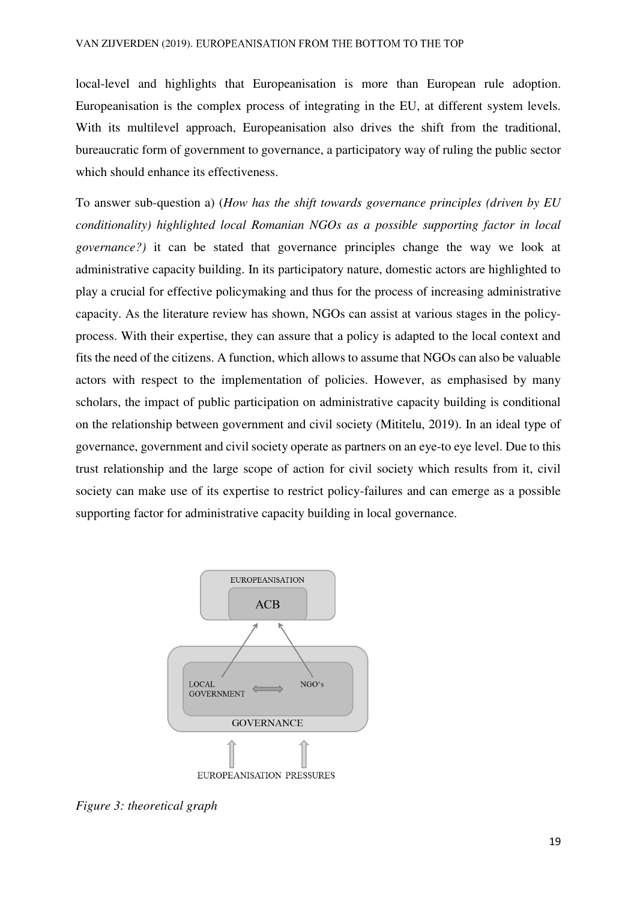local-level and highlights that Europeanisation is more than European rule adoption. Europeanisation is the complex process of integrating in the EU, at different system levels. With its multilevel approach, Europeanisation also drives the shift from the traditional, bureaucratic form of government to governance, a participatory way of ruling the public sector which should enhance its effectiveness.

To answer sub-question a) (*How has the shift towards governance principles (driven by EU conditionality) highlighted local Romanian NGOs as a possible supporting factor in local governance?)* it can be stated that governance principles change the way we look at administrative capacity building. In its participatory nature, domestic actors are highlighted to play a crucial for effective policymaking and thus for the process of increasing administrative capacity. As the literature review has shown, NGOs can assist at various stages in the policy-process. With their expertise, they can assure that a policy is adapted to the local context and fits the need of the citizens. A function, which allows to assume that NGOs can also be valuable actors with respect to the implementation of policies. However, as emphasised by many scholars, the impact of public participation on administrative capacity building is conditional on the relationship between government and civil society (Mititelu, 2019). In an ideal type of governance, government and civil society operate as partners on an eye-to eye level. Due to this trust relationship and the large scope of action for civil society which results from it, civil society can make use of its expertise to restrict policy-failures and can emerge as a possible supporting factor for administrative capacity building in local governance.

EUROPEANISATION

ACB

LOCAL GOVERNMENT

NGO's

GOVERNANCE

EUROPEANISATION PRESSURES

*Figure 3: theoretical graph*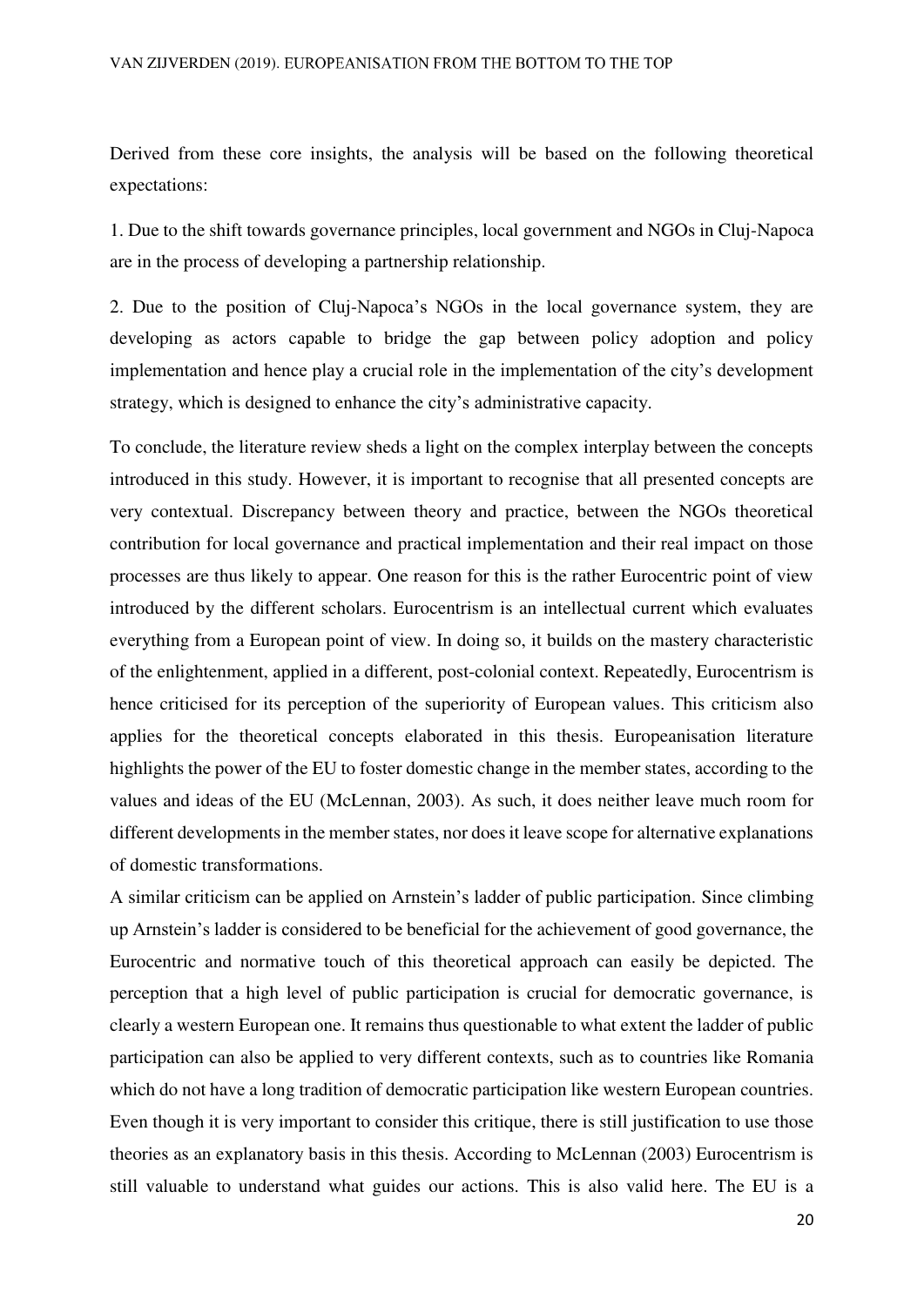Derived from these core insights, the analysis will be based on the following theoretical expectations:

1. Due to the shift towards governance principles, local government and NGOs in Cluj-Napoca are in the process of developing a partnership relationship.

2. Due to the position of Cluj-Napoca's NGOs in the local governance system, they are developing as actors capable to bridge the gap between policy adoption and policy implementation and hence play a crucial role in the implementation of the city's development strategy, which is designed to enhance the city's administrative capacity.

To conclude, the literature review sheds a light on the complex interplay between the concepts introduced in this study. However, it is important to recognise that all presented concepts are very contextual. Discrepancy between theory and practice, between the NGOs theoretical contribution for local governance and practical implementation and their real impact on those processes are thus likely to appear. One reason for this is the rather Eurocentric point of view introduced by the different scholars. Eurocentrism is an intellectual current which evaluates everything from a European point of view. In doing so, it builds on the mastery characteristic of the enlightenment, applied in a different, post-colonial context. Repeatedly, Eurocentrism is hence criticised for its perception of the superiority of European values. This criticism also applies for the theoretical concepts elaborated in this thesis. Europeanisation literature highlights the power of the EU to foster domestic change in the member states, according to the values and ideas of the EU (McLennan, 2003). As such, it does neither leave much room for different developments in the member states, nor does it leave scope for alternative explanations of domestic transformations.

A similar criticism can be applied on Arnstein's ladder of public participation. Since climbing up Arnstein's ladder is considered to be beneficial for the achievement of good governance, the Eurocentric and normative touch of this theoretical approach can easily be depicted. The perception that a high level of public participation is crucial for democratic governance, is clearly a western European one. It remains thus questionable to what extent the ladder of public participation can also be applied to very different contexts, such as to countries like Romania which do not have a long tradition of democratic participation like western European countries. Even though it is very important to consider this critique, there is still justification to use those theories as an explanatory basis in this thesis. According to McLennan (2003) Eurocentrism is still valuable to understand what guides our actions. This is also valid here. The EU is a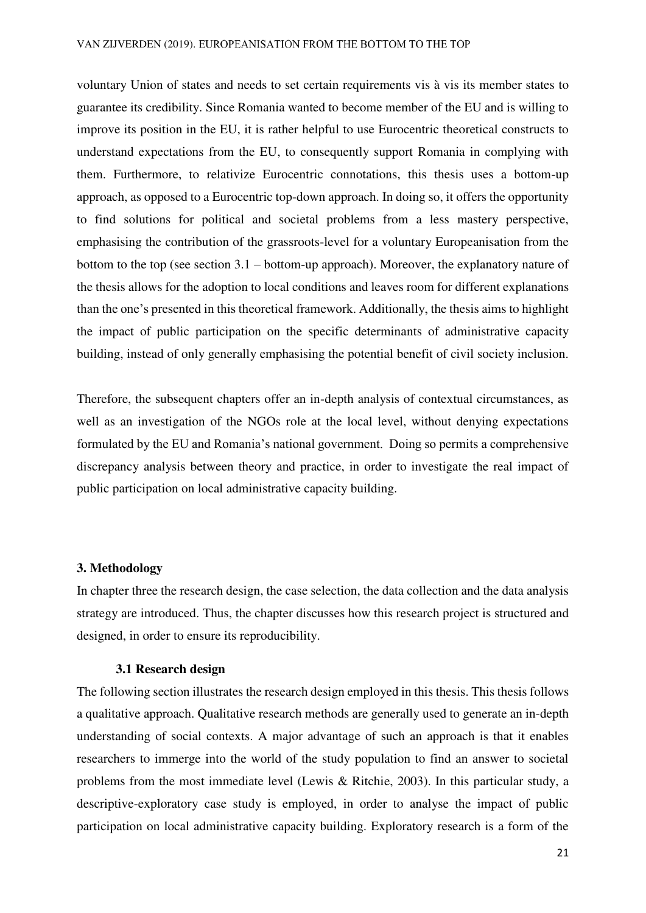voluntary Union of states and needs to set certain requirements vis à vis its member states to guarantee its credibility. Since Romania wanted to become member of the EU and is willing to improve its position in the EU, it is rather helpful to use Eurocentric theoretical constructs to understand expectations from the EU, to consequently support Romania in complying with them. Furthermore, to relativize Eurocentric connotations, this thesis uses a bottom-up approach, as opposed to a Eurocentric top-down approach. In doing so, it offers the opportunity to find solutions for political and societal problems from a less mastery perspective, emphasising the contribution of the grassroots-level for a voluntary Europeanisation from the bottom to the top (see section 3.1 – bottom-up approach). Moreover, the explanatory nature of the thesis allows for the adoption to local conditions and leaves room for different explanations than the one's presented in this theoretical framework. Additionally, the thesis aims to highlight the impact of public participation on the specific determinants of administrative capacity building, instead of only generally emphasising the potential benefit of civil society inclusion.

Therefore, the subsequent chapters offer an in-depth analysis of contextual circumstances, as well as an investigation of the NGOs role at the local level, without denying expectations formulated by the EU and Romania's national government. Doing so permits a comprehensive discrepancy analysis between theory and practice, in order to investigate the real impact of public participation on local administrative capacity building.

## 3. Methodology

In chapter three the research design, the case selection, the data collection and the data analysis strategy are introduced. Thus, the chapter discusses how this research project is structured and designed, in order to ensure its reproducibility.

### 3.1 Research design

The following section illustrates the research design employed in this thesis. This thesis follows a qualitative approach. Qualitative research methods are generally used to generate an in-depth understanding of social contexts. A major advantage of such an approach is that it enables researchers to immerge into the world of the study population to find an answer to societal problems from the most immediate level (Lewis & Ritchie, 2003). In this particular study, a descriptive-exploratory case study is employed, in order to analyse the impact of public participation on local administrative capacity building. Exploratory research is a form of the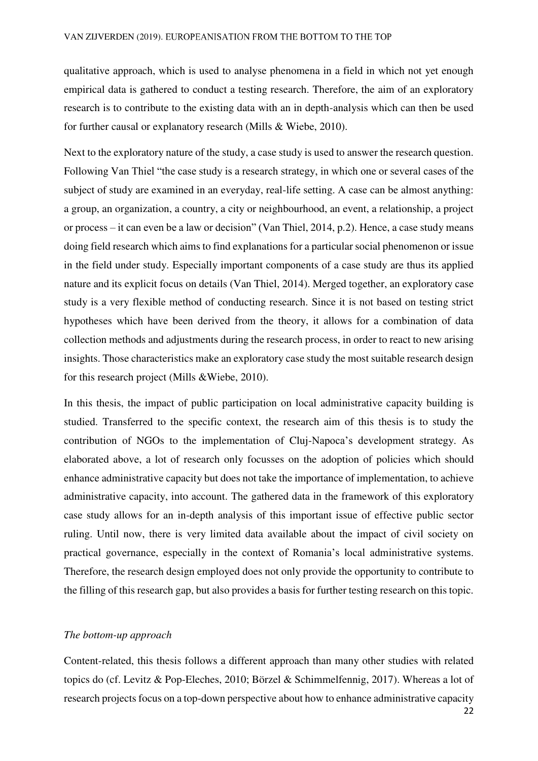qualitative approach, which is used to analyse phenomena in a field in which not yet enough empirical data is gathered to conduct a testing research. Therefore, the aim of an exploratory research is to contribute to the existing data with an in depth-analysis which can then be used for further causal or explanatory research (Mills & Wiebe, 2010).

Next to the exploratory nature of the study, a case study is used to answer the research question. Following Van Thiel "the case study is a research strategy, in which one or several cases of the subject of study are examined in an everyday, real-life setting. A case can be almost anything: a group, an organization, a country, a city or neighbourhood, an event, a relationship, a project or process – it can even be a law or decision" (Van Thiel, 2014, p.2). Hence, a case study means doing field research which aims to find explanations for a particular social phenomenon or issue in the field under study. Especially important components of a case study are thus its applied nature and its explicit focus on details (Van Thiel, 2014). Merged together, an exploratory case study is a very flexible method of conducting research. Since it is not based on testing strict hypotheses which have been derived from the theory, it allows for a combination of data collection methods and adjustments during the research process, in order to react to new arising insights. Those characteristics make an exploratory case study the most suitable research design for this research project (Mills &Wiebe, 2010).

In this thesis, the impact of public participation on local administrative capacity building is studied. Transferred to the specific context, the research aim of this thesis is to study the contribution of NGOs to the implementation of Cluj-Napoca's development strategy. As elaborated above, a lot of research only focusses on the adoption of policies which should enhance administrative capacity but does not take the importance of implementation, to achieve administrative capacity, into account. The gathered data in the framework of this exploratory case study allows for an in-depth analysis of this important issue of effective public sector ruling. Until now, there is very limited data available about the impact of civil society on practical governance, especially in the context of Romania's local administrative systems. Therefore, the research design employed does not only provide the opportunity to contribute to the filling of this research gap, but also provides a basis for further testing research on this topic.

*The bottom-up approach*

Content-related, this thesis follows a different approach than many other studies with related topics do (cf. Levitz & Pop-Eleches, 2010; Börzel & Schimmelfennig, 2017). Whereas a lot of research projects focus on a top-down perspective about how to enhance administrative capacity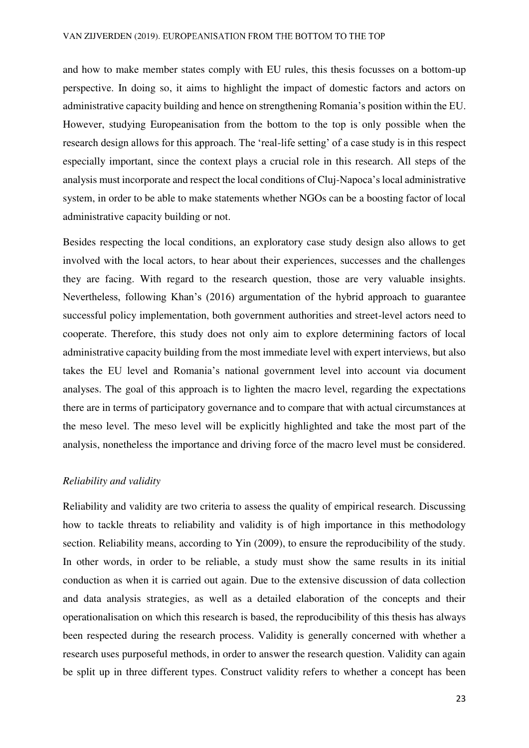and how to make member states comply with EU rules, this thesis focusses on a bottom-up perspective. In doing so, it aims to highlight the impact of domestic factors and actors on administrative capacity building and hence on strengthening Romania's position within the EU. However, studying Europeanisation from the bottom to the top is only possible when the research design allows for this approach. The 'real-life setting' of a case study is in this respect especially important, since the context plays a crucial role in this research. All steps of the analysis must incorporate and respect the local conditions of Cluj-Napoca's local administrative system, in order to be able to make statements whether NGOs can be a boosting factor of local administrative capacity building or not.

Besides respecting the local conditions, an exploratory case study design also allows to get involved with the local actors, to hear about their experiences, successes and the challenges they are facing. With regard to the research question, those are very valuable insights. Nevertheless, following Khan's (2016) argumentation of the hybrid approach to guarantee successful policy implementation, both government authorities and street-level actors need to cooperate. Therefore, this study does not only aim to explore determining factors of local administrative capacity building from the most immediate level with expert interviews, but also takes the EU level and Romania's national government level into account via document analyses. The goal of this approach is to lighten the macro level, regarding the expectations there are in terms of participatory governance and to compare that with actual circumstances at the meso level. The meso level will be explicitly highlighted and take the most part of the analysis, nonetheless the importance and driving force of the macro level must be considered.

*Reliability and validity*

Reliability and validity are two criteria to assess the quality of empirical research. Discussing how to tackle threats to reliability and validity is of high importance in this methodology section. Reliability means, according to Yin (2009), to ensure the reproducibility of the study. In other words, in order to be reliable, a study must show the same results in its initial conduction as when it is carried out again. Due to the extensive discussion of data collection and data analysis strategies, as well as a detailed elaboration of the concepts and their operationalisation on which this research is based, the reproducibility of this thesis has always been respected during the research process. Validity is generally concerned with whether a research uses purposeful methods, in order to answer the research question. Validity can again be split up in three different types. Construct validity refers to whether a concept has been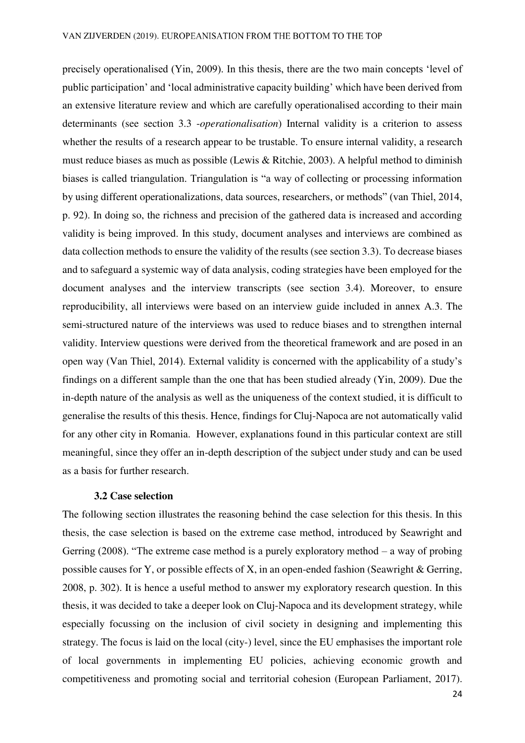precisely operationalised (Yin, 2009). In this thesis, there are the two main concepts 'level of public participation' and 'local administrative capacity building' which have been derived from an extensive literature review and which are carefully operationalised according to their main determinants (see section 3.3 *-operationalisation*) Internal validity is a criterion to assess whether the results of a research appear to be trustable. To ensure internal validity, a research must reduce biases as much as possible (Lewis & Ritchie, 2003). A helpful method to diminish biases is called triangulation. Triangulation is "a way of collecting or processing information by using different operationalizations, data sources, researchers, or methods" (van Thiel, 2014, p. 92). In doing so, the richness and precision of the gathered data is increased and according validity is being improved. In this study, document analyses and interviews are combined as data collection methods to ensure the validity of the results (see section 3.3). To decrease biases and to safeguard a systemic way of data analysis, coding strategies have been employed for the document analyses and the interview transcripts (see section 3.4). Moreover, to ensure reproducibility, all interviews were based on an interview guide included in annex A.3. The semi-structured nature of the interviews was used to reduce biases and to strengthen internal validity. Interview questions were derived from the theoretical framework and are posed in an open way (Van Thiel, 2014). External validity is concerned with the applicability of a study's findings on a different sample than the one that has been studied already (Yin, 2009). Due the in-depth nature of the analysis as well as the uniqueness of the context studied, it is difficult to generalise the results of this thesis. Hence, findings for Cluj-Napoca are not automatically valid for any other city in Romania. However, explanations found in this particular context are still meaningful, since they offer an in-depth description of the subject under study and can be used as a basis for further research.

### 3.2 Case selection

The following section illustrates the reasoning behind the case selection for this thesis. In this thesis, the case selection is based on the extreme case method, introduced by Seawright and Gerring (2008). "The extreme case method is a purely exploratory method – a way of probing possible causes for Y, or possible effects of X, in an open-ended fashion (Seawright & Gerring, 2008, p. 302). It is hence a useful method to answer my exploratory research question. In this thesis, it was decided to take a deeper look on Cluj-Napoca and its development strategy, while especially focussing on the inclusion of civil society in designing and implementing this strategy. The focus is laid on the local (city-) level, since the EU emphasises the important role of local governments in implementing EU policies, achieving economic growth and competitiveness and promoting social and territorial cohesion (European Parliament, 2017).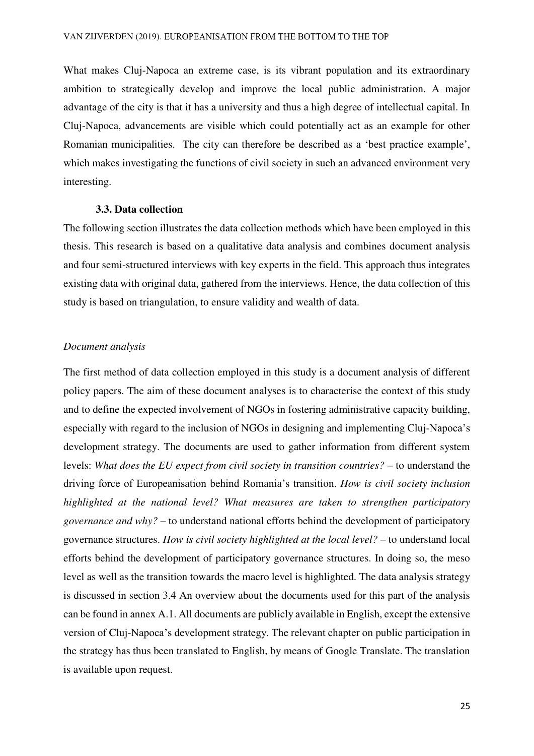What makes Cluj-Napoca an extreme case, is its vibrant population and its extraordinary ambition to strategically develop and improve the local public administration. A major advantage of the city is that it has a university and thus a high degree of intellectual capital. In Cluj-Napoca, advancements are visible which could potentially act as an example for other Romanian municipalities. The city can therefore be described as a 'best practice example', which makes investigating the functions of civil society in such an advanced environment very interesting.

### 3.3. Data collection

The following section illustrates the data collection methods which have been employed in this thesis. This research is based on a qualitative data analysis and combines document analysis and four semi-structured interviews with key experts in the field. This approach thus integrates existing data with original data, gathered from the interviews. Hence, the data collection of this study is based on triangulation, to ensure validity and wealth of data.

*Document analysis*

The first method of data collection employed in this study is a document analysis of different policy papers. The aim of these document analyses is to characterise the context of this study and to define the expected involvement of NGOs in fostering administrative capacity building, especially with regard to the inclusion of NGOs in designing and implementing Cluj-Napoca's development strategy. The documents are used to gather information from different system levels: *What does the EU expect from civil society in transition countries?* – to understand the driving force of Europeanisation behind Romania's transition. *How is civil society inclusion highlighted at the national level? What measures are taken to strengthen participatory governance and why?* – to understand national efforts behind the development of participatory governance structures. *How is civil society highlighted at the local level?* – to understand local efforts behind the development of participatory governance structures. In doing so, the meso level as well as the transition towards the macro level is highlighted. The data analysis strategy is discussed in section 3.4 An overview about the documents used for this part of the analysis can be found in annex A.1. All documents are publicly available in English, except the extensive version of Cluj-Napoca's development strategy. The relevant chapter on public participation in the strategy has thus been translated to English, by means of Google Translate. The translation is available upon request.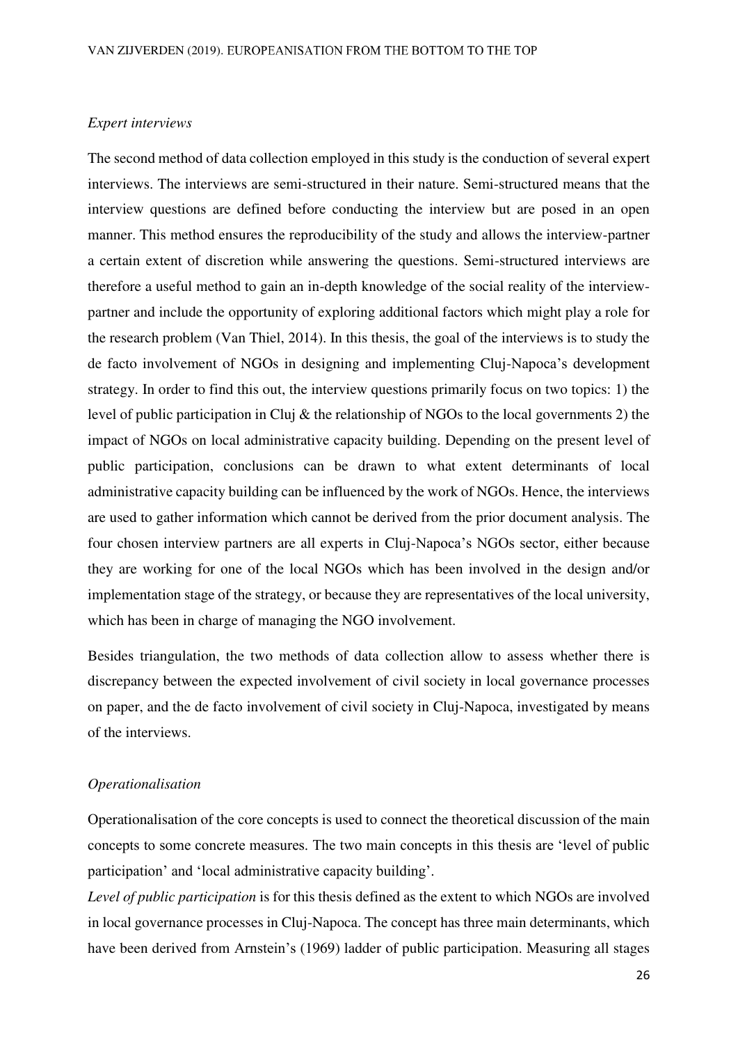*Expert interviews*

The second method of data collection employed in this study is the conduction of several expert interviews. The interviews are semi-structured in their nature. Semi-structured means that the interview questions are defined before conducting the interview but are posed in an open manner. This method ensures the reproducibility of the study and allows the interview-partner a certain extent of discretion while answering the questions. Semi-structured interviews are therefore a useful method to gain an in-depth knowledge of the social reality of the interview-partner and include the opportunity of exploring additional factors which might play a role for the research problem (Van Thiel, 2014). In this thesis, the goal of the interviews is to study the de facto involvement of NGOs in designing and implementing Cluj-Napoca's development strategy. In order to find this out, the interview questions primarily focus on two topics: 1) the level of public participation in Cluj & the relationship of NGOs to the local governments 2) the impact of NGOs on local administrative capacity building. Depending on the present level of public participation, conclusions can be drawn to what extent determinants of local administrative capacity building can be influenced by the work of NGOs. Hence, the interviews are used to gather information which cannot be derived from the prior document analysis. The four chosen interview partners are all experts in Cluj-Napoca's NGOs sector, either because they are working for one of the local NGOs which has been involved in the design and/or implementation stage of the strategy, or because they are representatives of the local university, which has been in charge of managing the NGO involvement.

Besides triangulation, the two methods of data collection allow to assess whether there is discrepancy between the expected involvement of civil society in local governance processes on paper, and the de facto involvement of civil society in Cluj-Napoca, investigated by means of the interviews.

*Operationalisation*

Operationalisation of the core concepts is used to connect the theoretical discussion of the main concepts to some concrete measures. The two main concepts in this thesis are 'level of public participation' and 'local administrative capacity building'.

*Level of public participation* is for this thesis defined as the extent to which NGOs are involved in local governance processes in Cluj-Napoca. The concept has three main determinants, which have been derived from Arnstein's (1969) ladder of public participation. Measuring all stages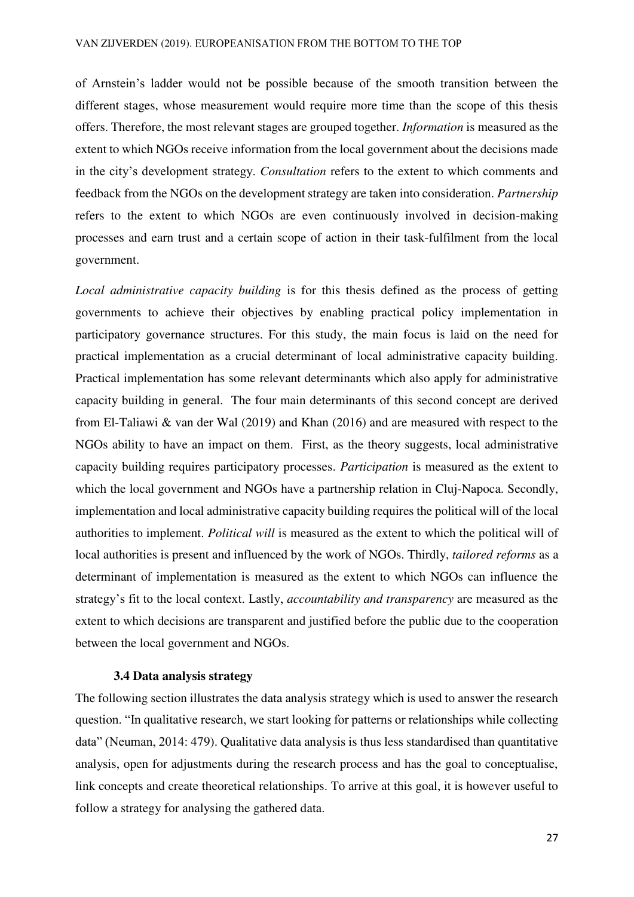of Arnstein's ladder would not be possible because of the smooth transition between the different stages, whose measurement would require more time than the scope of this thesis offers. Therefore, the most relevant stages are grouped together. *Information* is measured as the extent to which NGOs receive information from the local government about the decisions made in the city's development strategy. *Consultation* refers to the extent to which comments and feedback from the NGOs on the development strategy are taken into consideration. *Partnership* refers to the extent to which NGOs are even continuously involved in decision-making processes and earn trust and a certain scope of action in their task-fulfilment from the local government.

*Local administrative capacity building* is for this thesis defined as the process of getting governments to achieve their objectives by enabling practical policy implementation in participatory governance structures. For this study, the main focus is laid on the need for practical implementation as a crucial determinant of local administrative capacity building. Practical implementation has some relevant determinants which also apply for administrative capacity building in general. The four main determinants of this second concept are derived from El-Taliawi & van der Wal (2019) and Khan (2016) and are measured with respect to the NGOs ability to have an impact on them. First, as the theory suggests, local administrative capacity building requires participatory processes. *Participation* is measured as the extent to which the local government and NGOs have a partnership relation in Cluj-Napoca. Secondly, implementation and local administrative capacity building requires the political will of the local authorities to implement. *Political will* is measured as the extent to which the political will of local authorities is present and influenced by the work of NGOs. Thirdly, *tailored reforms* as a determinant of implementation is measured as the extent to which NGOs can influence the strategy's fit to the local context. Lastly, *accountability and transparency* are measured as the extent to which decisions are transparent and justified before the public due to the cooperation between the local government and NGOs.

### 3.4 Data analysis strategy

The following section illustrates the data analysis strategy which is used to answer the research question. "In qualitative research, we start looking for patterns or relationships while collecting data" (Neuman, 2014: 479). Qualitative data analysis is thus less standardised than quantitative analysis, open for adjustments during the research process and has the goal to conceptualise, link concepts and create theoretical relationships. To arrive at this goal, it is however useful to follow a strategy for analysing the gathered data.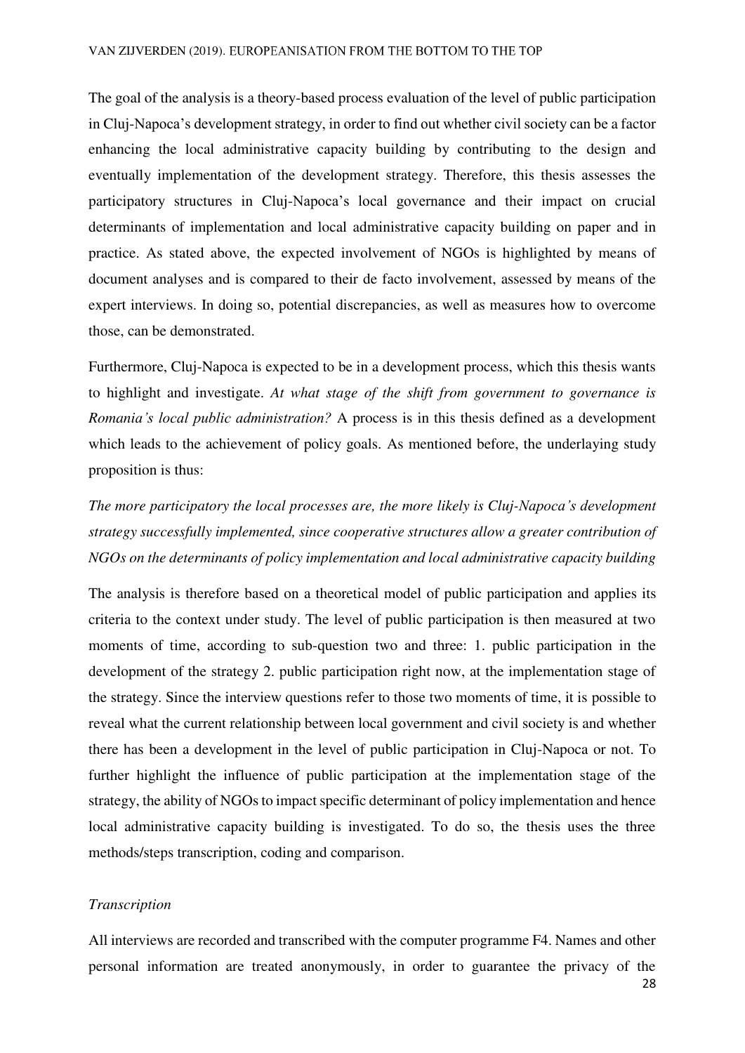The goal of the analysis is a theory-based process evaluation of the level of public participation in Cluj-Napoca's development strategy, in order to find out whether civil society can be a factor enhancing the local administrative capacity building by contributing to the design and eventually implementation of the development strategy. Therefore, this thesis assesses the participatory structures in Cluj-Napoca's local governance and their impact on crucial determinants of implementation and local administrative capacity building on paper and in practice. As stated above, the expected involvement of NGOs is highlighted by means of document analyses and is compared to their de facto involvement, assessed by means of the expert interviews. In doing so, potential discrepancies, as well as measures how to overcome those, can be demonstrated.

Furthermore, Cluj-Napoca is expected to be in a development process, which this thesis wants to highlight and investigate. *At what stage of the shift from government to governance is Romania's local public administration?* A process is in this thesis defined as a development which leads to the achievement of policy goals. As mentioned before, the underlaying study proposition is thus:

*The more participatory the local processes are, the more likely is Cluj-Napoca's development strategy successfully implemented, since cooperative structures allow a greater contribution of NGOs on the determinants of policy implementation and local administrative capacity building*

The analysis is therefore based on a theoretical model of public participation and applies its criteria to the context under study. The level of public participation is then measured at two moments of time, according to sub-question two and three: 1. public participation in the development of the strategy 2. public participation right now, at the implementation stage of the strategy. Since the interview questions refer to those two moments of time, it is possible to reveal what the current relationship between local government and civil society is and whether there has been a development in the level of public participation in Cluj-Napoca or not. To further highlight the influence of public participation at the implementation stage of the strategy, the ability of NGOs to impact specific determinant of policy implementation and hence local administrative capacity building is investigated. To do so, the thesis uses the three methods/steps transcription, coding and comparison.

*Transcription*

All interviews are recorded and transcribed with the computer programme F4. Names and other personal information are treated anonymously, in order to guarantee the privacy of the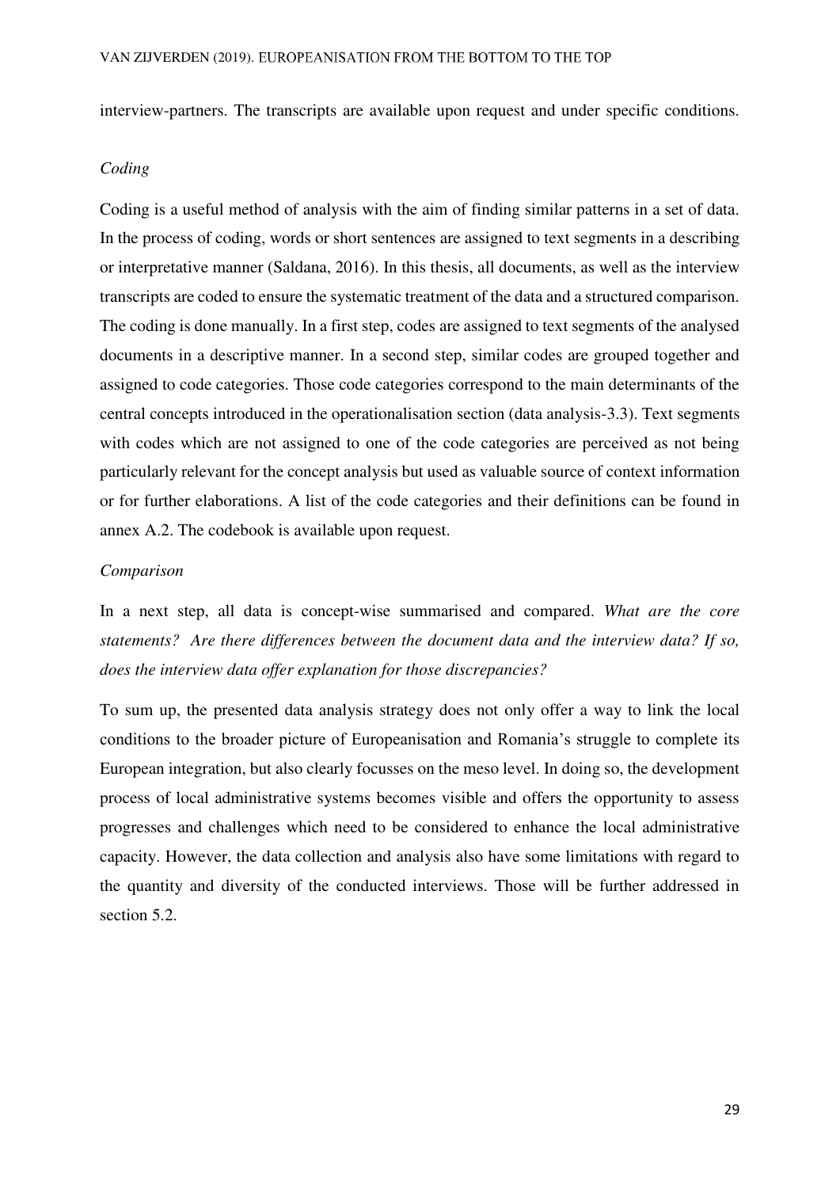interview-partners. The transcripts are available upon request and under specific conditions.

*Coding*

Coding is a useful method of analysis with the aim of finding similar patterns in a set of data. In the process of coding, words or short sentences are assigned to text segments in a describing or interpretative manner (Saldana, 2016). In this thesis, all documents, as well as the interview transcripts are coded to ensure the systematic treatment of the data and a structured comparison. The coding is done manually. In a first step, codes are assigned to text segments of the analysed documents in a descriptive manner. In a second step, similar codes are grouped together and assigned to code categories. Those code categories correspond to the main determinants of the central concepts introduced in the operationalisation section (data analysis-3.3). Text segments with codes which are not assigned to one of the code categories are perceived as not being particularly relevant for the concept analysis but used as valuable source of context information or for further elaborations. A list of the code categories and their definitions can be found in annex A.2. The codebook is available upon request.

*Comparison*

In a next step, all data is concept-wise summarised and compared. *What are the core statements? Are there differences between the document data and the interview data? If so, does the interview data offer explanation for those discrepancies?*

To sum up, the presented data analysis strategy does not only offer a way to link the local conditions to the broader picture of Europeanisation and Romania's struggle to complete its European integration, but also clearly focusses on the meso level. In doing so, the development process of local administrative systems becomes visible and offers the opportunity to assess progresses and challenges which need to be considered to enhance the local administrative capacity. However, the data collection and analysis also have some limitations with regard to the quantity and diversity of the conducted interviews. Those will be further addressed in section 5.2.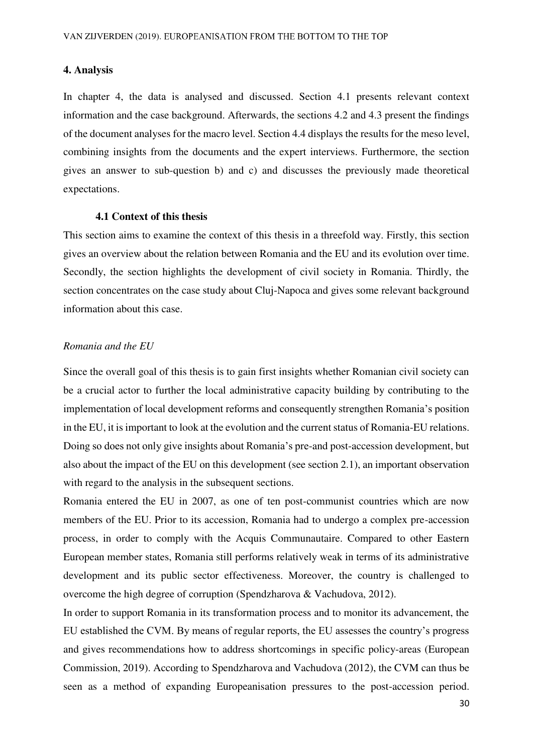## 4. Analysis

In chapter 4, the data is analysed and discussed. Section 4.1 presents relevant context information and the case background. Afterwards, the sections 4.2 and 4.3 present the findings of the document analyses for the macro level. Section 4.4 displays the results for the meso level, combining insights from the documents and the expert interviews. Furthermore, the section gives an answer to sub-question b) and c) and discusses the previously made theoretical expectations.

### 4.1 Context of this thesis

This section aims to examine the context of this thesis in a threefold way. Firstly, this section gives an overview about the relation between Romania and the EU and its evolution over time. Secondly, the section highlights the development of civil society in Romania. Thirdly, the section concentrates on the case study about Cluj-Napoca and gives some relevant background information about this case.

*Romania and the EU*

Since the overall goal of this thesis is to gain first insights whether Romanian civil society can be a crucial actor to further the local administrative capacity building by contributing to the implementation of local development reforms and consequently strengthen Romania's position in the EU, it is important to look at the evolution and the current status of Romania-EU relations. Doing so does not only give insights about Romania's pre-and post-accession development, but also about the impact of the EU on this development (see section 2.1), an important observation with regard to the analysis in the subsequent sections.

Romania entered the EU in 2007, as one of ten post-communist countries which are now members of the EU. Prior to its accession, Romania had to undergo a complex pre-accession process, in order to comply with the Acquis Communautaire. Compared to other Eastern European member states, Romania still performs relatively weak in terms of its administrative development and its public sector effectiveness. Moreover, the country is challenged to overcome the high degree of corruption (Spendzharova & Vachudova, 2012).

In order to support Romania in its transformation process and to monitor its advancement, the EU established the CVM. By means of regular reports, the EU assesses the country's progress and gives recommendations how to address shortcomings in specific policy-areas (European Commission, 2019). According to Spendzharova and Vachudova (2012), the CVM can thus be seen as a method of expanding Europeanisation pressures to the post-accession period.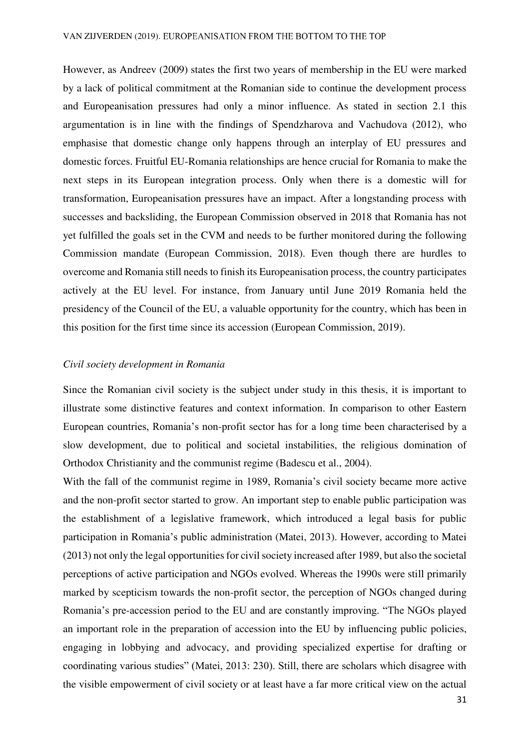However, as Andreev (2009) states the first two years of membership in the EU were marked by a lack of political commitment at the Romanian side to continue the development process and Europeanisation pressures had only a minor influence. As stated in section 2.1 this argumentation is in line with the findings of Spendzharova and Vachudova (2012), who emphasise that domestic change only happens through an interplay of EU pressures and domestic forces. Fruitful EU-Romania relationships are hence crucial for Romania to make the next steps in its European integration process. Only when there is a domestic will for transformation, Europeanisation pressures have an impact. After a longstanding process with successes and backsliding, the European Commission observed in 2018 that Romania has not yet fulfilled the goals set in the CVM and needs to be further monitored during the following Commission mandate (European Commission, 2018). Even though there are hurdles to overcome and Romania still needs to finish its Europeanisation process, the country participates actively at the EU level. For instance, from January until June 2019 Romania held the presidency of the Council of the EU, a valuable opportunity for the country, which has been in this position for the first time since its accession (European Commission, 2019).

*Civil society development in Romania*

Since the Romanian civil society is the subject under study in this thesis, it is important to illustrate some distinctive features and context information. In comparison to other Eastern European countries, Romania's non-profit sector has for a long time been characterised by a slow development, due to political and societal instabilities, the religious domination of Orthodox Christianity and the communist regime (Badescu et al., 2004).

With the fall of the communist regime in 1989, Romania's civil society became more active and the non-profit sector started to grow. An important step to enable public participation was the establishment of a legislative framework, which introduced a legal basis for public participation in Romania's public administration (Matei, 2013). However, according to Matei (2013) not only the legal opportunities for civil society increased after 1989, but also the societal perceptions of active participation and NGOs evolved. Whereas the 1990s were still primarily marked by scepticism towards the non-profit sector, the perception of NGOs changed during Romania's pre-accession period to the EU and are constantly improving. "The NGOs played an important role in the preparation of accession into the EU by influencing public policies, engaging in lobbying and advocacy, and providing specialized expertise for drafting or coordinating various studies" (Matei, 2013: 230). Still, there are scholars which disagree with the visible empowerment of civil society or at least have a far more critical view on the actual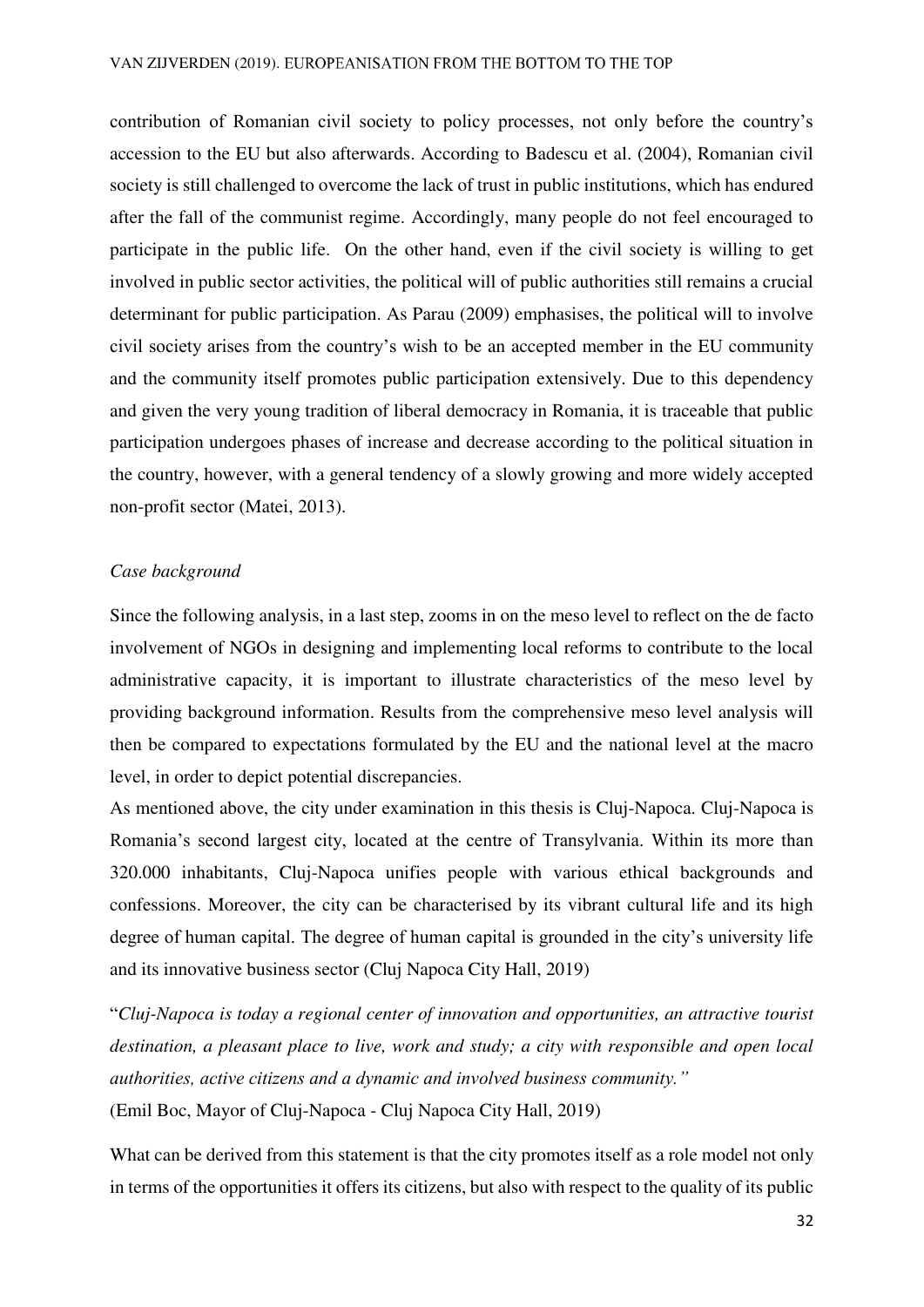contribution of Romanian civil society to policy processes, not only before the country's accession to the EU but also afterwards. According to Badescu et al. (2004), Romanian civil society is still challenged to overcome the lack of trust in public institutions, which has endured after the fall of the communist regime. Accordingly, many people do not feel encouraged to participate in the public life.  On the other hand, even if the civil society is willing to get involved in public sector activities, the political will of public authorities still remains a crucial determinant for public participation. As Parau (2009) emphasises, the political will to involve civil society arises from the country's wish to be an accepted member in the EU community and the community itself promotes public participation extensively. Due to this dependency and given the very young tradition of liberal democracy in Romania, it is traceable that public participation undergoes phases of increase and decrease according to the political situation in the country, however, with a general tendency of a slowly growing and more widely accepted non-profit sector (Matei, 2013).

*Case background*

Since the following analysis, in a last step, zooms in on the meso level to reflect on the de facto involvement of NGOs in designing and implementing local reforms to contribute to the local administrative capacity, it is important to illustrate characteristics of the meso level by providing background information. Results from the comprehensive meso level analysis will then be compared to expectations formulated by the EU and the national level at the macro level, in order to depict potential discrepancies.

As mentioned above, the city under examination in this thesis is Cluj-Napoca. Cluj-Napoca is Romania's second largest city, located at the centre of Transylvania. Within its more than 320.000 inhabitants, Cluj-Napoca unifies people with various ethical backgrounds and confessions. Moreover, the city can be characterised by its vibrant cultural life and its high degree of human capital. The degree of human capital is grounded in the city's university life and its innovative business sector (Cluj Napoca City Hall, 2019)

"*Cluj-Napoca is today a regional center of innovation and opportunities, an attractive tourist destination, a pleasant place to live, work and study; a city with responsible and open local authorities, active citizens and a dynamic and involved business community."*

(Emil Boc, Mayor of Cluj-Napoca - Cluj Napoca City Hall, 2019)

What can be derived from this statement is that the city promotes itself as a role model not only in terms of the opportunities it offers its citizens, but also with respect to the quality of its public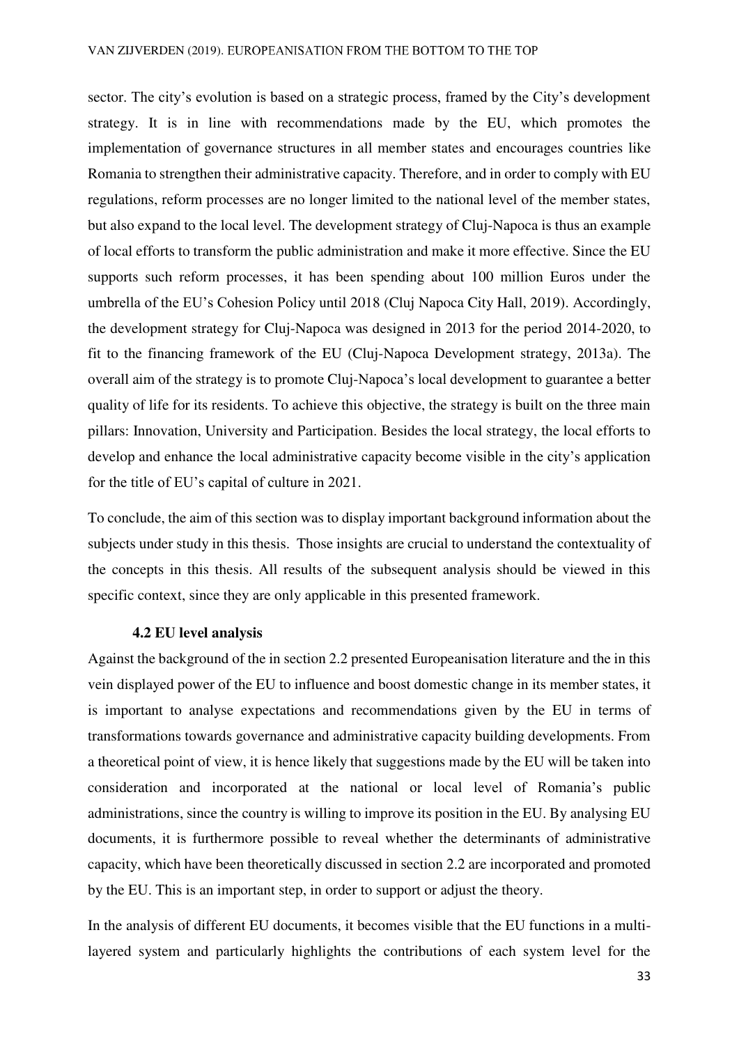sector. The city's evolution is based on a strategic process, framed by the City's development strategy. It is in line with recommendations made by the EU, which promotes the implementation of governance structures in all member states and encourages countries like Romania to strengthen their administrative capacity. Therefore, and in order to comply with EU regulations, reform processes are no longer limited to the national level of the member states, but also expand to the local level. The development strategy of Cluj-Napoca is thus an example of local efforts to transform the public administration and make it more effective. Since the EU supports such reform processes, it has been spending about 100 million Euros under the umbrella of the EU's Cohesion Policy until 2018 (Cluj Napoca City Hall, 2019). Accordingly, the development strategy for Cluj-Napoca was designed in 2013 for the period 2014-2020, to fit to the financing framework of the EU (Cluj-Napoca Development strategy, 2013a). The overall aim of the strategy is to promote Cluj-Napoca's local development to guarantee a better quality of life for its residents. To achieve this objective, the strategy is built on the three main pillars: Innovation, University and Participation. Besides the local strategy, the local efforts to develop and enhance the local administrative capacity become visible in the city's application for the title of EU's capital of culture in 2021.

To conclude, the aim of this section was to display important background information about the subjects under study in this thesis. Those insights are crucial to understand the contextuality of the concepts in this thesis. All results of the subsequent analysis should be viewed in this specific context, since they are only applicable in this presented framework.

### 4.2 EU level analysis

Against the background of the in section 2.2 presented Europeanisation literature and the in this vein displayed power of the EU to influence and boost domestic change in its member states, it is important to analyse expectations and recommendations given by the EU in terms of transformations towards governance and administrative capacity building developments. From a theoretical point of view, it is hence likely that suggestions made by the EU will be taken into consideration and incorporated at the national or local level of Romania's public administrations, since the country is willing to improve its position in the EU. By analysing EU documents, it is furthermore possible to reveal whether the determinants of administrative capacity, which have been theoretically discussed in section 2.2 are incorporated and promoted by the EU. This is an important step, in order to support or adjust the theory.

In the analysis of different EU documents, it becomes visible that the EU functions in a multi-layered system and particularly highlights the contributions of each system level for the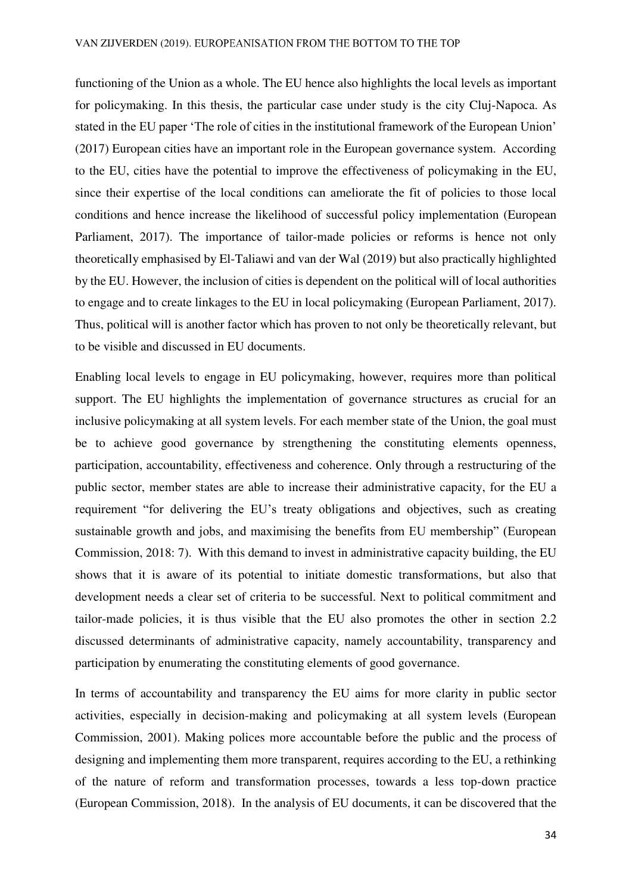functioning of the Union as a whole. The EU hence also highlights the local levels as important for policymaking. In this thesis, the particular case under study is the city Cluj-Napoca. As stated in the EU paper 'The role of cities in the institutional framework of the European Union' (2017) European cities have an important role in the European governance system. According to the EU, cities have the potential to improve the effectiveness of policymaking in the EU, since their expertise of the local conditions can ameliorate the fit of policies to those local conditions and hence increase the likelihood of successful policy implementation (European Parliament, 2017). The importance of tailor-made policies or reforms is hence not only theoretically emphasised by El-Taliawi and van der Wal (2019) but also practically highlighted by the EU. However, the inclusion of cities is dependent on the political will of local authorities to engage and to create linkages to the EU in local policymaking (European Parliament, 2017). Thus, political will is another factor which has proven to not only be theoretically relevant, but to be visible and discussed in EU documents.

Enabling local levels to engage in EU policymaking, however, requires more than political support. The EU highlights the implementation of governance structures as crucial for an inclusive policymaking at all system levels. For each member state of the Union, the goal must be to achieve good governance by strengthening the constituting elements openness, participation, accountability, effectiveness and coherence. Only through a restructuring of the public sector, member states are able to increase their administrative capacity, for the EU a requirement "for delivering the EU's treaty obligations and objectives, such as creating sustainable growth and jobs, and maximising the benefits from EU membership" (European Commission, 2018: 7). With this demand to invest in administrative capacity building, the EU shows that it is aware of its potential to initiate domestic transformations, but also that development needs a clear set of criteria to be successful. Next to political commitment and tailor-made policies, it is thus visible that the EU also promotes the other in section 2.2 discussed determinants of administrative capacity, namely accountability, transparency and participation by enumerating the constituting elements of good governance.

In terms of accountability and transparency the EU aims for more clarity in public sector activities, especially in decision-making and policymaking at all system levels (European Commission, 2001). Making polices more accountable before the public and the process of designing and implementing them more transparent, requires according to the EU, a rethinking of the nature of reform and transformation processes, towards a less top-down practice (European Commission, 2018). In the analysis of EU documents, it can be discovered that the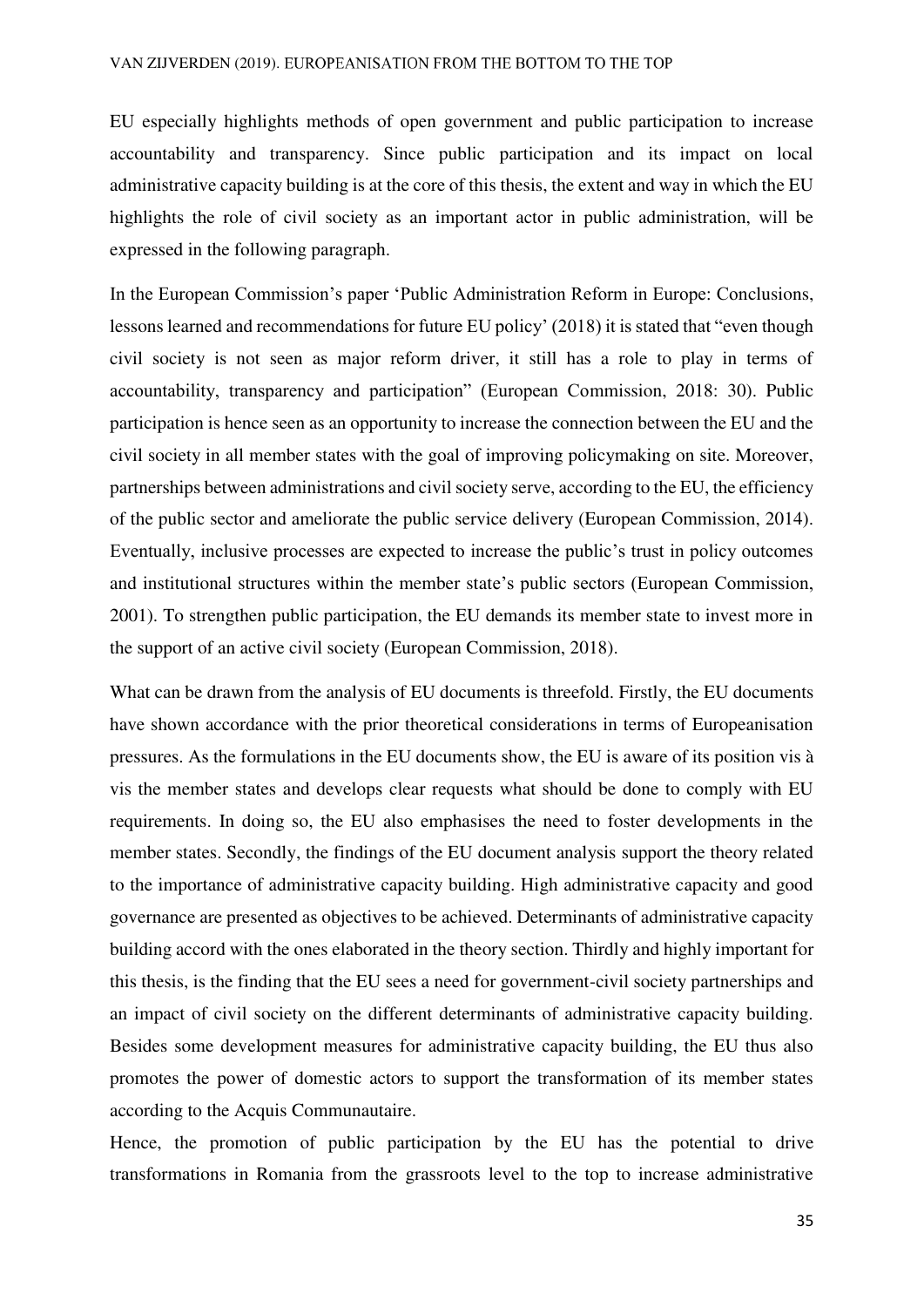EU especially highlights methods of open government and public participation to increase accountability and transparency. Since public participation and its impact on local administrative capacity building is at the core of this thesis, the extent and way in which the EU highlights the role of civil society as an important actor in public administration, will be expressed in the following paragraph.

In the European Commission's paper 'Public Administration Reform in Europe: Conclusions, lessons learned and recommendations for future EU policy' (2018) it is stated that "even though civil society is not seen as major reform driver, it still has a role to play in terms of accountability, transparency and participation" (European Commission, 2018: 30). Public participation is hence seen as an opportunity to increase the connection between the EU and the civil society in all member states with the goal of improving policymaking on site. Moreover, partnerships between administrations and civil society serve, according to the EU, the efficiency of the public sector and ameliorate the public service delivery (European Commission, 2014). Eventually, inclusive processes are expected to increase the public's trust in policy outcomes and institutional structures within the member state's public sectors (European Commission, 2001). To strengthen public participation, the EU demands its member state to invest more in the support of an active civil society (European Commission, 2018).

What can be drawn from the analysis of EU documents is threefold. Firstly, the EU documents have shown accordance with the prior theoretical considerations in terms of Europeanisation pressures. As the formulations in the EU documents show, the EU is aware of its position vis à vis the member states and develops clear requests what should be done to comply with EU requirements. In doing so, the EU also emphasises the need to foster developments in the member states. Secondly, the findings of the EU document analysis support the theory related to the importance of administrative capacity building. High administrative capacity and good governance are presented as objectives to be achieved. Determinants of administrative capacity building accord with the ones elaborated in the theory section. Thirdly and highly important for this thesis, is the finding that the EU sees a need for government-civil society partnerships and an impact of civil society on the different determinants of administrative capacity building. Besides some development measures for administrative capacity building, the EU thus also promotes the power of domestic actors to support the transformation of its member states according to the Acquis Communautaire.

Hence, the promotion of public participation by the EU has the potential to drive transformations in Romania from the grassroots level to the top to increase administrative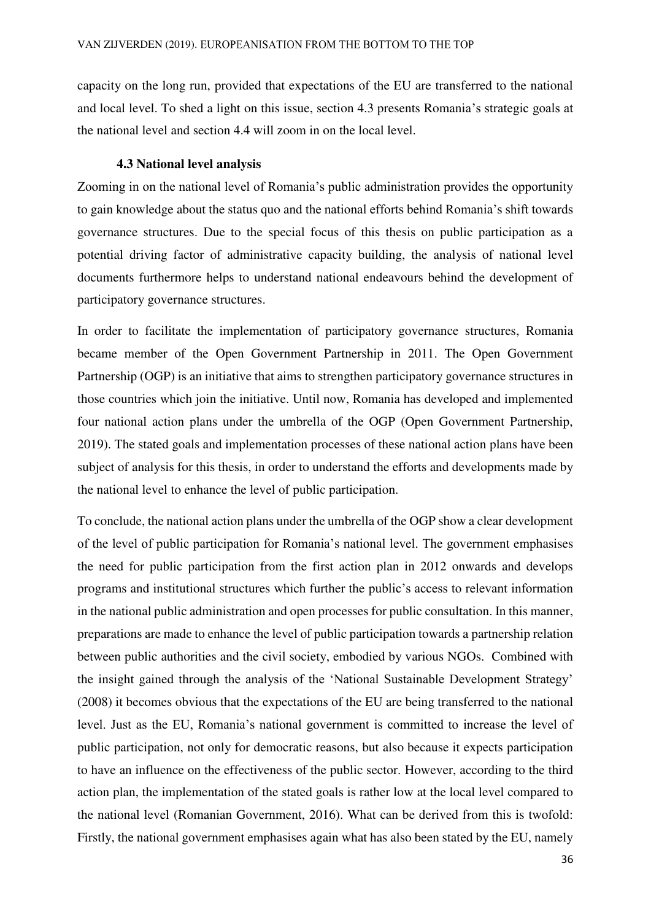capacity on the long run, provided that expectations of the EU are transferred to the national and local level. To shed a light on this issue, section 4.3 presents Romania's strategic goals at the national level and section 4.4 will zoom in on the local level.

### 4.3 National level analysis

Zooming in on the national level of Romania's public administration provides the opportunity to gain knowledge about the status quo and the national efforts behind Romania's shift towards governance structures. Due to the special focus of this thesis on public participation as a potential driving factor of administrative capacity building, the analysis of national level documents furthermore helps to understand national endeavours behind the development of participatory governance structures.

In order to facilitate the implementation of participatory governance structures, Romania became member of the Open Government Partnership in 2011. The Open Government Partnership (OGP) is an initiative that aims to strengthen participatory governance structures in those countries which join the initiative. Until now, Romania has developed and implemented four national action plans under the umbrella of the OGP (Open Government Partnership, 2019). The stated goals and implementation processes of these national action plans have been subject of analysis for this thesis, in order to understand the efforts and developments made by the national level to enhance the level of public participation.

To conclude, the national action plans under the umbrella of the OGP show a clear development of the level of public participation for Romania's national level. The government emphasises the need for public participation from the first action plan in 2012 onwards and develops programs and institutional structures which further the public's access to relevant information in the national public administration and open processes for public consultation. In this manner, preparations are made to enhance the level of public participation towards a partnership relation between public authorities and the civil society, embodied by various NGOs. Combined with the insight gained through the analysis of the 'National Sustainable Development Strategy' (2008) it becomes obvious that the expectations of the EU are being transferred to the national level. Just as the EU, Romania's national government is committed to increase the level of public participation, not only for democratic reasons, but also because it expects participation to have an influence on the effectiveness of the public sector. However, according to the third action plan, the implementation of the stated goals is rather low at the local level compared to the national level (Romanian Government, 2016). What can be derived from this is twofold: Firstly, the national government emphasises again what has also been stated by the EU, namely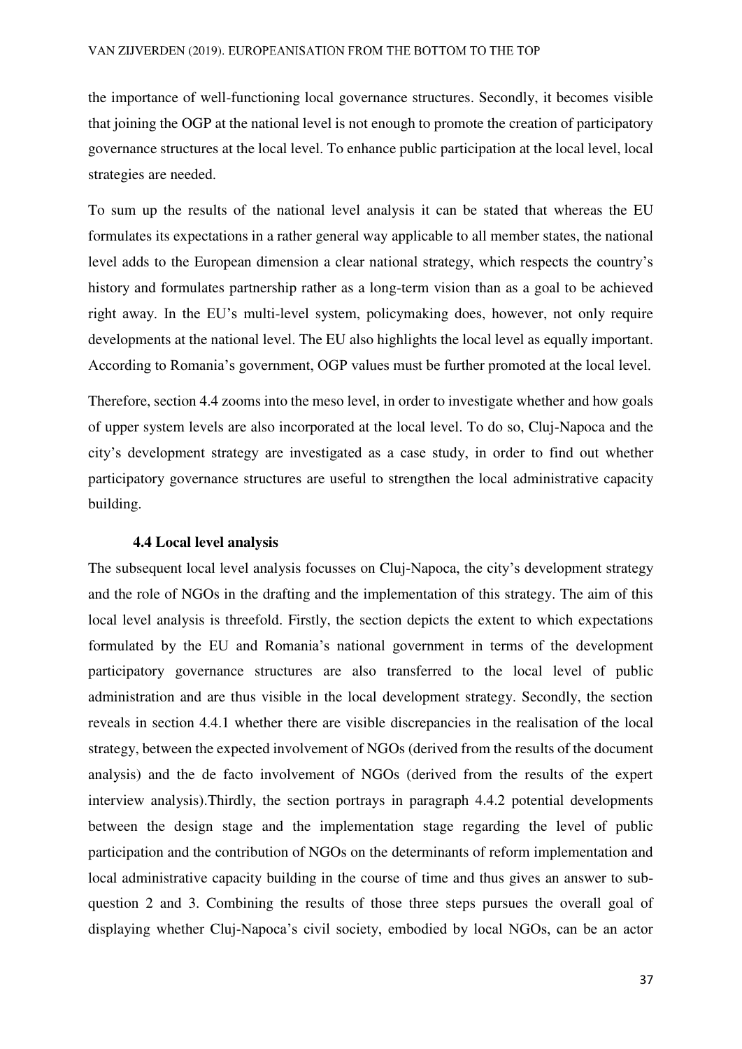the importance of well-functioning local governance structures. Secondly, it becomes visible that joining the OGP at the national level is not enough to promote the creation of participatory governance structures at the local level. To enhance public participation at the local level, local strategies are needed.

To sum up the results of the national level analysis it can be stated that whereas the EU formulates its expectations in a rather general way applicable to all member states, the national level adds to the European dimension a clear national strategy, which respects the country's history and formulates partnership rather as a long-term vision than as a goal to be achieved right away. In the EU's multi-level system, policymaking does, however, not only require developments at the national level. The EU also highlights the local level as equally important. According to Romania's government, OGP values must be further promoted at the local level.

Therefore, section 4.4 zooms into the meso level, in order to investigate whether and how goals of upper system levels are also incorporated at the local level. To do so, Cluj-Napoca and the city's development strategy are investigated as a case study, in order to find out whether participatory governance structures are useful to strengthen the local administrative capacity building.

### 4.4 Local level analysis

The subsequent local level analysis focusses on Cluj-Napoca, the city's development strategy and the role of NGOs in the drafting and the implementation of this strategy. The aim of this local level analysis is threefold. Firstly, the section depicts the extent to which expectations formulated by the EU and Romania's national government in terms of the development participatory governance structures are also transferred to the local level of public administration and are thus visible in the local development strategy. Secondly, the section reveals in section 4.4.1 whether there are visible discrepancies in the realisation of the local strategy, between the expected involvement of NGOs (derived from the results of the document analysis) and the de facto involvement of NGOs (derived from the results of the expert interview analysis).Thirdly, the section portrays in paragraph 4.4.2 potential developments between the design stage and the implementation stage regarding the level of public participation and the contribution of NGOs on the determinants of reform implementation and local administrative capacity building in the course of time and thus gives an answer to sub-question 2 and 3. Combining the results of those three steps pursues the overall goal of displaying whether Cluj-Napoca's civil society, embodied by local NGOs, can be an actor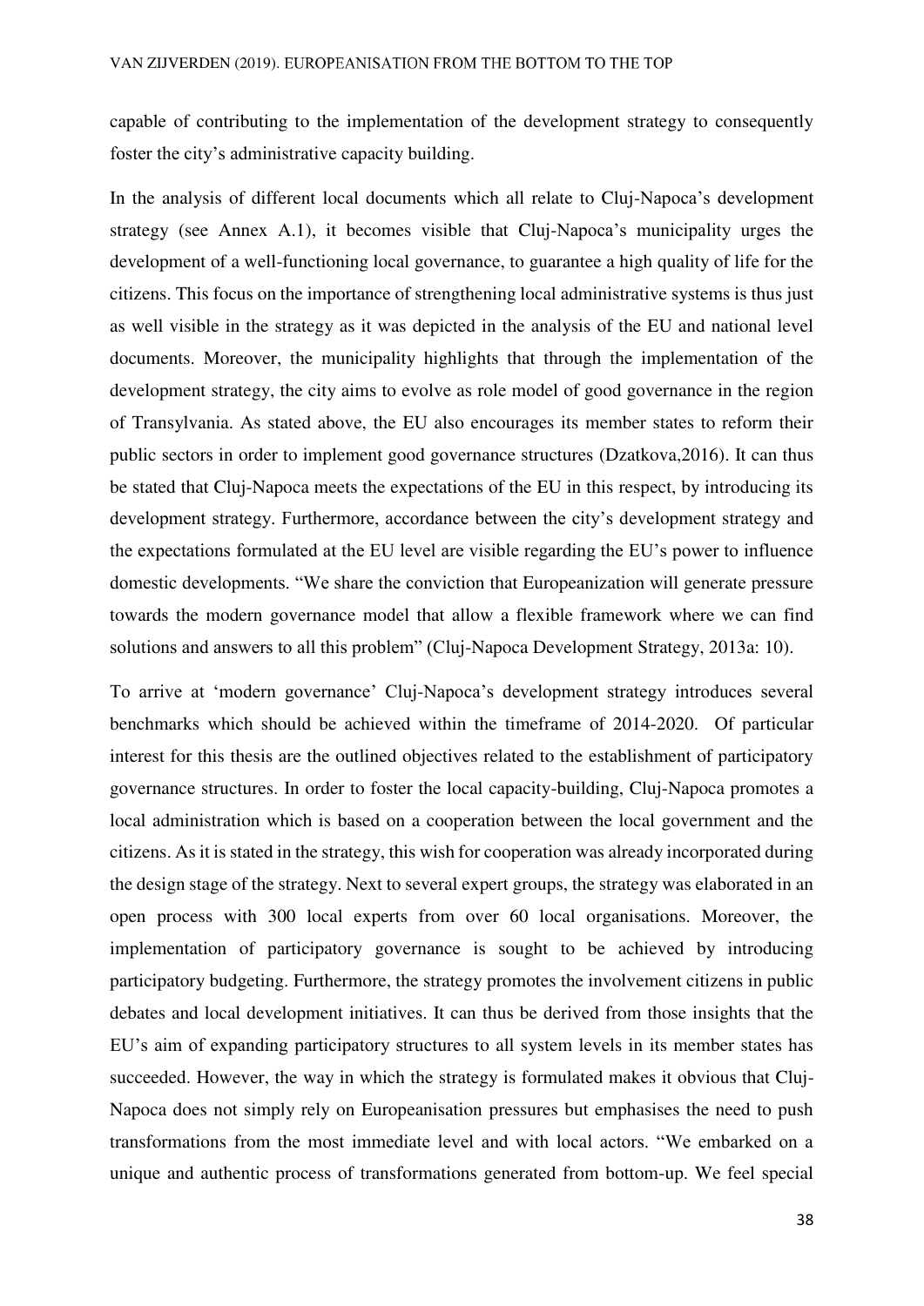capable of contributing to the implementation of the development strategy to consequently foster the city's administrative capacity building.

In the analysis of different local documents which all relate to Cluj-Napoca's development strategy (see Annex A.1), it becomes visible that Cluj-Napoca's municipality urges the development of a well-functioning local governance, to guarantee a high quality of life for the citizens. This focus on the importance of strengthening local administrative systems is thus just as well visible in the strategy as it was depicted in the analysis of the EU and national level documents. Moreover, the municipality highlights that through the implementation of the development strategy, the city aims to evolve as role model of good governance in the region of Transylvania. As stated above, the EU also encourages its member states to reform their public sectors in order to implement good governance structures (Dzatkova,2016). It can thus be stated that Cluj-Napoca meets the expectations of the EU in this respect, by introducing its development strategy. Furthermore, accordance between the city's development strategy and the expectations formulated at the EU level are visible regarding the EU's power to influence domestic developments. "We share the conviction that Europeanization will generate pressure towards the modern governance model that allow a flexible framework where we can find solutions and answers to all this problem" (Cluj-Napoca Development Strategy, 2013a: 10).

To arrive at 'modern governance' Cluj-Napoca's development strategy introduces several benchmarks which should be achieved within the timeframe of 2014-2020. Of particular interest for this thesis are the outlined objectives related to the establishment of participatory governance structures. In order to foster the local capacity-building, Cluj-Napoca promotes a local administration which is based on a cooperation between the local government and the citizens. As it is stated in the strategy, this wish for cooperation was already incorporated during the design stage of the strategy. Next to several expert groups, the strategy was elaborated in an open process with 300 local experts from over 60 local organisations. Moreover, the implementation of participatory governance is sought to be achieved by introducing participatory budgeting. Furthermore, the strategy promotes the involvement citizens in public debates and local development initiatives. It can thus be derived from those insights that the EU's aim of expanding participatory structures to all system levels in its member states has succeeded. However, the way in which the strategy is formulated makes it obvious that Cluj-Napoca does not simply rely on Europeanisation pressures but emphasises the need to push transformations from the most immediate level and with local actors. "We embarked on a unique and authentic process of transformations generated from bottom-up. We feel special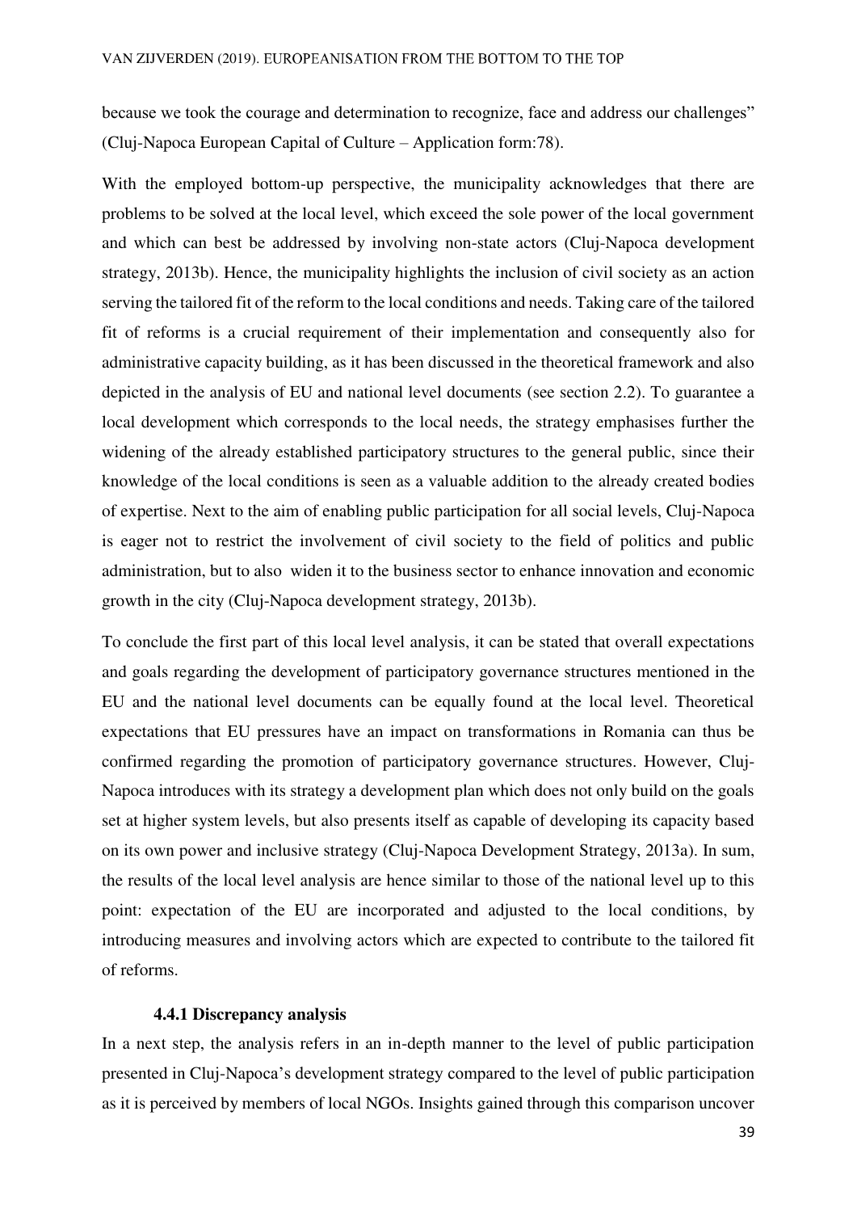because we took the courage and determination to recognize, face and address our challenges" (Cluj-Napoca European Capital of Culture – Application form:78).

With the employed bottom-up perspective, the municipality acknowledges that there are problems to be solved at the local level, which exceed the sole power of the local government and which can best be addressed by involving non-state actors (Cluj-Napoca development strategy, 2013b). Hence, the municipality highlights the inclusion of civil society as an action serving the tailored fit of the reform to the local conditions and needs. Taking care of the tailored fit of reforms is a crucial requirement of their implementation and consequently also for administrative capacity building, as it has been discussed in the theoretical framework and also depicted in the analysis of EU and national level documents (see section 2.2). To guarantee a local development which corresponds to the local needs, the strategy emphasises further the widening of the already established participatory structures to the general public, since their knowledge of the local conditions is seen as a valuable addition to the already created bodies of expertise. Next to the aim of enabling public participation for all social levels, Cluj-Napoca is eager not to restrict the involvement of civil society to the field of politics and public administration, but to also widen it to the business sector to enhance innovation and economic growth in the city (Cluj-Napoca development strategy, 2013b).

To conclude the first part of this local level analysis, it can be stated that overall expectations and goals regarding the development of participatory governance structures mentioned in the EU and the national level documents can be equally found at the local level. Theoretical expectations that EU pressures have an impact on transformations in Romania can thus be confirmed regarding the promotion of participatory governance structures. However, Cluj-Napoca introduces with its strategy a development plan which does not only build on the goals set at higher system levels, but also presents itself as capable of developing its capacity based on its own power and inclusive strategy (Cluj-Napoca Development Strategy, 2013a). In sum, the results of the local level analysis are hence similar to those of the national level up to this point: expectation of the EU are incorporated and adjusted to the local conditions, by introducing measures and involving actors which are expected to contribute to the tailored fit of reforms.

#### 4.4.1 Discrepancy analysis

In a next step, the analysis refers in an in-depth manner to the level of public participation presented in Cluj-Napoca's development strategy compared to the level of public participation as it is perceived by members of local NGOs. Insights gained through this comparison uncover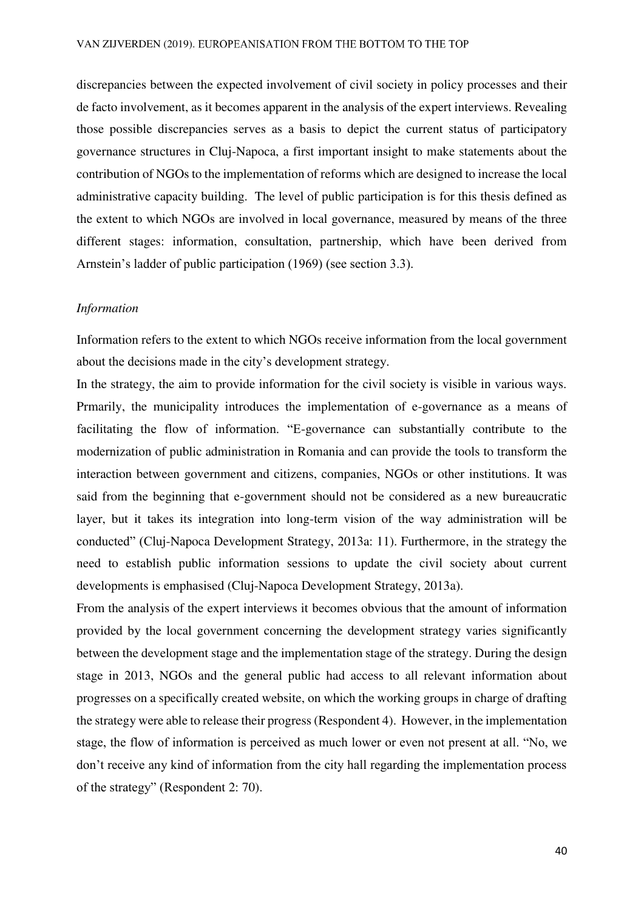discrepancies between the expected involvement of civil society in policy processes and their de facto involvement, as it becomes apparent in the analysis of the expert interviews. Revealing those possible discrepancies serves as a basis to depict the current status of participatory governance structures in Cluj-Napoca, a first important insight to make statements about the contribution of NGOs to the implementation of reforms which are designed to increase the local administrative capacity building. The level of public participation is for this thesis defined as the extent to which NGOs are involved in local governance, measured by means of the three different stages: information, consultation, partnership, which have been derived from Arnstein's ladder of public participation (1969) (see section 3.3).

*Information*

Information refers to the extent to which NGOs receive information from the local government about the decisions made in the city's development strategy.

In the strategy, the aim to provide information for the civil society is visible in various ways. Prmarily, the municipality introduces the implementation of e-governance as a means of facilitating the flow of information. "E-governance can substantially contribute to the modernization of public administration in Romania and can provide the tools to transform the interaction between government and citizens, companies, NGOs or other institutions. It was said from the beginning that e-government should not be considered as a new bureaucratic layer, but it takes its integration into long-term vision of the way administration will be conducted" (Cluj-Napoca Development Strategy, 2013a: 11). Furthermore, in the strategy the need to establish public information sessions to update the civil society about current developments is emphasised (Cluj-Napoca Development Strategy, 2013a).

From the analysis of the expert interviews it becomes obvious that the amount of information provided by the local government concerning the development strategy varies significantly between the development stage and the implementation stage of the strategy. During the design stage in 2013, NGOs and the general public had access to all relevant information about progresses on a specifically created website, on which the working groups in charge of drafting the strategy were able to release their progress (Respondent 4). However, in the implementation stage, the flow of information is perceived as much lower or even not present at all. "No, we don't receive any kind of information from the city hall regarding the implementation process of the strategy" (Respondent 2: 70).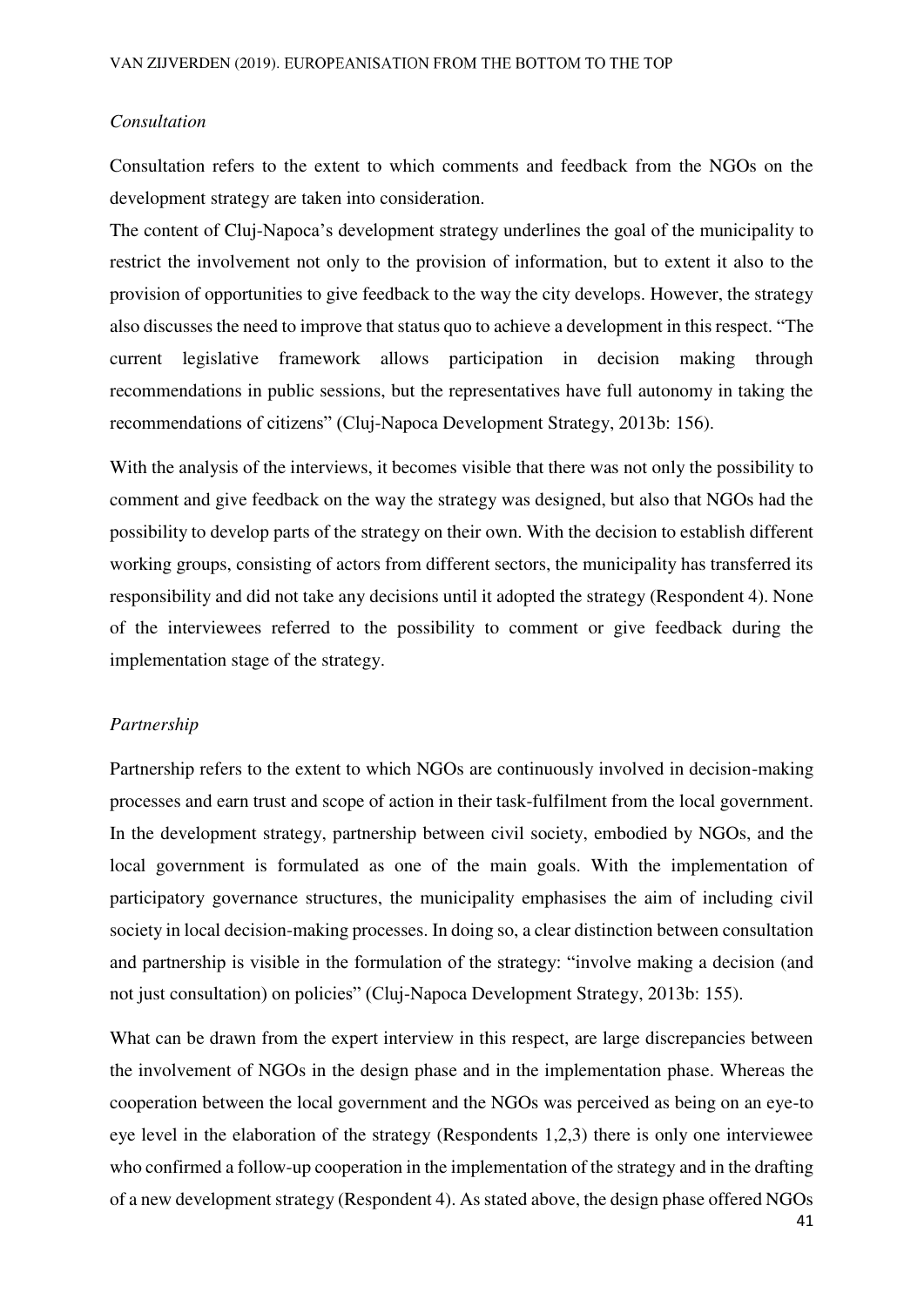*Consultation*

Consultation refers to the extent to which comments and feedback from the NGOs on the development strategy are taken into consideration.

The content of Cluj-Napoca's development strategy underlines the goal of the municipality to restrict the involvement not only to the provision of information, but to extent it also to the provision of opportunities to give feedback to the way the city develops. However, the strategy also discusses the need to improve that status quo to achieve a development in this respect. "The current legislative framework allows participation in decision making through recommendations in public sessions, but the representatives have full autonomy in taking the recommendations of citizens" (Cluj-Napoca Development Strategy, 2013b: 156).

With the analysis of the interviews, it becomes visible that there was not only the possibility to comment and give feedback on the way the strategy was designed, but also that NGOs had the possibility to develop parts of the strategy on their own. With the decision to establish different working groups, consisting of actors from different sectors, the municipality has transferred its responsibility and did not take any decisions until it adopted the strategy (Respondent 4). None of the interviewees referred to the possibility to comment or give feedback during the implementation stage of the strategy.

*Partnership*

Partnership refers to the extent to which NGOs are continuously involved in decision-making processes and earn trust and scope of action in their task-fulfilment from the local government. In the development strategy, partnership between civil society, embodied by NGOs, and the local government is formulated as one of the main goals. With the implementation of participatory governance structures, the municipality emphasises the aim of including civil society in local decision-making processes. In doing so, a clear distinction between consultation and partnership is visible in the formulation of the strategy: "involve making a decision (and not just consultation) on policies" (Cluj-Napoca Development Strategy, 2013b: 155).

What can be drawn from the expert interview in this respect, are large discrepancies between the involvement of NGOs in the design phase and in the implementation phase. Whereas the cooperation between the local government and the NGOs was perceived as being on an eye-to eye level in the elaboration of the strategy (Respondents 1,2,3) there is only one interviewee who confirmed a follow-up cooperation in the implementation of the strategy and in the drafting of a new development strategy (Respondent 4). As stated above, the design phase offered NGOs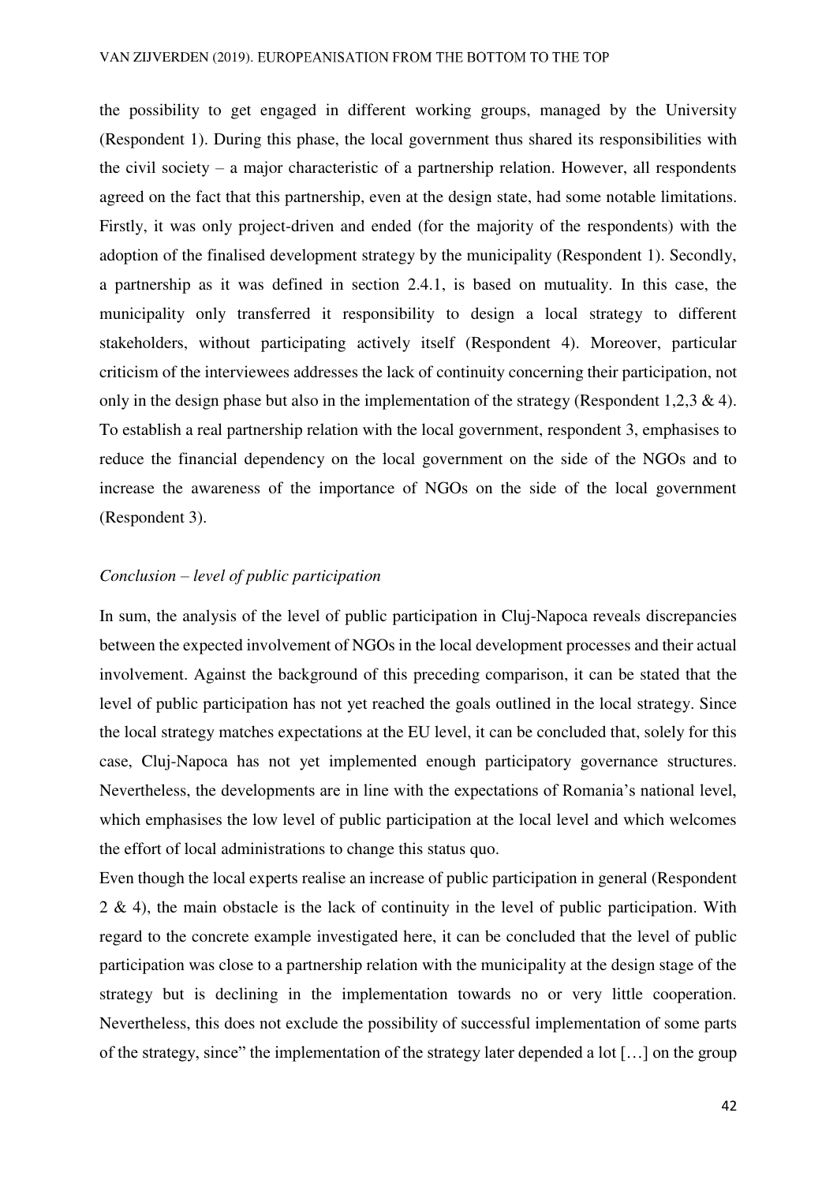the possibility to get engaged in different working groups, managed by the University (Respondent 1). During this phase, the local government thus shared its responsibilities with the civil society – a major characteristic of a partnership relation. However, all respondents agreed on the fact that this partnership, even at the design state, had some notable limitations. Firstly, it was only project-driven and ended (for the majority of the respondents) with the adoption of the finalised development strategy by the municipality (Respondent 1). Secondly, a partnership as it was defined in section 2.4.1, is based on mutuality. In this case, the municipality only transferred it responsibility to design a local strategy to different stakeholders, without participating actively itself (Respondent 4). Moreover, particular criticism of the interviewees addresses the lack of continuity concerning their participation, not only in the design phase but also in the implementation of the strategy (Respondent 1,2,3 & 4). To establish a real partnership relation with the local government, respondent 3, emphasises to reduce the financial dependency on the local government on the side of the NGOs and to increase the awareness of the importance of NGOs on the side of the local government (Respondent 3).

*Conclusion – level of public participation*

In sum, the analysis of the level of public participation in Cluj-Napoca reveals discrepancies between the expected involvement of NGOs in the local development processes and their actual involvement. Against the background of this preceding comparison, it can be stated that the level of public participation has not yet reached the goals outlined in the local strategy. Since the local strategy matches expectations at the EU level, it can be concluded that, solely for this case, Cluj-Napoca has not yet implemented enough participatory governance structures. Nevertheless, the developments are in line with the expectations of Romania's national level, which emphasises the low level of public participation at the local level and which welcomes the effort of local administrations to change this status quo.

Even though the local experts realise an increase of public participation in general (Respondent 2 & 4), the main obstacle is the lack of continuity in the level of public participation. With regard to the concrete example investigated here, it can be concluded that the level of public participation was close to a partnership relation with the municipality at the design stage of the strategy but is declining in the implementation towards no or very little cooperation. Nevertheless, this does not exclude the possibility of successful implementation of some parts of the strategy, since" the implementation of the strategy later depended a lot […] on the group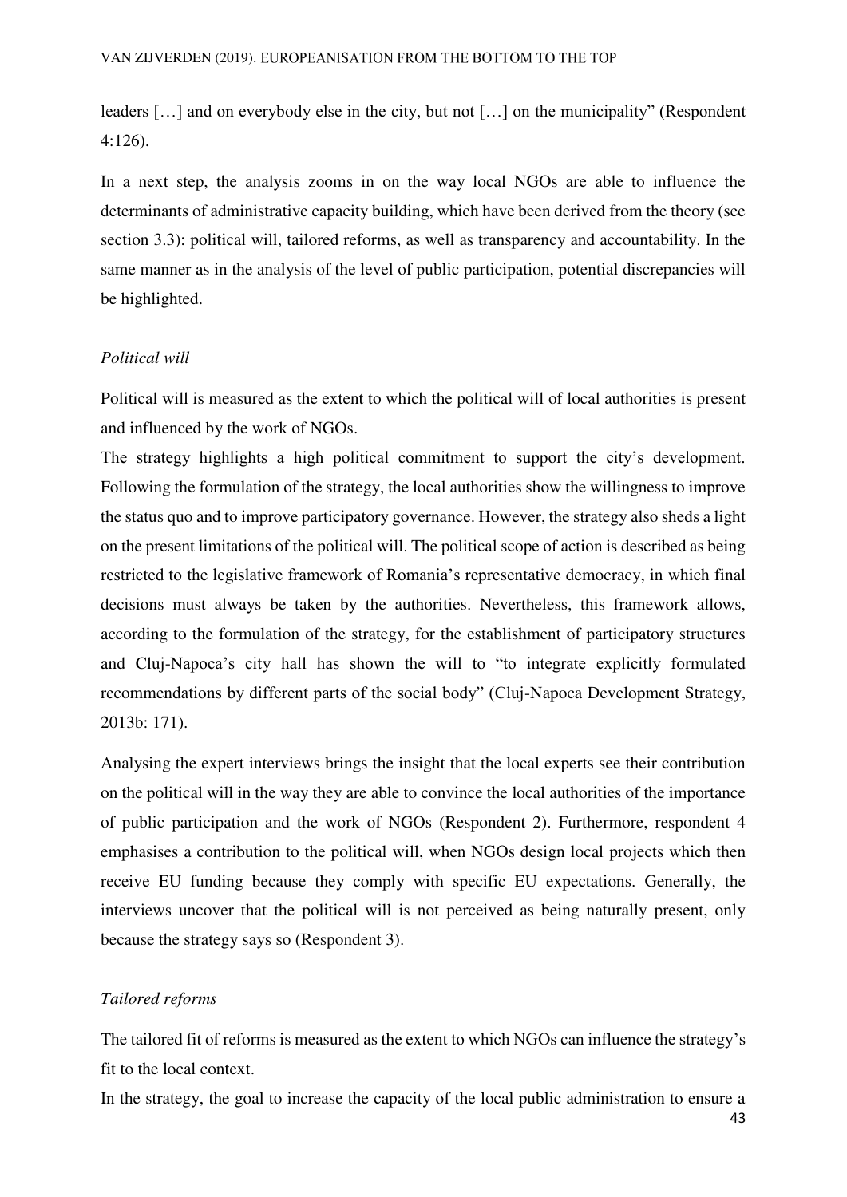leaders […] and on everybody else in the city, but not […] on the municipality" (Respondent 4:126).

In a next step, the analysis zooms in on the way local NGOs are able to influence the determinants of administrative capacity building, which have been derived from the theory (see section 3.3): political will, tailored reforms, as well as transparency and accountability. In the same manner as in the analysis of the level of public participation, potential discrepancies will be highlighted.

*Political will*

Political will is measured as the extent to which the political will of local authorities is present and influenced by the work of NGOs.

The strategy highlights a high political commitment to support the city's development. Following the formulation of the strategy, the local authorities show the willingness to improve the status quo and to improve participatory governance. However, the strategy also sheds a light on the present limitations of the political will. The political scope of action is described as being restricted to the legislative framework of Romania's representative democracy, in which final decisions must always be taken by the authorities. Nevertheless, this framework allows, according to the formulation of the strategy, for the establishment of participatory structures and Cluj-Napoca's city hall has shown the will to "to integrate explicitly formulated recommendations by different parts of the social body" (Cluj-Napoca Development Strategy, 2013b: 171).

Analysing the expert interviews brings the insight that the local experts see their contribution on the political will in the way they are able to convince the local authorities of the importance of public participation and the work of NGOs (Respondent 2). Furthermore, respondent 4 emphasises a contribution to the political will, when NGOs design local projects which then receive EU funding because they comply with specific EU expectations. Generally, the interviews uncover that the political will is not perceived as being naturally present, only because the strategy says so (Respondent 3).

*Tailored reforms*

The tailored fit of reforms is measured as the extent to which NGOs can influence the strategy's fit to the local context.

In the strategy, the goal to increase the capacity of the local public administration to ensure a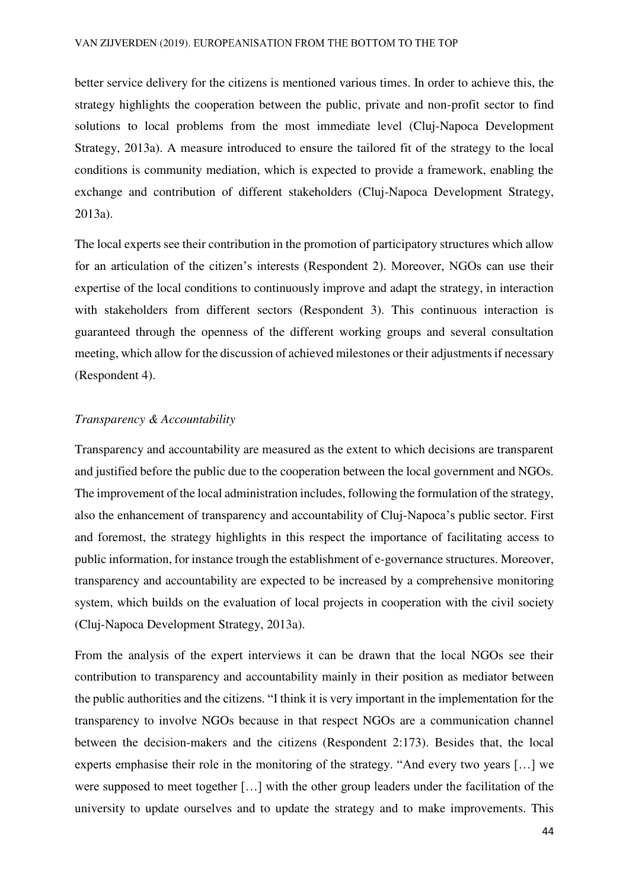better service delivery for the citizens is mentioned various times. In order to achieve this, the strategy highlights the cooperation between the public, private and non-profit sector to find solutions to local problems from the most immediate level (Cluj-Napoca Development Strategy, 2013a). A measure introduced to ensure the tailored fit of the strategy to the local conditions is community mediation, which is expected to provide a framework, enabling the exchange and contribution of different stakeholders (Cluj-Napoca Development Strategy, 2013a).

The local experts see their contribution in the promotion of participatory structures which allow for an articulation of the citizen's interests (Respondent 2). Moreover, NGOs can use their expertise of the local conditions to continuously improve and adapt the strategy, in interaction with stakeholders from different sectors (Respondent 3). This continuous interaction is guaranteed through the openness of the different working groups and several consultation meeting, which allow for the discussion of achieved milestones or their adjustments if necessary (Respondent 4).

*Transparency & Accountability*

Transparency and accountability are measured as the extent to which decisions are transparent and justified before the public due to the cooperation between the local government and NGOs. The improvement of the local administration includes, following the formulation of the strategy, also the enhancement of transparency and accountability of Cluj-Napoca's public sector. First and foremost, the strategy highlights in this respect the importance of facilitating access to public information, for instance trough the establishment of e-governance structures. Moreover, transparency and accountability are expected to be increased by a comprehensive monitoring system, which builds on the evaluation of local projects in cooperation with the civil society (Cluj-Napoca Development Strategy, 2013a).

From the analysis of the expert interviews it can be drawn that the local NGOs see their contribution to transparency and accountability mainly in their position as mediator between the public authorities and the citizens. "I think it is very important in the implementation for the transparency to involve NGOs because in that respect NGOs are a communication channel between the decision-makers and the citizens (Respondent 2:173). Besides that, the local experts emphasise their role in the monitoring of the strategy. "And every two years […] we were supposed to meet together […] with the other group leaders under the facilitation of the university to update ourselves and to update the strategy and to make improvements. This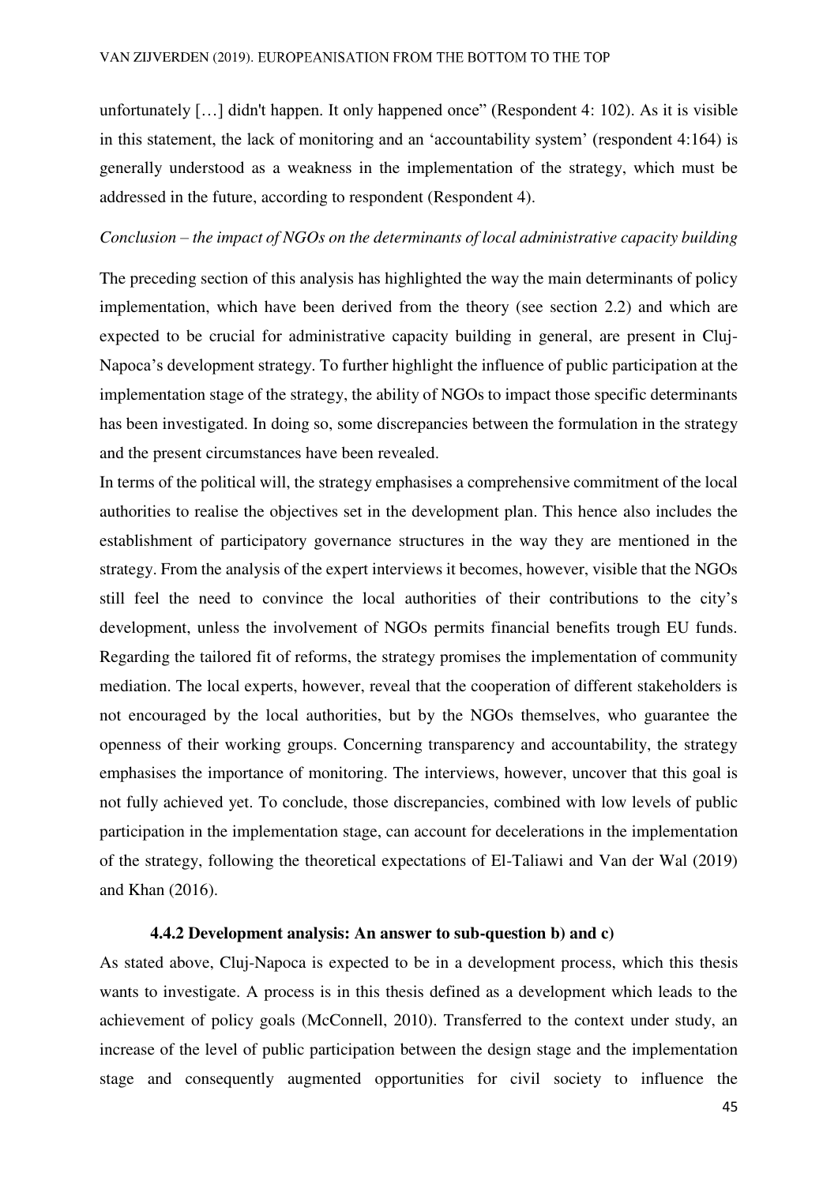unfortunately […] didn't happen. It only happened once" (Respondent 4: 102). As it is visible in this statement, the lack of monitoring and an 'accountability system' (respondent 4:164) is generally understood as a weakness in the implementation of the strategy, which must be addressed in the future, according to respondent (Respondent 4).

*Conclusion – the impact of NGOs on the determinants of local administrative capacity building*

The preceding section of this analysis has highlighted the way the main determinants of policy implementation, which have been derived from the theory (see section 2.2) and which are expected to be crucial for administrative capacity building in general, are present in Cluj-Napoca's development strategy. To further highlight the influence of public participation at the implementation stage of the strategy, the ability of NGOs to impact those specific determinants has been investigated. In doing so, some discrepancies between the formulation in the strategy and the present circumstances have been revealed.

In terms of the political will, the strategy emphasises a comprehensive commitment of the local authorities to realise the objectives set in the development plan. This hence also includes the establishment of participatory governance structures in the way they are mentioned in the strategy. From the analysis of the expert interviews it becomes, however, visible that the NGOs still feel the need to convince the local authorities of their contributions to the city's development, unless the involvement of NGOs permits financial benefits trough EU funds. Regarding the tailored fit of reforms, the strategy promises the implementation of community mediation. The local experts, however, reveal that the cooperation of different stakeholders is not encouraged by the local authorities, but by the NGOs themselves, who guarantee the openness of their working groups. Concerning transparency and accountability, the strategy emphasises the importance of monitoring. The interviews, however, uncover that this goal is not fully achieved yet. To conclude, those discrepancies, combined with low levels of public participation in the implementation stage, can account for decelerations in the implementation of the strategy, following the theoretical expectations of El-Taliawi and Van der Wal (2019) and Khan (2016).

### 4.4.2 Development analysis: An answer to sub-question b) and c)

As stated above, Cluj-Napoca is expected to be in a development process, which this thesis wants to investigate. A process is in this thesis defined as a development which leads to the achievement of policy goals (McConnell, 2010). Transferred to the context under study, an increase of the level of public participation between the design stage and the implementation stage and consequently augmented opportunities for civil society to influence the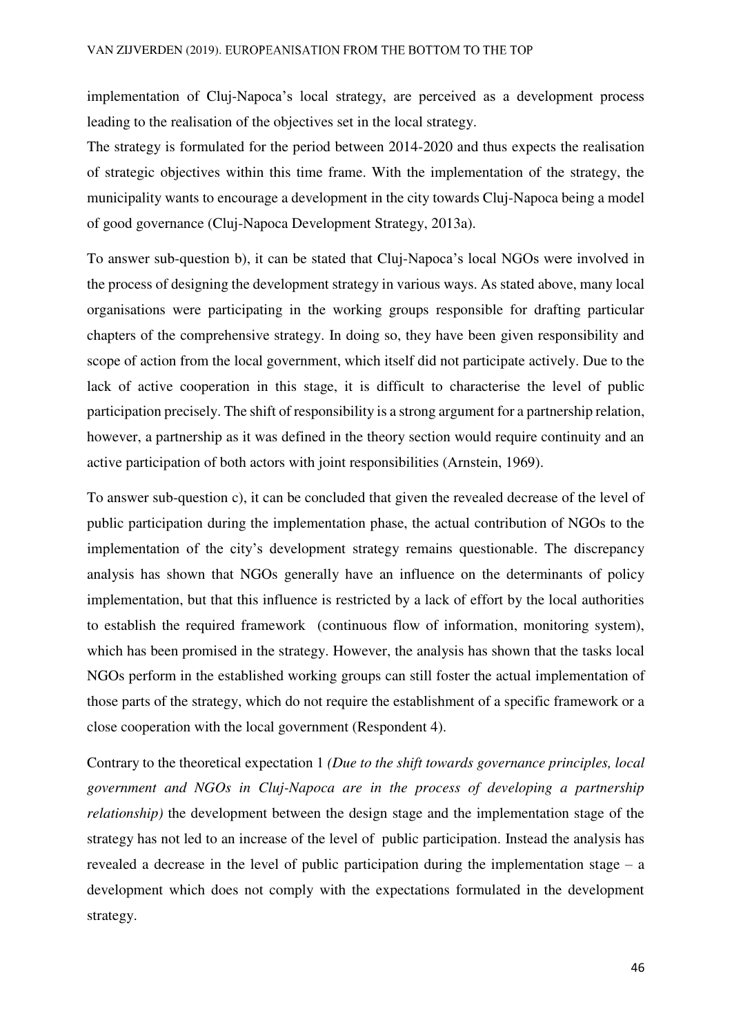implementation of Cluj-Napoca's local strategy, are perceived as a development process leading to the realisation of the objectives set in the local strategy.

The strategy is formulated for the period between 2014-2020 and thus expects the realisation of strategic objectives within this time frame. With the implementation of the strategy, the municipality wants to encourage a development in the city towards Cluj-Napoca being a model of good governance (Cluj-Napoca Development Strategy, 2013a).

To answer sub-question b), it can be stated that Cluj-Napoca's local NGOs were involved in the process of designing the development strategy in various ways. As stated above, many local organisations were participating in the working groups responsible for drafting particular chapters of the comprehensive strategy. In doing so, they have been given responsibility and scope of action from the local government, which itself did not participate actively. Due to the lack of active cooperation in this stage, it is difficult to characterise the level of public participation precisely. The shift of responsibility is a strong argument for a partnership relation, however, a partnership as it was defined in the theory section would require continuity and an active participation of both actors with joint responsibilities (Arnstein, 1969).

To answer sub-question c), it can be concluded that given the revealed decrease of the level of public participation during the implementation phase, the actual contribution of NGOs to the implementation of the city's development strategy remains questionable. The discrepancy analysis has shown that NGOs generally have an influence on the determinants of policy implementation, but that this influence is restricted by a lack of effort by the local authorities to establish the required framework (continuous flow of information, monitoring system), which has been promised in the strategy. However, the analysis has shown that the tasks local NGOs perform in the established working groups can still foster the actual implementation of those parts of the strategy, which do not require the establishment of a specific framework or a close cooperation with the local government (Respondent 4).

Contrary to the theoretical expectation 1 *(Due to the shift towards governance principles, local government and NGOs in Cluj-Napoca are in the process of developing a partnership relationship)* the development between the design stage and the implementation stage of the strategy has not led to an increase of the level of public participation. Instead the analysis has revealed a decrease in the level of public participation during the implementation stage – a development which does not comply with the expectations formulated in the development strategy.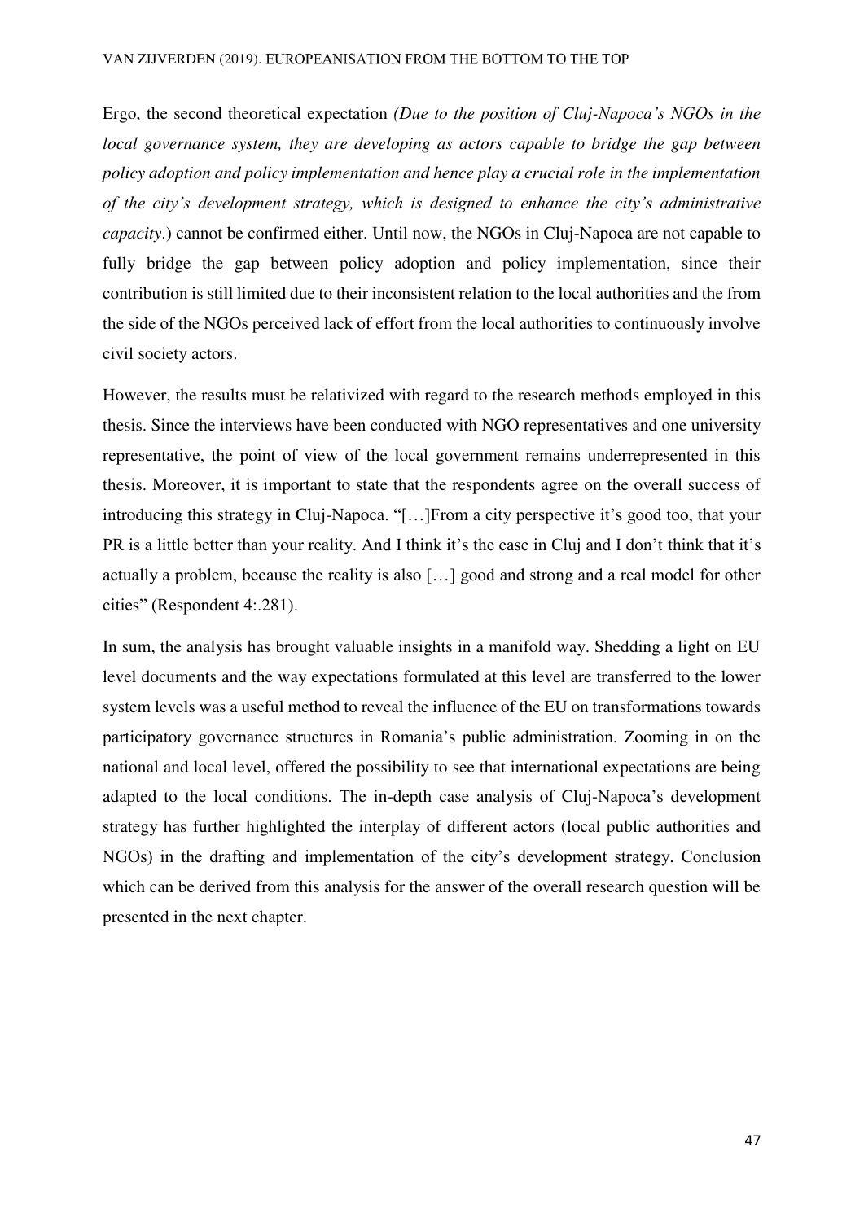Ergo, the second theoretical expectation *(Due to the position of Cluj-Napoca's NGOs in the local governance system, they are developing as actors capable to bridge the gap between policy adoption and policy implementation and hence play a crucial role in the implementation of the city's development strategy, which is designed to enhance the city's administrative capacity.*) cannot be confirmed either. Until now, the NGOs in Cluj-Napoca are not capable to fully bridge the gap between policy adoption and policy implementation, since their contribution is still limited due to their inconsistent relation to the local authorities and the from the side of the NGOs perceived lack of effort from the local authorities to continuously involve civil society actors.

However, the results must be relativized with regard to the research methods employed in this thesis. Since the interviews have been conducted with NGO representatives and one university representative, the point of view of the local government remains underrepresented in this thesis. Moreover, it is important to state that the respondents agree on the overall success of introducing this strategy in Cluj-Napoca. "[…]From a city perspective it's good too, that your PR is a little better than your reality. And I think it's the case in Cluj and I don't think that it's actually a problem, because the reality is also […] good and strong and a real model for other cities" (Respondent 4:.281).

In sum, the analysis has brought valuable insights in a manifold way. Shedding a light on EU level documents and the way expectations formulated at this level are transferred to the lower system levels was a useful method to reveal the influence of the EU on transformations towards participatory governance structures in Romania's public administration. Zooming in on the national and local level, offered the possibility to see that international expectations are being adapted to the local conditions. The in-depth case analysis of Cluj-Napoca's development strategy has further highlighted the interplay of different actors (local public authorities and NGOs) in the drafting and implementation of the city's development strategy. Conclusion which can be derived from this analysis for the answer of the overall research question will be presented in the next chapter.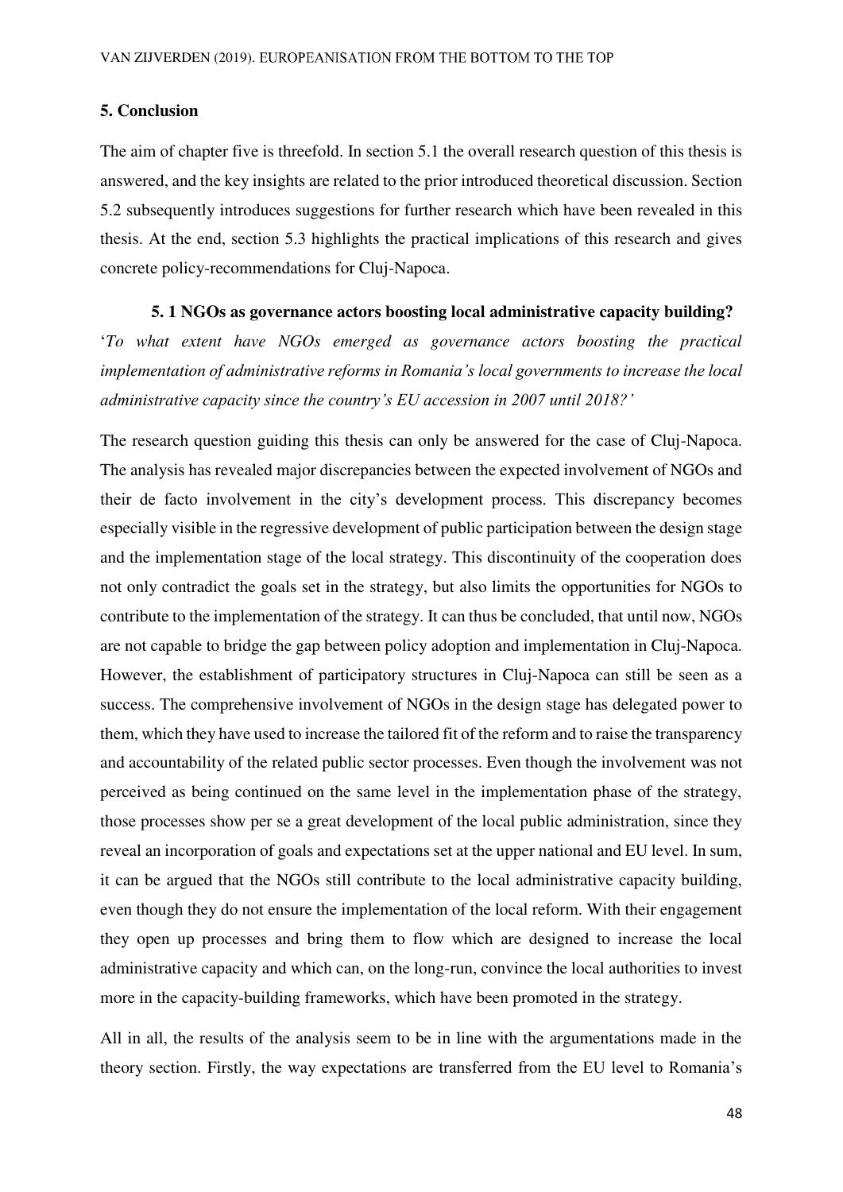## 5. Conclusion

The aim of chapter five is threefold. In section 5.1 the overall research question of this thesis is answered, and the key insights are related to the prior introduced theoretical discussion. Section 5.2 subsequently introduces suggestions for further research which have been revealed in this thesis. At the end, section 5.3 highlights the practical implications of this research and gives concrete policy-recommendations for Cluj-Napoca.

### 5. 1 NGOs as governance actors boosting local administrative capacity building?

'*To what extent have NGOs emerged as governance actors boosting the practical implementation of administrative reforms in Romania's local governments to increase the local administrative capacity since the country's EU accession in 2007 until 2018?*'

The research question guiding this thesis can only be answered for the case of Cluj-Napoca. The analysis has revealed major discrepancies between the expected involvement of NGOs and their de facto involvement in the city's development process. This discrepancy becomes especially visible in the regressive development of public participation between the design stage and the implementation stage of the local strategy. This discontinuity of the cooperation does not only contradict the goals set in the strategy, but also limits the opportunities for NGOs to contribute to the implementation of the strategy. It can thus be concluded, that until now, NGOs are not capable to bridge the gap between policy adoption and implementation in Cluj-Napoca. However, the establishment of participatory structures in Cluj-Napoca can still be seen as a success. The comprehensive involvement of NGOs in the design stage has delegated power to them, which they have used to increase the tailored fit of the reform and to raise the transparency and accountability of the related public sector processes. Even though the involvement was not perceived as being continued on the same level in the implementation phase of the strategy, those processes show per se a great development of the local public administration, since they reveal an incorporation of goals and expectations set at the upper national and EU level. In sum, it can be argued that the NGOs still contribute to the local administrative capacity building, even though they do not ensure the implementation of the local reform. With their engagement they open up processes and bring them to flow which are designed to increase the local administrative capacity and which can, on the long-run, convince the local authorities to invest more in the capacity-building frameworks, which have been promoted in the strategy.

All in all, the results of the analysis seem to be in line with the argumentations made in the theory section. Firstly, the way expectations are transferred from the EU level to Romania's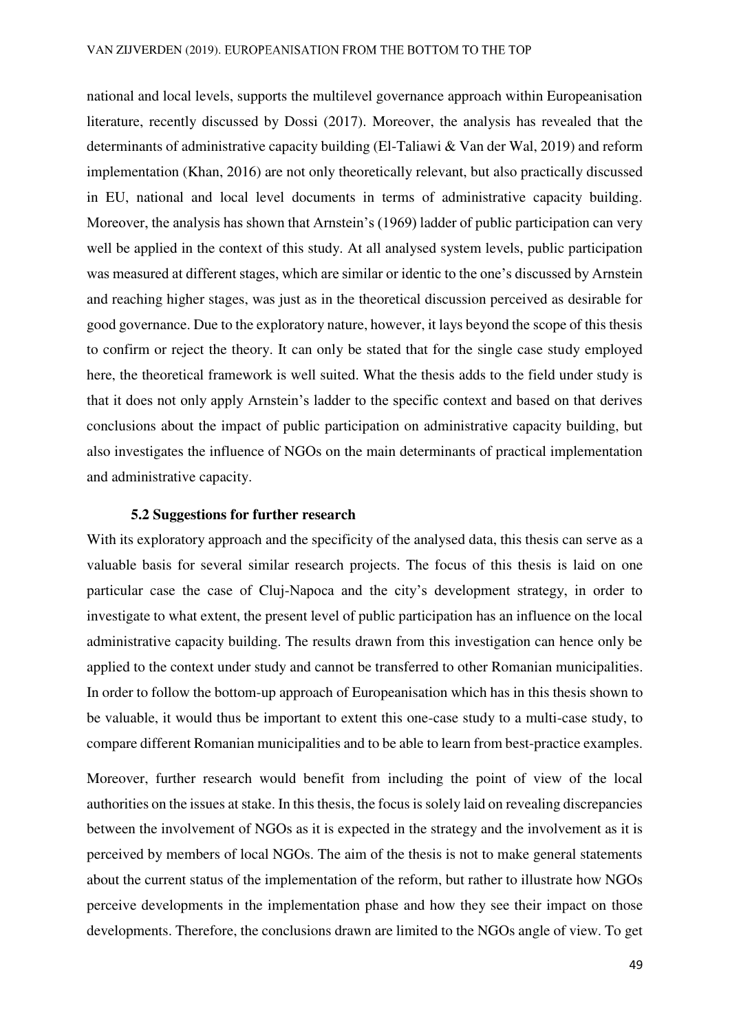national and local levels, supports the multilevel governance approach within Europeanisation literature, recently discussed by Dossi (2017). Moreover, the analysis has revealed that the determinants of administrative capacity building (El-Taliawi & Van der Wal, 2019) and reform implementation (Khan, 2016) are not only theoretically relevant, but also practically discussed in EU, national and local level documents in terms of administrative capacity building. Moreover, the analysis has shown that Arnstein's (1969) ladder of public participation can very well be applied in the context of this study. At all analysed system levels, public participation was measured at different stages, which are similar or identic to the one's discussed by Arnstein and reaching higher stages, was just as in the theoretical discussion perceived as desirable for good governance. Due to the exploratory nature, however, it lays beyond the scope of this thesis to confirm or reject the theory. It can only be stated that for the single case study employed here, the theoretical framework is well suited. What the thesis adds to the field under study is that it does not only apply Arnstein's ladder to the specific context and based on that derives conclusions about the impact of public participation on administrative capacity building, but also investigates the influence of NGOs on the main determinants of practical implementation and administrative capacity.

### 5.2 Suggestions for further research

With its exploratory approach and the specificity of the analysed data, this thesis can serve as a valuable basis for several similar research projects. The focus of this thesis is laid on one particular case the case of Cluj-Napoca and the city's development strategy, in order to investigate to what extent, the present level of public participation has an influence on the local administrative capacity building. The results drawn from this investigation can hence only be applied to the context under study and cannot be transferred to other Romanian municipalities. In order to follow the bottom-up approach of Europeanisation which has in this thesis shown to be valuable, it would thus be important to extent this one-case study to a multi-case study, to compare different Romanian municipalities and to be able to learn from best-practice examples.

Moreover, further research would benefit from including the point of view of the local authorities on the issues at stake. In this thesis, the focus is solely laid on revealing discrepancies between the involvement of NGOs as it is expected in the strategy and the involvement as it is perceived by members of local NGOs. The aim of the thesis is not to make general statements about the current status of the implementation of the reform, but rather to illustrate how NGOs perceive developments in the implementation phase and how they see their impact on those developments. Therefore, the conclusions drawn are limited to the NGOs angle of view. To get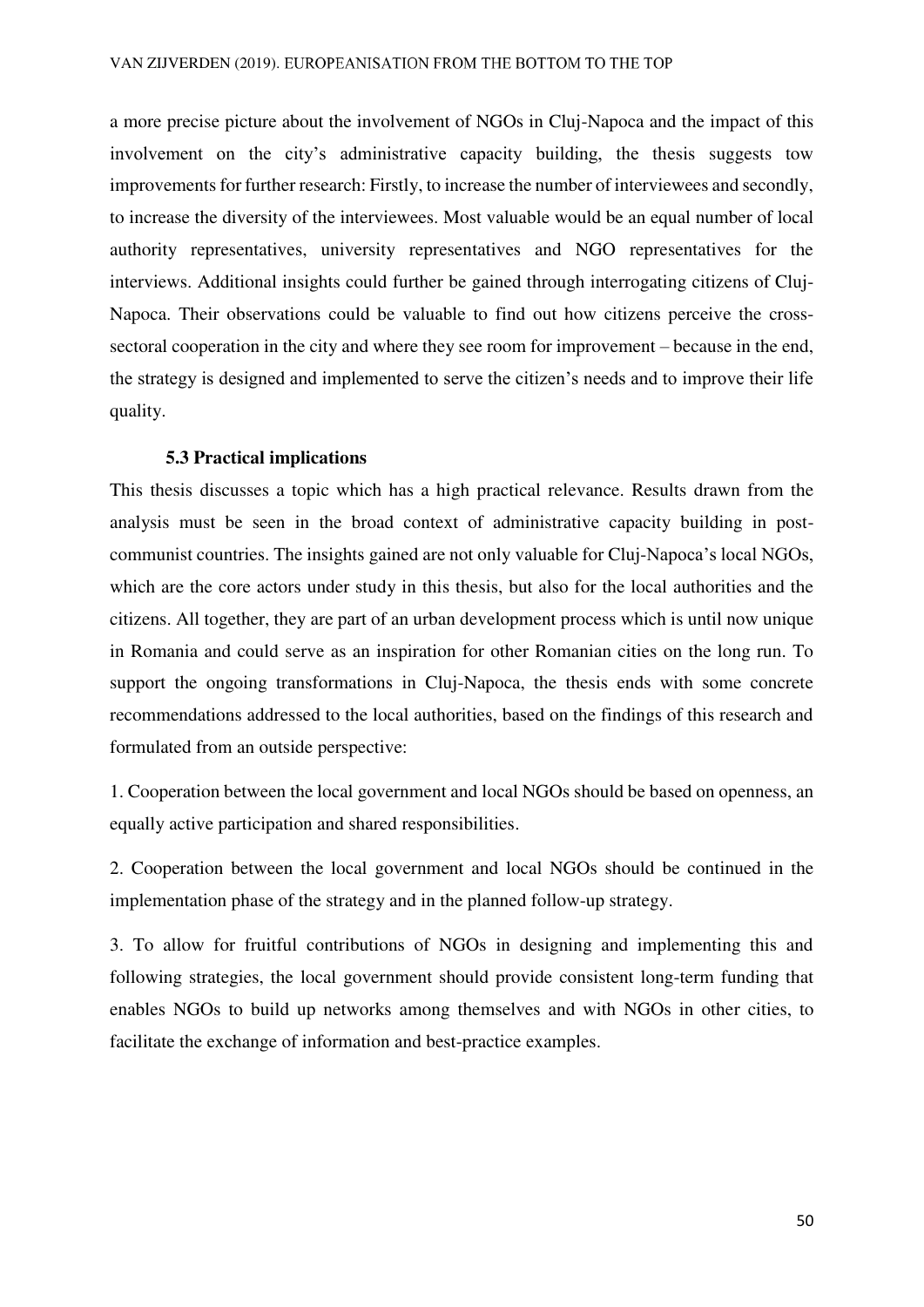a more precise picture about the involvement of NGOs in Cluj-Napoca and the impact of this involvement on the city's administrative capacity building, the thesis suggests tow improvements for further research: Firstly, to increase the number of interviewees and secondly, to increase the diversity of the interviewees. Most valuable would be an equal number of local authority representatives, university representatives and NGO representatives for the interviews. Additional insights could further be gained through interrogating citizens of Cluj-Napoca. Their observations could be valuable to find out how citizens perceive the cross-sectoral cooperation in the city and where they see room for improvement – because in the end, the strategy is designed and implemented to serve the citizen's needs and to improve their life quality.

### 5.3 Practical implications

This thesis discusses a topic which has a high practical relevance. Results drawn from the analysis must be seen in the broad context of administrative capacity building in post-communist countries. The insights gained are not only valuable for Cluj-Napoca's local NGOs, which are the core actors under study in this thesis, but also for the local authorities and the citizens. All together, they are part of an urban development process which is until now unique in Romania and could serve as an inspiration for other Romanian cities on the long run. To support the ongoing transformations in Cluj-Napoca, the thesis ends with some concrete recommendations addressed to the local authorities, based on the findings of this research and formulated from an outside perspective:

1. Cooperation between the local government and local NGOs should be based on openness, an equally active participation and shared responsibilities.

2. Cooperation between the local government and local NGOs should be continued in the implementation phase of the strategy and in the planned follow-up strategy.

3. To allow for fruitful contributions of NGOs in designing and implementing this and following strategies, the local government should provide consistent long-term funding that enables NGOs to build up networks among themselves and with NGOs in other cities, to facilitate the exchange of information and best-practice examples.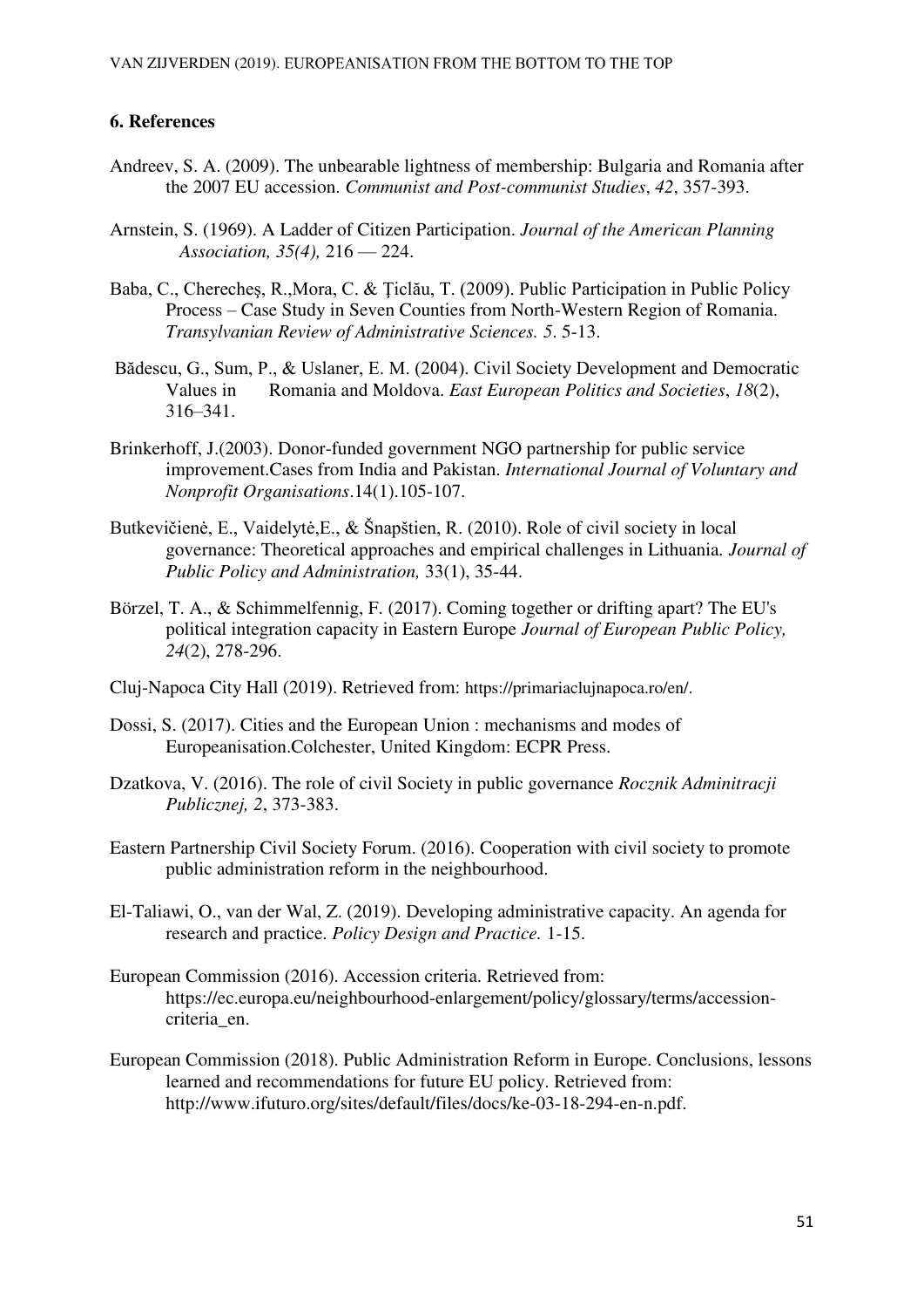## 6. References

Andreev, S. A. (2009). The unbearable lightness of membership: Bulgaria and Romania after the 2007 EU accession. *Communist and Post-communist Studies*, *42*, 357-393.

Arnstein, S. (1969). A Ladder of Citizen Participation. *Journal of the American Planning Association, 35(4),* 216 — 224.

Baba, C., Cherecheş, R.,Mora, C. & Ţiclău, T. (2009). Public Participation in Public Policy Process – Case Study in Seven Counties from North-Western Region of Romania. *Transylvanian Review of Administrative Sciences. 5*. 5-13.

Bădescu, G., Sum, P., & Uslaner, E. M. (2004). Civil Society Development and Democratic Values in Romania and Moldova. *East European Politics and Societies*, *18*(2), 316–341.

Brinkerhoff, J.(2003). Donor-funded government NGO partnership for public service improvement.Cases from India and Pakistan. *International Journal of Voluntary and Nonprofit Organisations*.14(1).105-107.

Butkevičienė, E., Vaidelytė,E., & Šnapštien, R. (2010). Role of civil society in local governance: Theoretical approaches and empirical challenges in Lithuania. *Journal of Public Policy and Administration,* 33(1), 35-44.

Börzel, T. A., & Schimmelfennig, F. (2017). Coming together or drifting apart? The EU's political integration capacity in Eastern Europe *Journal of European Public Policy, 24*(2), 278-296.

Cluj-Napoca City Hall (2019). Retrieved from: https://primariaclujnapoca.ro/en/.

Dossi, S. (2017). Cities and the European Union : mechanisms and modes of Europeanisation.Colchester, United Kingdom: ECPR Press.

Dzatkova, V. (2016). The role of civil Society in public governance *Rocznik Adminitracji Publicznej, 2*, 373-383.

Eastern Partnership Civil Society Forum. (2016). Cooperation with civil society to promote public administration reform in the neighbourhood.

El-Taliawi, O., van der Wal, Z. (2019). Developing administrative capacity. An agenda for research and practice. *Policy Design and Practice.* 1-15.

European Commission (2016). Accession criteria. Retrieved from: https://ec.europa.eu/neighbourhood-enlargement/policy/glossary/terms/accession-criteria_en.

European Commission (2018). Public Administration Reform in Europe. Conclusions, lessons learned and recommendations for future EU policy. Retrieved from: http://www.ifuturo.org/sites/default/files/docs/ke-03-18-294-en-n.pdf.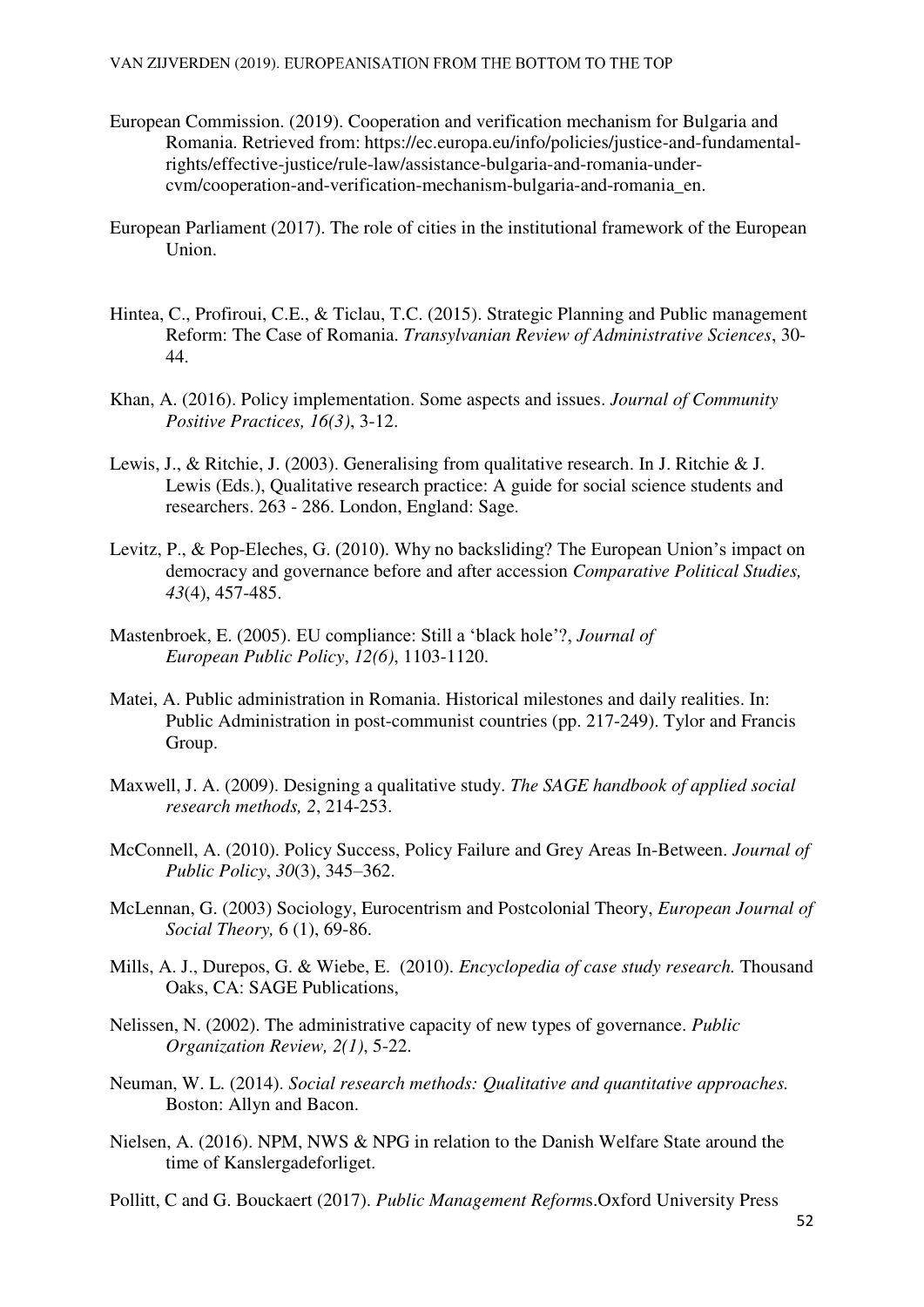European Commission. (2019). Cooperation and verification mechanism for Bulgaria and Romania. Retrieved from: https://ec.europa.eu/info/policies/justice-and-fundamental-rights/effective-justice/rule-law/assistance-bulgaria-and-romania-under-cvm/cooperation-and-verification-mechanism-bulgaria-and-romania_en.

European Parliament (2017). The role of cities in the institutional framework of the European Union.

Hintea, C., Profiroui, C.E., & Ticlau, T.C. (2015). Strategic Planning and Public management Reform: The Case of Romania. *Transylvanian Review of Administrative Sciences*, 30-44.

Khan, A. (2016). Policy implementation. Some aspects and issues. *Journal of Community Positive Practices, 16(3)*, 3-12.

Lewis, J., & Ritchie, J. (2003). Generalising from qualitative research. In J. Ritchie & J. Lewis (Eds.), Qualitative research practice: A guide for social science students and researchers. 263 - 286. London, England: Sage.

Levitz, P., & Pop-Eleches, G. (2010). Why no backsliding? The European Union's impact on democracy and governance before and after accession *Comparative Political Studies, 43*(4), 457-485.

Mastenbroek, E. (2005). EU compliance: Still a 'black hole'?, *Journal of European Public Policy*, *12(6)*, 1103-1120.

Matei, A. Public administration in Romania. Historical milestones and daily realities. In: Public Administration in post-communist countries (pp. 217-249). Tylor and Francis Group.

Maxwell, J. A. (2009). Designing a qualitative study. *The SAGE handbook of applied social research methods, 2*, 214-253.

McConnell, A. (2010). Policy Success, Policy Failure and Grey Areas In-Between. *Journal of Public Policy*, *30*(3), 345–362.

McLennan, G. (2003) Sociology, Eurocentrism and Postcolonial Theory, *European Journal of Social Theory,* 6 (1), 69-86.

Mills, A. J., Durepos, G. & Wiebe, E. (2010). *Encyclopedia of case study research.* Thousand Oaks, CA: SAGE Publications,

Nelissen, N. (2002). The administrative capacity of new types of governance. *Public Organization Review, 2(1)*, 5-22.

Neuman, W. L. (2014). *Social research methods: Qualitative and quantitative approaches.* Boston: Allyn and Bacon.

Nielsen, A. (2016). NPM, NWS & NPG in relation to the Danish Welfare State around the time of Kanslergadeforliget.

Pollitt, C and G. Bouckaert (2017). *Public Management Reforms*.Oxford University Press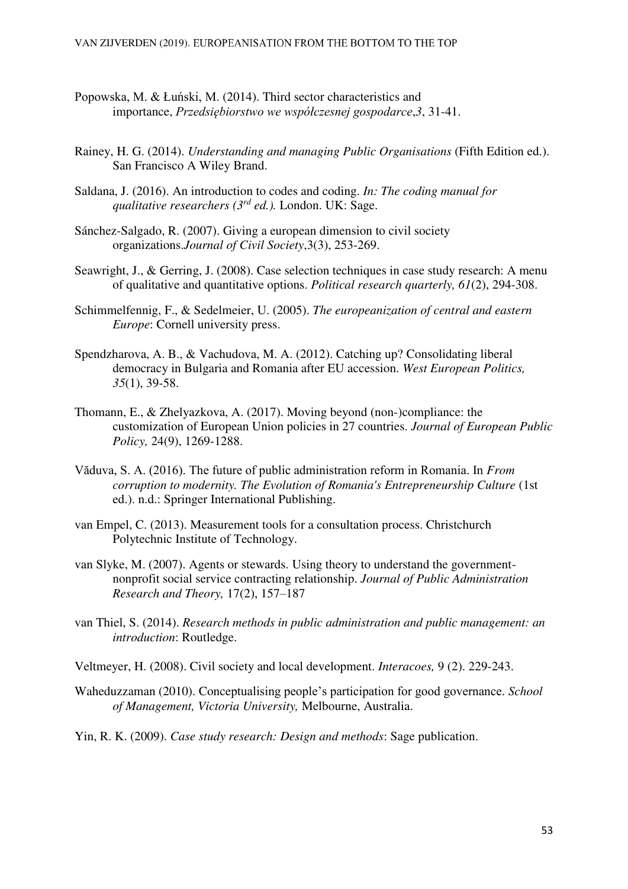Popowska, M. & Łuński, M. (2014). Third sector characteristics and importance, *Przedsiębiorstwo we współczesnej gospodarce*,*3*, 31-41.

Rainey, H. G. (2014). *Understanding and managing Public Organisations* (Fifth Edition ed.). San Francisco A Wiley Brand.

Saldana, J. (2016). An introduction to codes and coding. *In: The coding manual for qualitative researchers (3rd ed.).* London. UK: Sage.

Sánchez-Salgado, R. (2007). Giving a european dimension to civil society organizations.*Journal of Civil Society*,3(3), 253-269.

Seawright, J., & Gerring, J. (2008). Case selection techniques in case study research: A menu of qualitative and quantitative options. *Political research quarterly, 61*(2), 294-308.

Schimmelfennig, F., & Sedelmeier, U. (2005). *The europeanization of central and eastern Europe*: Cornell university press.

Spendzharova, A. B., & Vachudova, M. A. (2012). Catching up? Consolidating liberal democracy in Bulgaria and Romania after EU accession. *West European Politics, 35*(1), 39-58.

Thomann, E., & Zhelyazkova, A. (2017). Moving beyond (non-)compliance: the customization of European Union policies in 27 countries. *Journal of European Public Policy,* 24(9), 1269-1288.

Văduva, S. A. (2016). The future of public administration reform in Romania. In *From corruption to modernity. The Evolution of Romania's Entrepreneurship Culture* (1st ed.). n.d.: Springer International Publishing.

van Empel, C. (2013). Measurement tools for a consultation process. Christchurch Polytechnic Institute of Technology.

van Slyke, M. (2007). Agents or stewards. Using theory to understand the government-nonprofit social service contracting relationship. *Journal of Public Administration Research and Theory,* 17(2), 157–187

van Thiel, S. (2014). *Research methods in public administration and public management: an introduction*: Routledge.

Veltmeyer, H. (2008). Civil society and local development. *Interacoes,* 9 (2). 229-243.

Waheduzzaman (2010). Conceptualising people's participation for good governance. *School of Management, Victoria University,* Melbourne, Australia.

Yin, R. K. (2009). *Case study research: Design and methods*: Sage publication.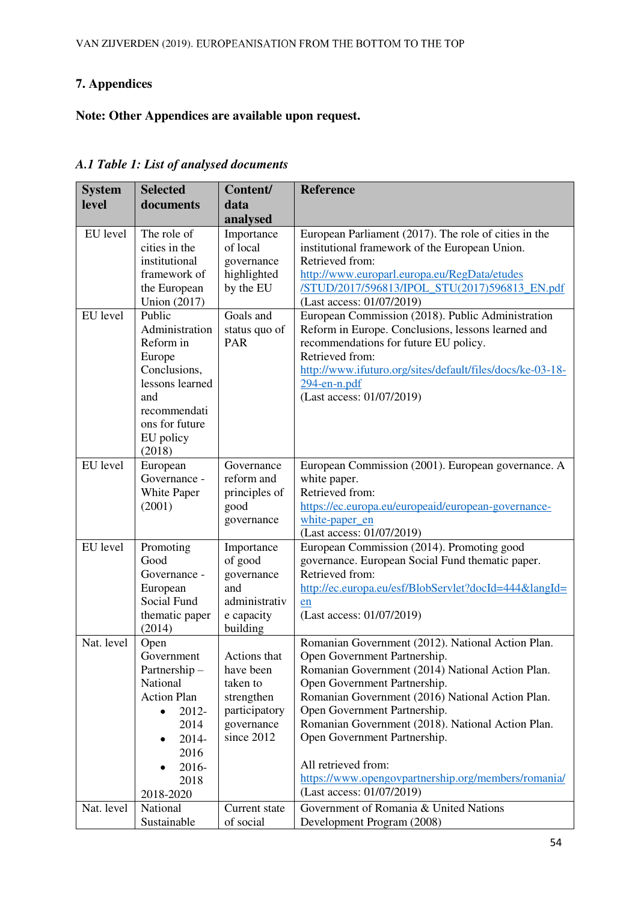## 7. Appendices

**Note: Other Appendices are available upon request.**

### *A.1 Table 1: List of analysed documents*

| System level | Selected documents | Content/ data analysed | Reference |
|---|---|---|---|
| EU level | The role of cities in the institutional framework of the European Union (2017) | Importance of local governance highlighted by the EU | European Parliament (2017). The role of cities in the institutional framework of the European Union. Retrieved from: http://www.europarl.europa.eu/RegData/etudes/STUD/2017/596813/IPOL_STU(2017)596813_EN.pdf (Last access: 01/07/2019) |
| EU level | Public Administration Reform in Europe Conclusions, lessons learned and recommendations for future EU policy (2018) | Goals and status quo of PAR | European Commission (2018). Public Administration Reform in Europe. Conclusions, lessons learned and recommendations for future EU policy. Retrieved from: http://www.ifuturo.org/sites/default/files/docs/ke-03-18-294-en-n.pdf (Last access: 01/07/2019) |
| EU level | European Governance - White Paper (2001) | Governance reform and principles of good governance | European Commission (2001). European governance. A white paper. Retrieved from: https://ec.europa.eu/europeaid/european-governance-white-paper_en (Last access: 01/07/2019) |
| EU level | Promoting Good Governance - European Social Fund thematic paper (2014) | Importance of good governance and administrative capacity building | European Commission (2014). Promoting good governance. European Social Fund thematic paper. Retrieved from: http://ec.europa.eu/esf/BlobServlet?docId=444&langId=en (Last access: 01/07/2019) |
| Nat. level | Open Government Partnership – National Action Plan <br>• 2012-2014 <br>• 2014-2016 <br>• 2016-2018 <br>2018-2020 | Actions that have been taken to strengthen participatory governance since 2012 | Romanian Government (2012). National Action Plan. Open Government Partnership. Romanian Government (2014) National Action Plan. Open Government Partnership. Romanian Government (2016) National Action Plan. Open Government Partnership. Romanian Government (2018). National Action Plan. Open Government Partnership. <br><br>All retrieved from: https://www.opengovpartnership.org/members/romania/ (Last access: 01/07/2019) |
| Nat. level | National Sustainable | Current state of social | Government of Romania & United Nations Development Program (2008) |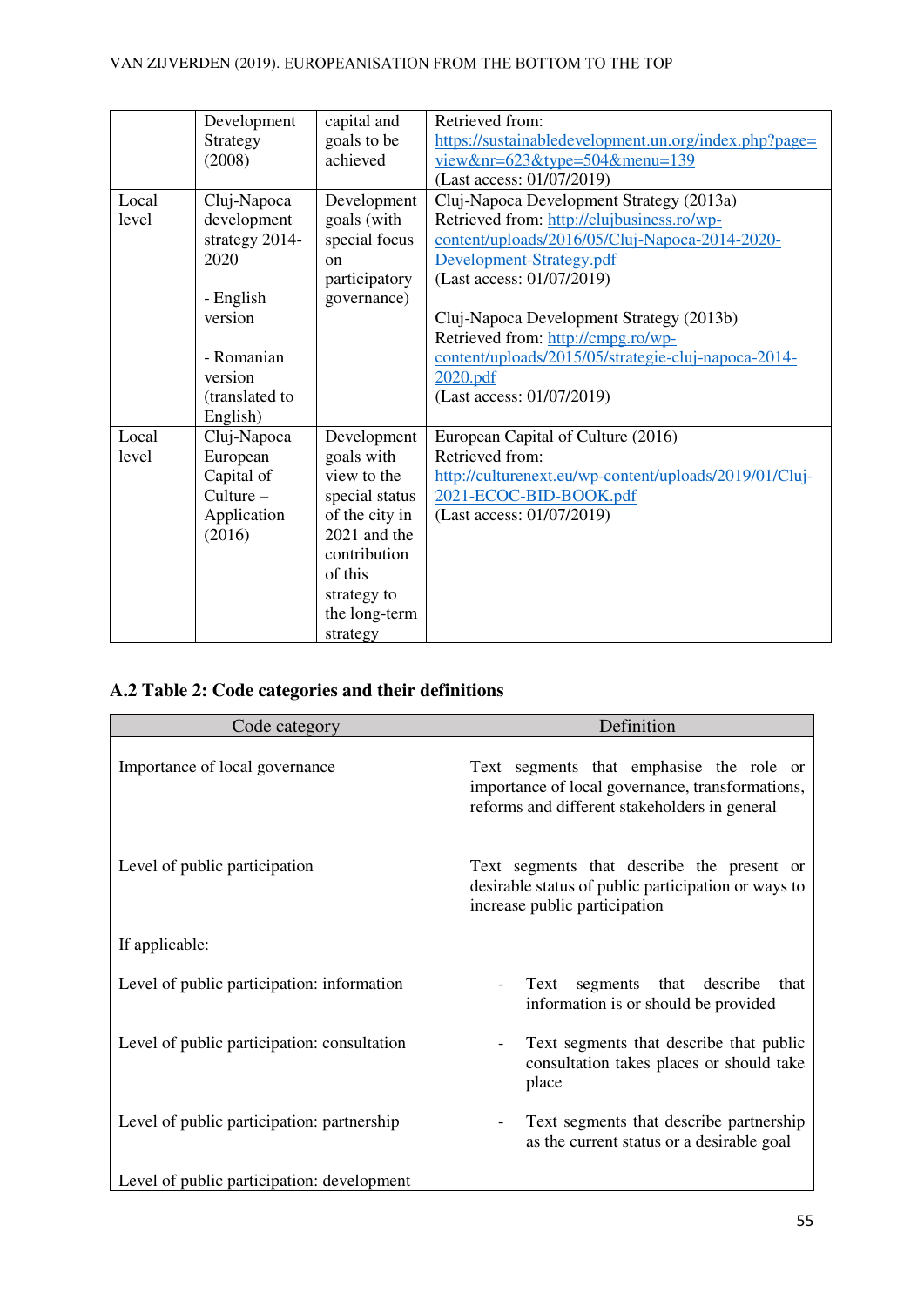| | | | |
|---|---|---|---|
| | Development Strategy (2008) | capital and goals to be achieved | Retrieved from: https://sustainabledevelopment.un.org/index.php?page=view&nr=623&type=504&menu=139 (Last access: 01/07/2019) |
| Local level | Cluj-Napoca development strategy 2014-2020<br><br>- English version<br><br>- Romanian version (translated to English) | Development goals (with special focus on participatory governance) | Cluj-Napoca Development Strategy (2013a) Retrieved from: http://clujbusiness.ro/wp-content/uploads/2016/05/Cluj-Napoca-2014-2020-Development-Strategy.pdf (Last access: 01/07/2019)<br><br>Cluj-Napoca Development Strategy (2013b) Retrieved from: http://cmpg.ro/wp-content/uploads/2015/05/strategie-cluj-napoca-2014-2020.pdf (Last access: 01/07/2019) |
| Local level | Cluj-Napoca European Capital of Culture – Application (2016) | Development goals with view to the special status of the city in 2021 and the contribution of this strategy to the long-term strategy | European Capital of Culture (2016) Retrieved from: http://culturenext.eu/wp-content/uploads/2019/01/Cluj-2021-ECOC-BID-BOOK.pdf (Last access: 01/07/2019) |

### A.2 Table 2: Code categories and their definitions

| Code category | Definition |
|---|---|
| Importance of local governance | Text segments that emphasise the role or importance of local governance, transformations, reforms and different stakeholders in general |
| Level of public participation<br><br>If applicable: | Text segments that describe the present or desirable status of public participation or ways to increase public participation |
| Level of public participation: information | - Text segments that describe that information is or should be provided |
| Level of public participation: consultation | - Text segments that describe that public consultation takes places or should take place |
| Level of public participation: partnership | - Text segments that describe partnership as the current status or a desirable goal |
| Level of public participation: development | |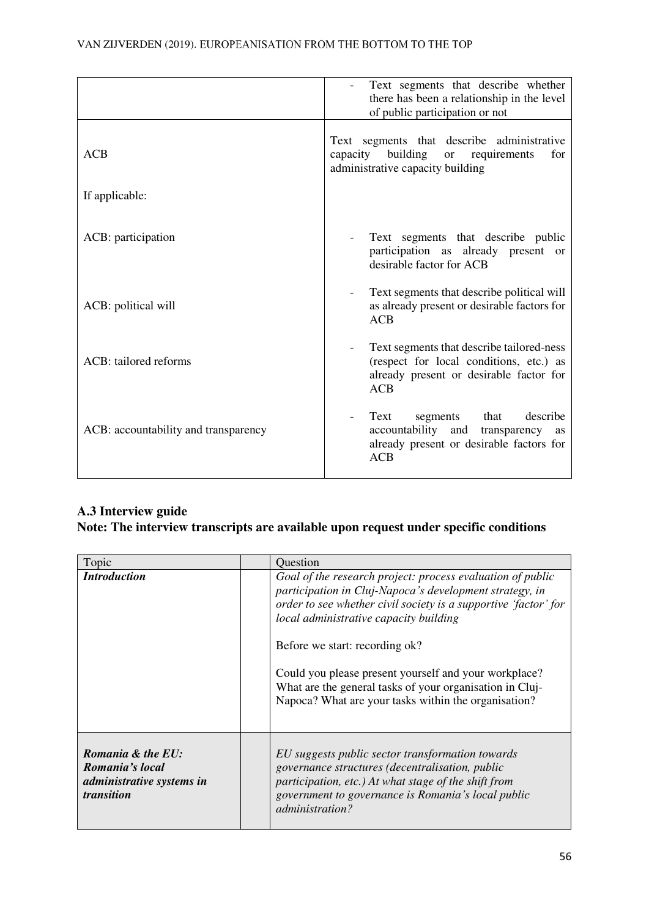| | |
|---|---|
| | - Text segments that describe whether there has been a relationship in the level of public participation or not |
| ACB | Text segments that describe administrative capacity building or requirements for administrative capacity building |
| If applicable: | |
| ACB: participation | - Text segments that describe public participation as already present or desirable factor for ACB |
| ACB: political will | - Text segments that describe political will as already present or desirable factors for ACB |
| ACB: tailored reforms | - Text segments that describe tailored-ness (respect for local conditions, etc.) as already present or desirable factor for ACB |
| ACB: accountability and transparency | - Text segments that describe accountability and transparency as already present or desirable factors for ACB |

**A.3 Interview guide**

**Note: The interview transcripts are available upon request under specific conditions**

| Topic | | Question |
|---|---|---|
| ***Introduction*** | | *Goal of the research project: process evaluation of public participation in Cluj-Napoca's development strategy, in order to see whether civil society is a supportive 'factor' for local administrative capacity building*<br><br>Before we start: recording ok?<br><br>Could you please present yourself and your workplace? What are the general tasks of your organisation in Cluj-Napoca? What are your tasks within the organisation? |
| ***Romania & the EU: Romania's local administrative systems in transition*** | | *EU suggests public sector transformation towards governance structures (decentralisation, public participation, etc.) At what stage of the shift from government to governance is Romania's local public administration?* |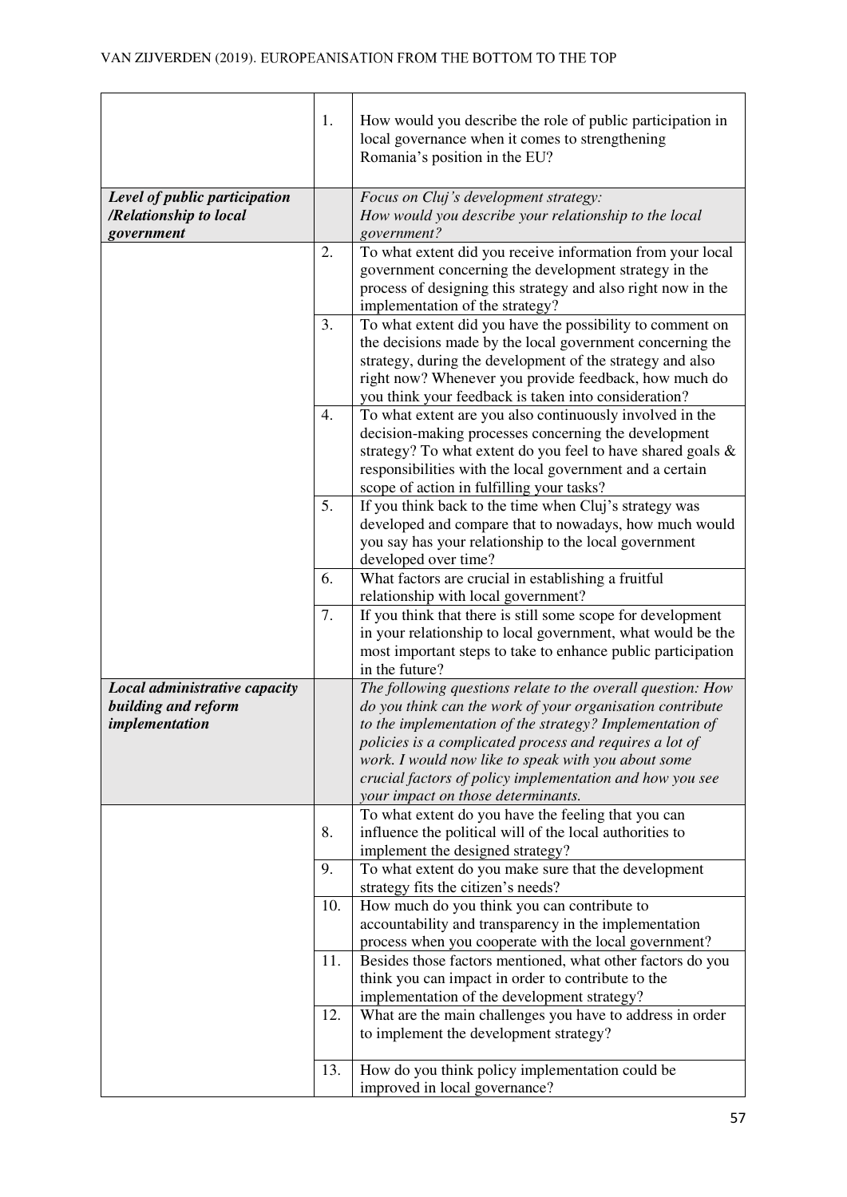| | | |
|---|---|---|
| | 1. | How would you describe the role of public participation in local governance when it comes to strengthening Romania's position in the EU? |
| ***Level of public participation /Relationship to local government*** | | *Focus on Cluj's development strategy: How would you describe your relationship to the local government?* |
| | 2. | To what extent did you receive information from your local government concerning the development strategy in the process of designing this strategy and also right now in the implementation of the strategy? |
| | 3. | To what extent did you have the possibility to comment on the decisions made by the local government concerning the strategy, during the development of the strategy and also right now? Whenever you provide feedback, how much do you think your feedback is taken into consideration? |
| | 4. | To what extent are you also continuously involved in the decision-making processes concerning the development strategy? To what extent do you feel to have shared goals & responsibilities with the local government and a certain scope of action in fulfilling your tasks? |
| | 5. | If you think back to the time when Cluj's strategy was developed and compare that to nowadays, how much would you say has your relationship to the local government developed over time? |
| | 6. | What factors are crucial in establishing a fruitful relationship with local government? |
| | 7. | If you think that there is still some scope for development in your relationship to local government, what would be the most important steps to take to enhance public participation in the future? |
| ***Local administrative capacity building and reform implementation*** | | *The following questions relate to the overall question: How do you think can the work of your organisation contribute to the implementation of the strategy? Implementation of policies is a complicated process and requires a lot of work. I would now like to speak with you about some crucial factors of policy implementation and how you see your impact on those determinants.* |
| | 8. | To what extent do you have the feeling that you can influence the political will of the local authorities to implement the designed strategy? |
| | 9. | To what extent do you make sure that the development strategy fits the citizen's needs? |
| | 10. | How much do you think you can contribute to accountability and transparency in the implementation process when you cooperate with the local government? |
| | 11. | Besides those factors mentioned, what other factors do you think you can impact in order to contribute to the implementation of the development strategy? |
| | 12. | What are the main challenges you have to address in order to implement the development strategy? |
| | 13. | How do you think policy implementation could be improved in local governance? |